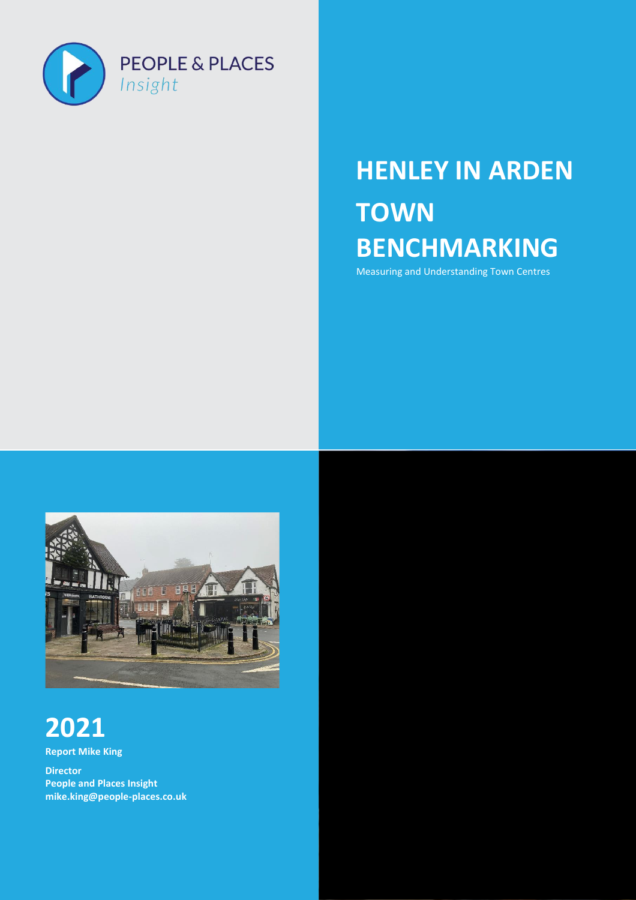PEOPLE & PLACES
*Insight*

# HENLEY IN ARDEN TOWN BENCHMARKING

Measuring and Understanding Town Centres

# 2021

**Report Mike King**

**Director**
**People and Places Insight**
**mike.king@people-places.co.uk**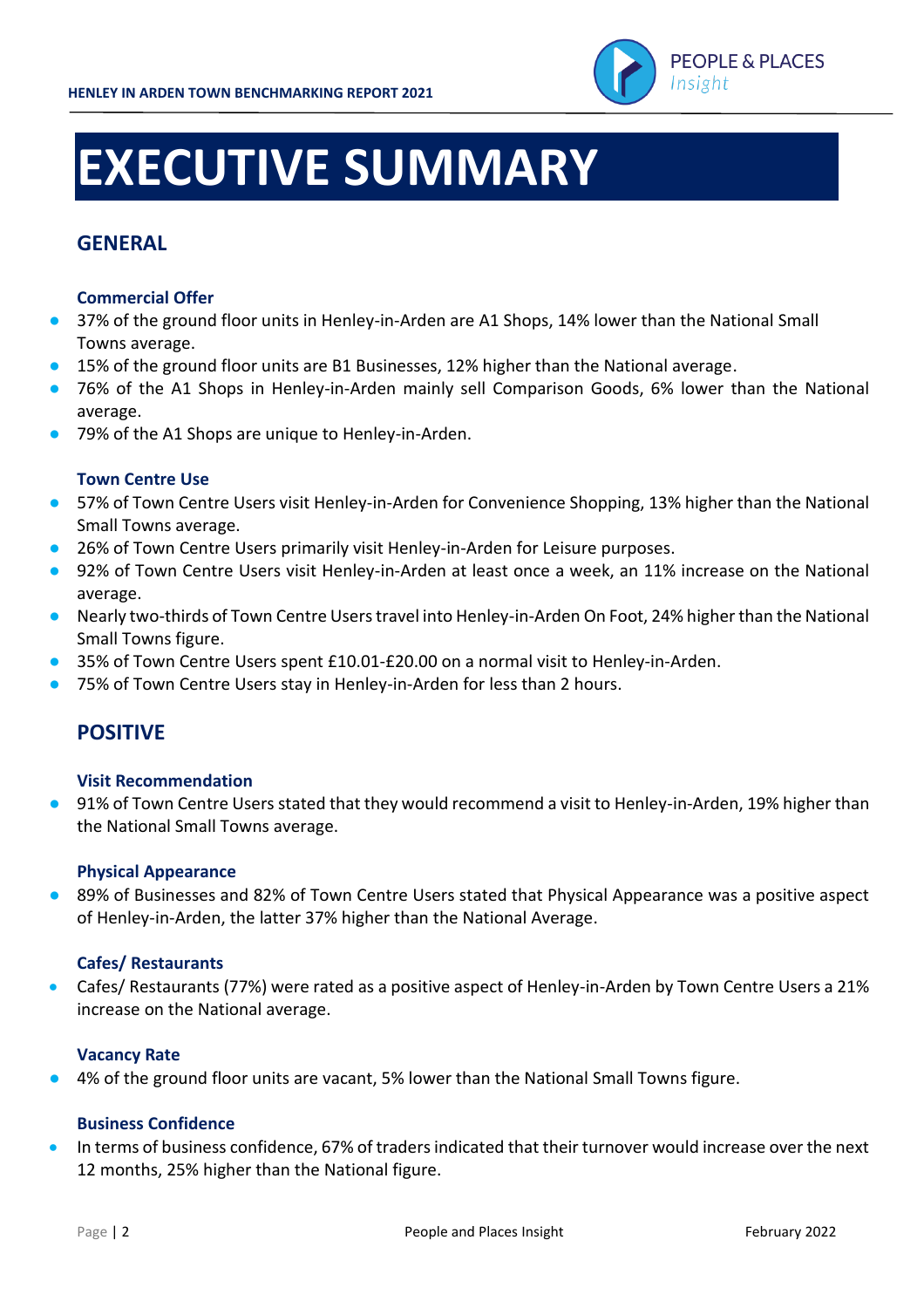# EXECUTIVE SUMMARY

## GENERAL

### Commercial Offer

- 37% of the ground floor units in Henley-in-Arden are A1 Shops, 14% lower than the National Small Towns average.
- 15% of the ground floor units are B1 Businesses, 12% higher than the National average.
- 76% of the A1 Shops in Henley-in-Arden mainly sell Comparison Goods, 6% lower than the National average.
- 79% of the A1 Shops are unique to Henley-in-Arden.

### Town Centre Use

- 57% of Town Centre Users visit Henley-in-Arden for Convenience Shopping, 13% higher than the National Small Towns average.
- 26% of Town Centre Users primarily visit Henley-in-Arden for Leisure purposes.
- 92% of Town Centre Users visit Henley-in-Arden at least once a week, an 11% increase on the National average.
- Nearly two-thirds of Town Centre Users travel into Henley-in-Arden On Foot, 24% higher than the National Small Towns figure.
- 35% of Town Centre Users spent £10.01-£20.00 on a normal visit to Henley-in-Arden.
- 75% of Town Centre Users stay in Henley-in-Arden for less than 2 hours.

## POSITIVE

### Visit Recommendation

- 91% of Town Centre Users stated that they would recommend a visit to Henley-in-Arden, 19% higher than the National Small Towns average.

### Physical Appearance

- 89% of Businesses and 82% of Town Centre Users stated that Physical Appearance was a positive aspect of Henley-in-Arden, the latter 37% higher than the National Average.

### Cafes/ Restaurants

- Cafes/ Restaurants (77%) were rated as a positive aspect of Henley-in-Arden by Town Centre Users a 21% increase on the National average.

### Vacancy Rate

- 4% of the ground floor units are vacant, 5% lower than the National Small Towns figure.

### Business Confidence

- In terms of business confidence, 67% of traders indicated that their turnover would increase over the next 12 months, 25% higher than the National figure.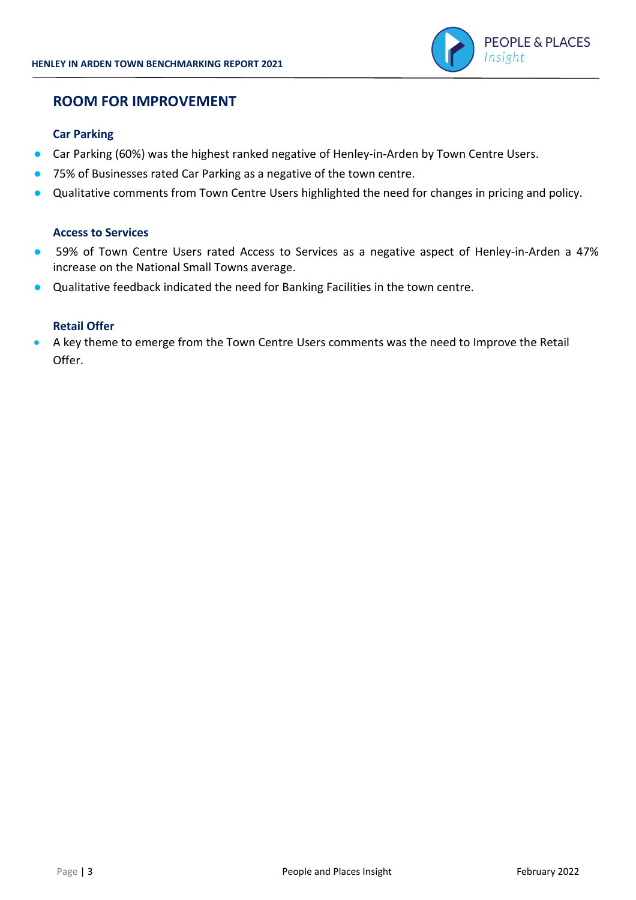## ROOM FOR IMPROVEMENT

### Car Parking

- Car Parking (60%) was the highest ranked negative of Henley-in-Arden by Town Centre Users.
- 75% of Businesses rated Car Parking as a negative of the town centre.
- Qualitative comments from Town Centre Users highlighted the need for changes in pricing and policy.

### Access to Services

- 59% of Town Centre Users rated Access to Services as a negative aspect of Henley-in-Arden a 47% increase on the National Small Towns average.
- Qualitative feedback indicated the need for Banking Facilities in the town centre.

### Retail Offer

- A key theme to emerge from the Town Centre Users comments was the need to Improve the Retail Offer.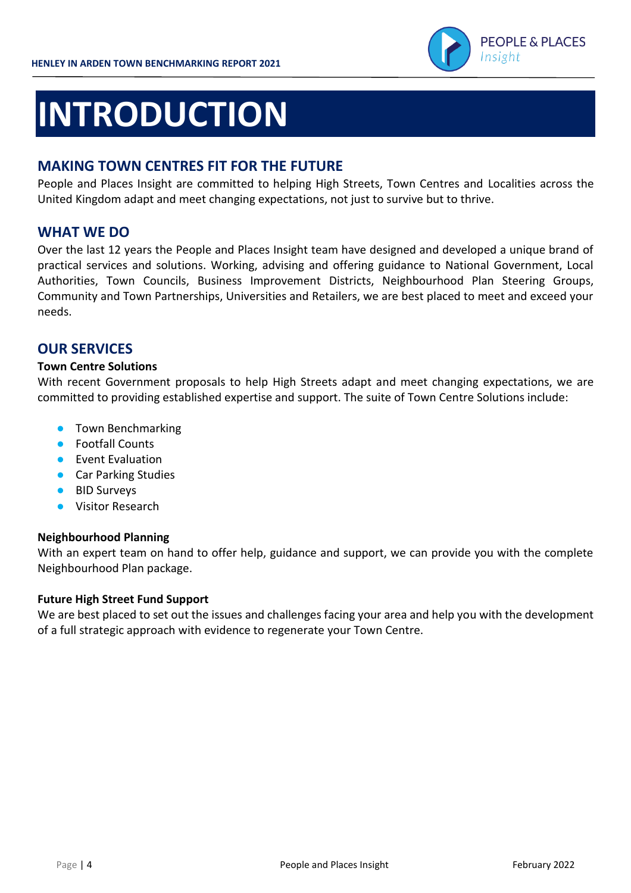# INTRODUCTION

## MAKING TOWN CENTRES FIT FOR THE FUTURE

People and Places Insight are committed to helping High Streets, Town Centres and Localities across the United Kingdom adapt and meet changing expectations, not just to survive but to thrive.

## WHAT WE DO

Over the last 12 years the People and Places Insight team have designed and developed a unique brand of practical services and solutions. Working, advising and offering guidance to National Government, Local Authorities, Town Councils, Business Improvement Districts, Neighbourhood Plan Steering Groups, Community and Town Partnerships, Universities and Retailers, we are best placed to meet and exceed your needs.

## OUR SERVICES

**Town Centre Solutions**

With recent Government proposals to help High Streets adapt and meet changing expectations, we are committed to providing established expertise and support. The suite of Town Centre Solutions include:

- Town Benchmarking
- Footfall Counts
- Event Evaluation
- Car Parking Studies
- BID Surveys
- Visitor Research

**Neighbourhood Planning**

With an expert team on hand to offer help, guidance and support, we can provide you with the complete Neighbourhood Plan package.

**Future High Street Fund Support**

We are best placed to set out the issues and challenges facing your area and help you with the development of a full strategic approach with evidence to regenerate your Town Centre.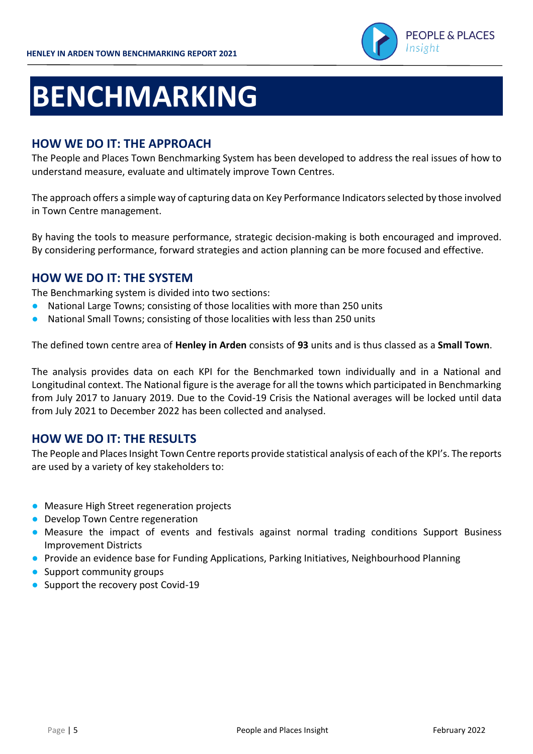# BENCHMARKING

## HOW WE DO IT: THE APPROACH

The People and Places Town Benchmarking System has been developed to address the real issues of how to understand measure, evaluate and ultimately improve Town Centres.

The approach offers a simple way of capturing data on Key Performance Indicators selected by those involved in Town Centre management.

By having the tools to measure performance, strategic decision-making is both encouraged and improved. By considering performance, forward strategies and action planning can be more focused and effective.

## HOW WE DO IT: THE SYSTEM

The Benchmarking system is divided into two sections:

- National Large Towns; consisting of those localities with more than 250 units
- National Small Towns; consisting of those localities with less than 250 units

The defined town centre area of **Henley in Arden** consists of **93** units and is thus classed as a **Small Town**.

The analysis provides data on each KPI for the Benchmarked town individually and in a National and Longitudinal context. The National figure is the average for all the towns which participated in Benchmarking from July 2017 to January 2019. Due to the Covid-19 Crisis the National averages will be locked until data from July 2021 to December 2022 has been collected and analysed.

## HOW WE DO IT: THE RESULTS

The People and Places Insight Town Centre reports provide statistical analysis of each of the KPI's. The reports are used by a variety of key stakeholders to:

- Measure High Street regeneration projects
- Develop Town Centre regeneration
- Measure the impact of events and festivals against normal trading conditions Support Business Improvement Districts
- Provide an evidence base for Funding Applications, Parking Initiatives, Neighbourhood Planning
- Support community groups
- Support the recovery post Covid-19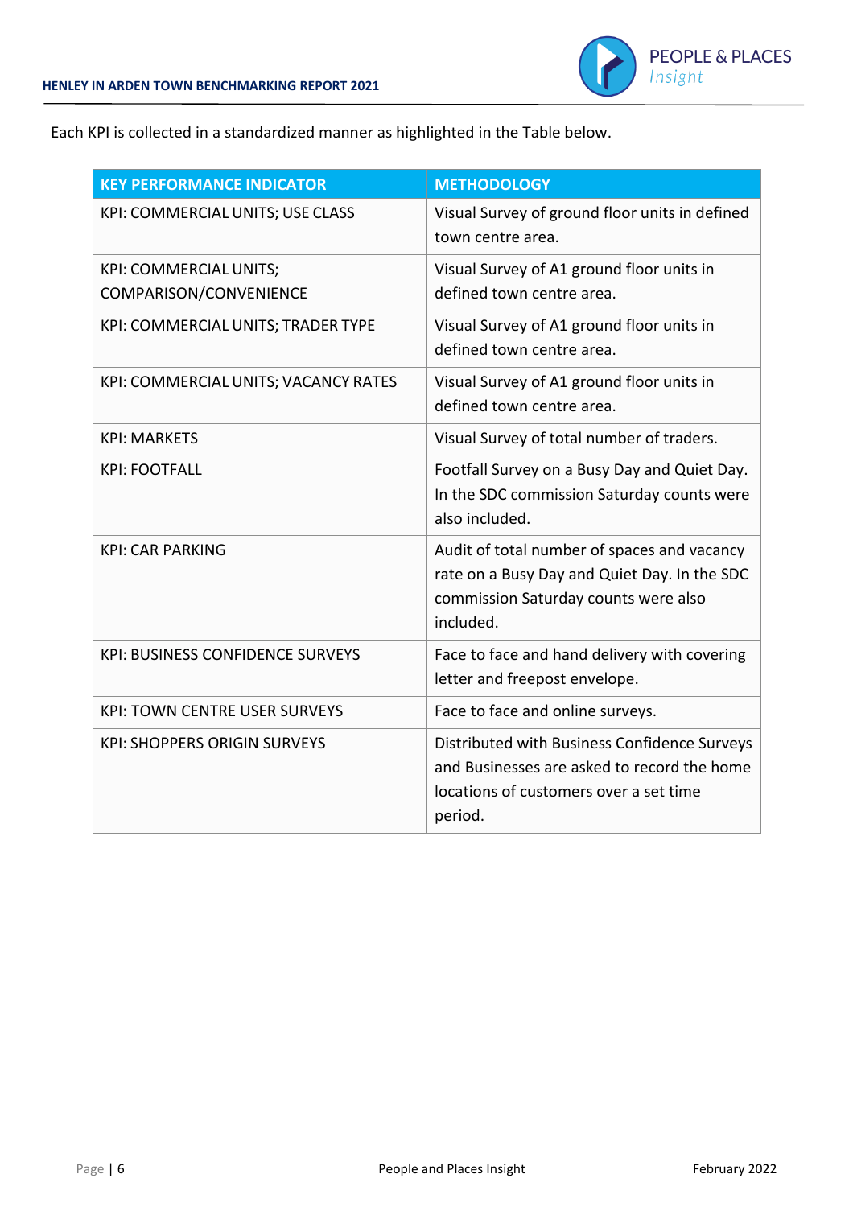Each KPI is collected in a standardized manner as highlighted in the Table below.

| KEY PERFORMANCE INDICATOR | METHODOLOGY |
| --- | --- |
| KPI: COMMERCIAL UNITS; USE CLASS | Visual Survey of ground floor units in defined town centre area. |
| KPI: COMMERCIAL UNITS; COMPARISON/CONVENIENCE | Visual Survey of A1 ground floor units in defined town centre area. |
| KPI: COMMERCIAL UNITS; TRADER TYPE | Visual Survey of A1 ground floor units in defined town centre area. |
| KPI: COMMERCIAL UNITS; VACANCY RATES | Visual Survey of A1 ground floor units in defined town centre area. |
| KPI: MARKETS | Visual Survey of total number of traders. |
| KPI: FOOTFALL | Footfall Survey on a Busy Day and Quiet Day. In the SDC commission Saturday counts were also included. |
| KPI: CAR PARKING | Audit of total number of spaces and vacancy rate on a Busy Day and Quiet Day. In the SDC commission Saturday counts were also included. |
| KPI: BUSINESS CONFIDENCE SURVEYS | Face to face and hand delivery with covering letter and freepost envelope. |
| KPI: TOWN CENTRE USER SURVEYS | Face to face and online surveys. |
| KPI: SHOPPERS ORIGIN SURVEYS | Distributed with Business Confidence Surveys and Businesses are asked to record the home locations of customers over a set time period. |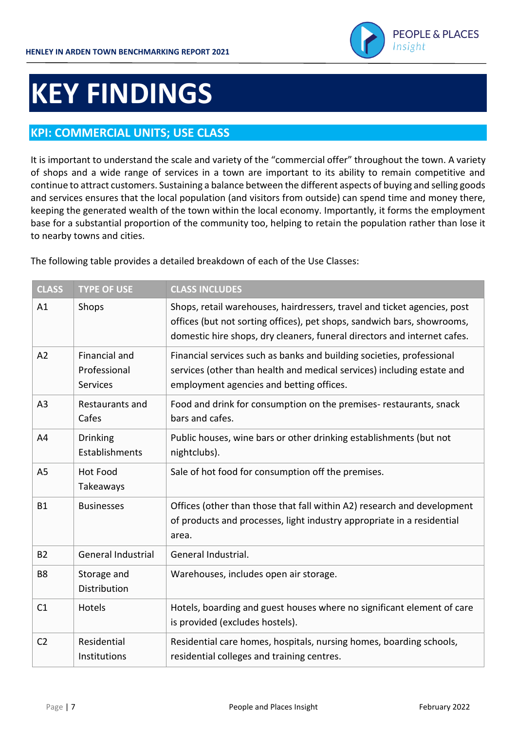# KEY FINDINGS

## KPI: COMMERCIAL UNITS; USE CLASS

It is important to understand the scale and variety of the "commercial offer" throughout the town. A variety of shops and a wide range of services in a town are important to its ability to remain competitive and continue to attract customers. Sustaining a balance between the different aspects of buying and selling goods and services ensures that the local population (and visitors from outside) can spend time and money there, keeping the generated wealth of the town within the local economy. Importantly, it forms the employment base for a substantial proportion of the community too, helping to retain the population rather than lose it to nearby towns and cities.

The following table provides a detailed breakdown of each of the Use Classes:

| CLASS | TYPE OF USE | CLASS INCLUDES |
|---|---|---|
| A1 | Shops | Shops, retail warehouses, hairdressers, travel and ticket agencies, post offices (but not sorting offices), pet shops, sandwich bars, showrooms, domestic hire shops, dry cleaners, funeral directors and internet cafes. |
| A2 | Financial and Professional Services | Financial services such as banks and building societies, professional services (other than health and medical services) including estate and employment agencies and betting offices. |
| A3 | Restaurants and Cafes | Food and drink for consumption on the premises- restaurants, snack bars and cafes. |
| A4 | Drinking Establishments | Public houses, wine bars or other drinking establishments (but not nightclubs). |
| A5 | Hot Food Takeaways | Sale of hot food for consumption off the premises. |
| B1 | Businesses | Offices (other than those that fall within A2) research and development of products and processes, light industry appropriate in a residential area. |
| B2 | General Industrial | General Industrial. |
| B8 | Storage and Distribution | Warehouses, includes open air storage. |
| C1 | Hotels | Hotels, boarding and guest houses where no significant element of care is provided (excludes hostels). |
| C2 | Residential Institutions | Residential care homes, hospitals, nursing homes, boarding schools, residential colleges and training centres. |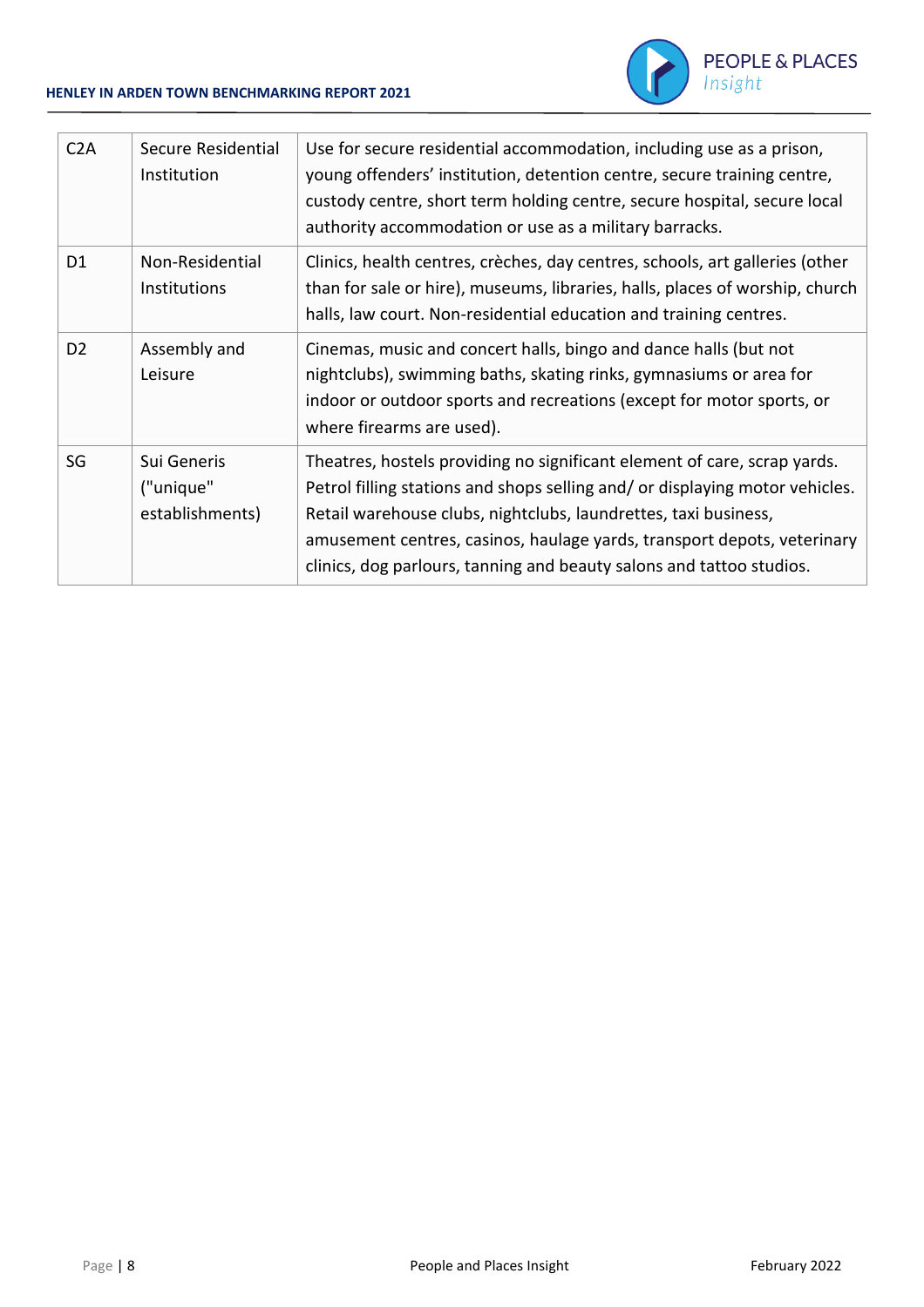| C2A | Secure Residential Institution | Use for secure residential accommodation, including use as a prison, young offenders' institution, detention centre, secure training centre, custody centre, short term holding centre, secure hospital, secure local authority accommodation or use as a military barracks. |
|---|---|---|
| D1 | Non-Residential Institutions | Clinics, health centres, crèches, day centres, schools, art galleries (other than for sale or hire), museums, libraries, halls, places of worship, church halls, law court. Non-residential education and training centres. |
| D2 | Assembly and Leisure | Cinemas, music and concert halls, bingo and dance halls (but not nightclubs), swimming baths, skating rinks, gymnasiums or area for indoor or outdoor sports and recreations (except for motor sports, or where firearms are used). |
| SG | Sui Generis ("unique" establishments) | Theatres, hostels providing no significant element of care, scrap yards. Petrol filling stations and shops selling and/ or displaying motor vehicles. Retail warehouse clubs, nightclubs, laundrettes, taxi business, amusement centres, casinos, haulage yards, transport depots, veterinary clinics, dog parlours, tanning and beauty salons and tattoo studios. |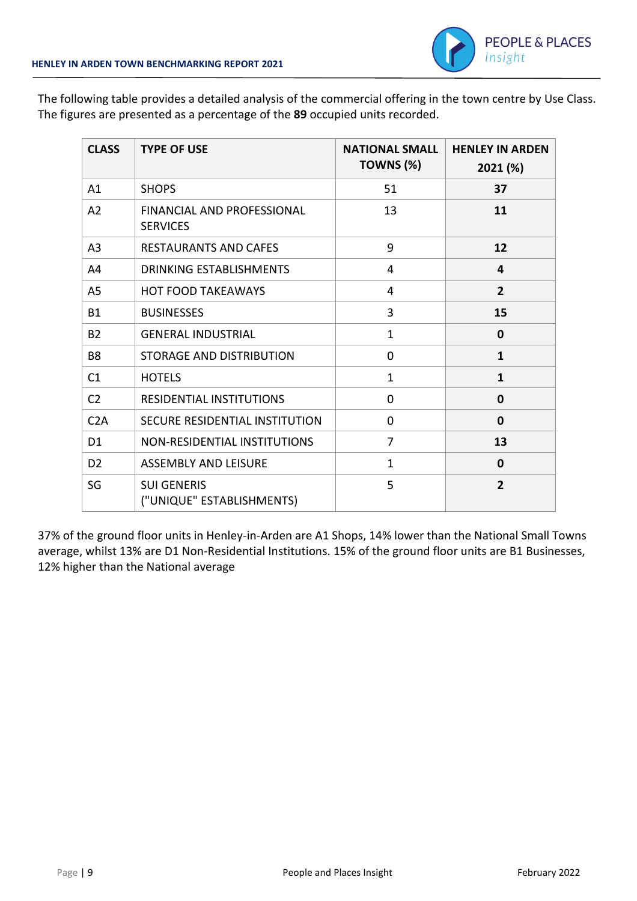The following table provides a detailed analysis of the commercial offering in the town centre by Use Class. The figures are presented as a percentage of the **89** occupied units recorded.

| CLASS | TYPE OF USE | NATIONAL SMALL TOWNS (%) | HENLEY IN ARDEN 2021 (%) |
|---|---|---|---|
| A1 | SHOPS | 51 | **37** |
| A2 | FINANCIAL AND PROFESSIONAL SERVICES | 13 | **11** |
| A3 | RESTAURANTS AND CAFES | 9 | **12** |
| A4 | DRINKING ESTABLISHMENTS | 4 | **4** |
| A5 | HOT FOOD TAKEAWAYS | 4 | **2** |
| B1 | BUSINESSES | 3 | **15** |
| B2 | GENERAL INDUSTRIAL | 1 | **0** |
| B8 | STORAGE AND DISTRIBUTION | 0 | **1** |
| C1 | HOTELS | 1 | **1** |
| C2 | RESIDENTIAL INSTITUTIONS | 0 | **0** |
| C2A | SECURE RESIDENTIAL INSTITUTION | 0 | **0** |
| D1 | NON-RESIDENTIAL INSTITUTIONS | 7 | **13** |
| D2 | ASSEMBLY AND LEISURE | 1 | **0** |
| SG | SUI GENERIS ("UNIQUE" ESTABLISHMENTS) | 5 | **2** |

37% of the ground floor units in Henley-in-Arden are A1 Shops, 14% lower than the National Small Towns average, whilst 13% are D1 Non-Residential Institutions. 15% of the ground floor units are B1 Businesses, 12% higher than the National average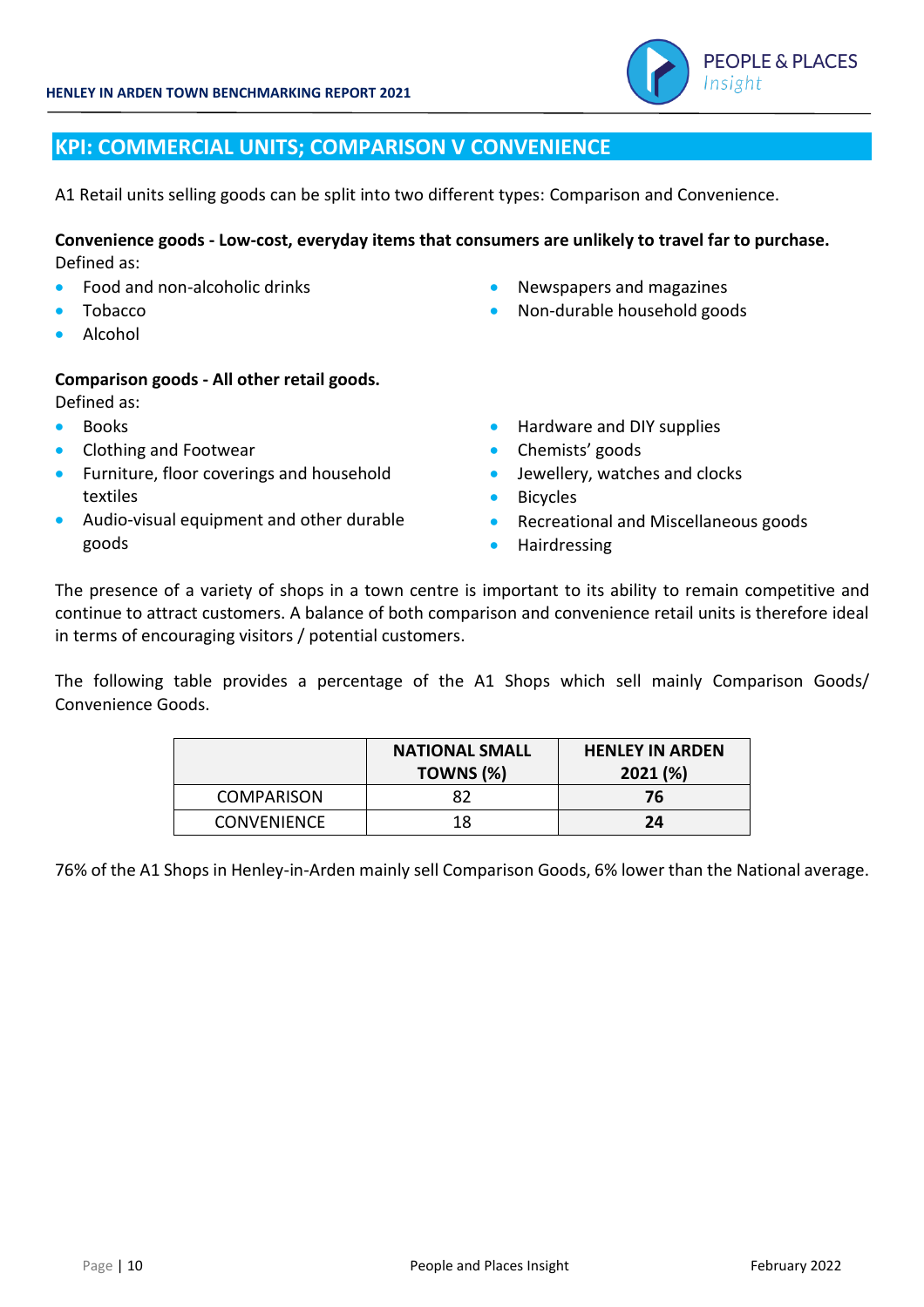## KPI: COMMERCIAL UNITS; COMPARISON V CONVENIENCE

A1 Retail units selling goods can be split into two different types: Comparison and Convenience.

**Convenience goods - Low-cost, everyday items that consumers are unlikely to travel far to purchase.**
Defined as:

- Food and non-alcoholic drinks
- Tobacco
- Alcohol
- Newspapers and magazines
- Non-durable household goods

**Comparison goods - All other retail goods.**
Defined as:

- Books
- Clothing and Footwear
- Furniture, floor coverings and household textiles
- Audio-visual equipment and other durable goods
- Hardware and DIY supplies
- Chemists' goods
- Jewellery, watches and clocks
- Bicycles
- Recreational and Miscellaneous goods
- Hairdressing

The presence of a variety of shops in a town centre is important to its ability to remain competitive and continue to attract customers. A balance of both comparison and convenience retail units is therefore ideal in terms of encouraging visitors / potential customers.

The following table provides a percentage of the A1 Shops which sell mainly Comparison Goods/ Convenience Goods.

| | NATIONAL SMALL TOWNS (%) | HENLEY IN ARDEN 2021 (%) |
|---|---|---|
| COMPARISON | 82 | **76** |
| CONVENIENCE | 18 | **24** |

76% of the A1 Shops in Henley-in-Arden mainly sell Comparison Goods, 6% lower than the National average.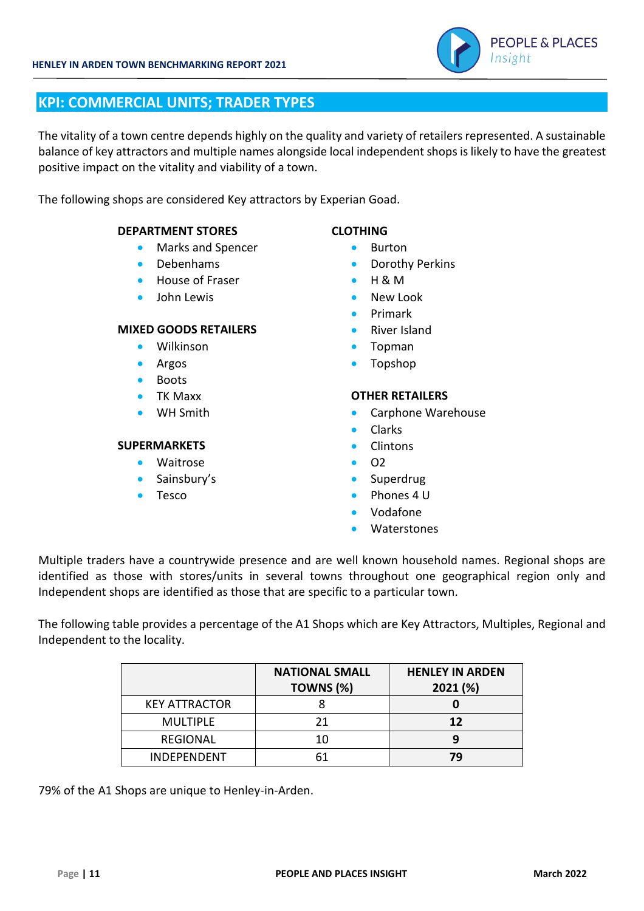## KPI: COMMERCIAL UNITS; TRADER TYPES

The vitality of a town centre depends highly on the quality and variety of retailers represented. A sustainable balance of key attractors and multiple names alongside local independent shops is likely to have the greatest positive impact on the vitality and viability of a town.

The following shops are considered Key attractors by Experian Goad.

**DEPARTMENT STORES**

- Marks and Spencer
- Debenhams
- House of Fraser
- John Lewis

**MIXED GOODS RETAILERS**

- Wilkinson
- Argos
- Boots
- TK Maxx
- WH Smith

**SUPERMARKETS**

- Waitrose
- Sainsbury's
- Tesco

**CLOTHING**

- Burton
- Dorothy Perkins
- H & M
- New Look
- Primark
- River Island
- Topman
- Topshop

**OTHER RETAILERS**

- Carphone Warehouse
- Clarks
- Clintons
- O2
- Superdrug
- Phones 4 U
- Vodafone
- Waterstones

Multiple traders have a countrywide presence and are well known household names. Regional shops are identified as those with stores/units in several towns throughout one geographical region only and Independent shops are identified as those that are specific to a particular town.

The following table provides a percentage of the A1 Shops which are Key Attractors, Multiples, Regional and Independent to the locality.

| | NATIONAL SMALL TOWNS (%) | HENLEY IN ARDEN 2021 (%) |
|---|---|---|
| KEY ATTRACTOR | 8 | **0** |
| MULTIPLE | 21 | **12** |
| REGIONAL | 10 | **9** |
| INDEPENDENT | 61 | **79** |

79% of the A1 Shops are unique to Henley-in-Arden.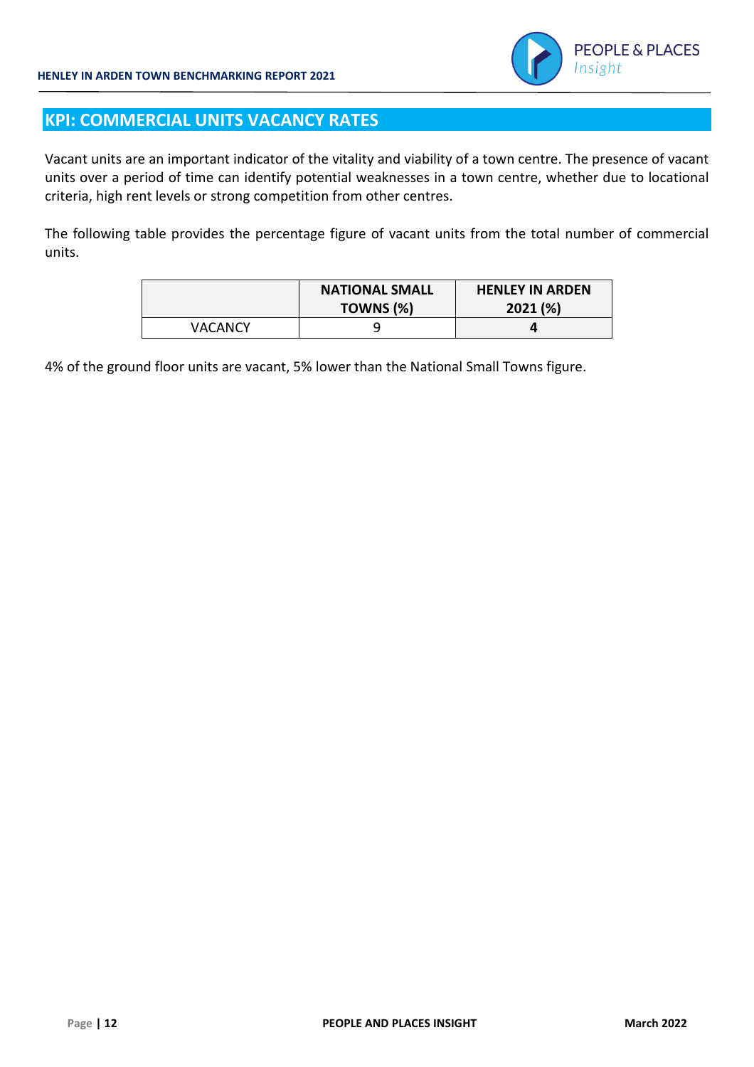## KPI: COMMERCIAL UNITS VACANCY RATES

Vacant units are an important indicator of the vitality and viability of a town centre. The presence of vacant units over a period of time can identify potential weaknesses in a town centre, whether due to locational criteria, high rent levels or strong competition from other centres.

The following table provides the percentage figure of vacant units from the total number of commercial units.

| | **NATIONAL SMALL TOWNS (%)** | **HENLEY IN ARDEN 2021 (%)** |
|---|---|---|
| VACANCY | 9 | **4** |

4% of the ground floor units are vacant, 5% lower than the National Small Towns figure.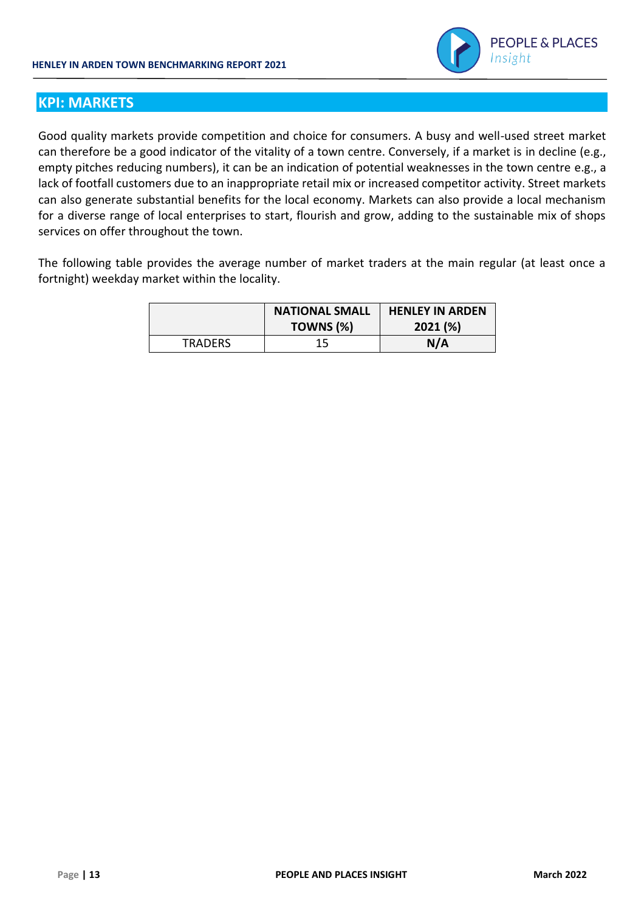## KPI: MARKETS

Good quality markets provide competition and choice for consumers. A busy and well-used street market can therefore be a good indicator of the vitality of a town centre. Conversely, if a market is in decline (e.g., empty pitches reducing numbers), it can be an indication of potential weaknesses in the town centre e.g., a lack of footfall customers due to an inappropriate retail mix or increased competitor activity. Street markets can also generate substantial benefits for the local economy. Markets can also provide a local mechanism for a diverse range of local enterprises to start, flourish and grow, adding to the sustainable mix of shops services on offer throughout the town.

The following table provides the average number of market traders at the main regular (at least once a fortnight) weekday market within the locality.

| | NATIONAL SMALL TOWNS (%) | HENLEY IN ARDEN 2021 (%) |
|---|---|---|
| TRADERS | 15 | **N/A** |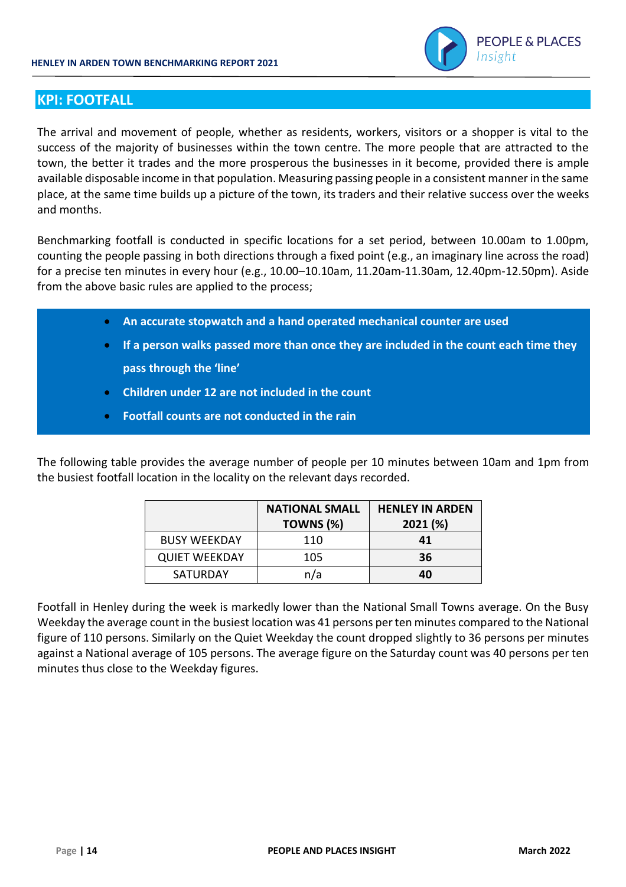## KPI: FOOTFALL

The arrival and movement of people, whether as residents, workers, visitors or a shopper is vital to the success of the majority of businesses within the town centre. The more people that are attracted to the town, the better it trades and the more prosperous the businesses in it become, provided there is ample available disposable income in that population. Measuring passing people in a consistent manner in the same place, at the same time builds up a picture of the town, its traders and their relative success over the weeks and months.

Benchmarking footfall is conducted in specific locations for a set period, between 10.00am to 1.00pm, counting the people passing in both directions through a fixed point (e.g., an imaginary line across the road) for a precise ten minutes in every hour (e.g., 10.00–10.10am, 11.20am-11.30am, 12.40pm-12.50pm). Aside from the above basic rules are applied to the process;

- **An accurate stopwatch and a hand operated mechanical counter are used**
- **If a person walks passed more than once they are included in the count each time they pass through the 'line'**
- **Children under 12 are not included in the count**
- **Footfall counts are not conducted in the rain**

The following table provides the average number of people per 10 minutes between 10am and 1pm from the busiest footfall location in the locality on the relevant days recorded.

| | NATIONAL SMALL TOWNS (%) | HENLEY IN ARDEN 2021 (%) |
|---|---|---|
| BUSY WEEKDAY | 110 | **41** |
| QUIET WEEKDAY | 105 | **36** |
| SATURDAY | n/a | **40** |

Footfall in Henley during the week is markedly lower than the National Small Towns average. On the Busy Weekday the average count in the busiest location was 41 persons per ten minutes compared to the National figure of 110 persons. Similarly on the Quiet Weekday the count dropped slightly to 36 persons per minutes against a National average of 105 persons. The average figure on the Saturday count was 40 persons per ten minutes thus close to the Weekday figures.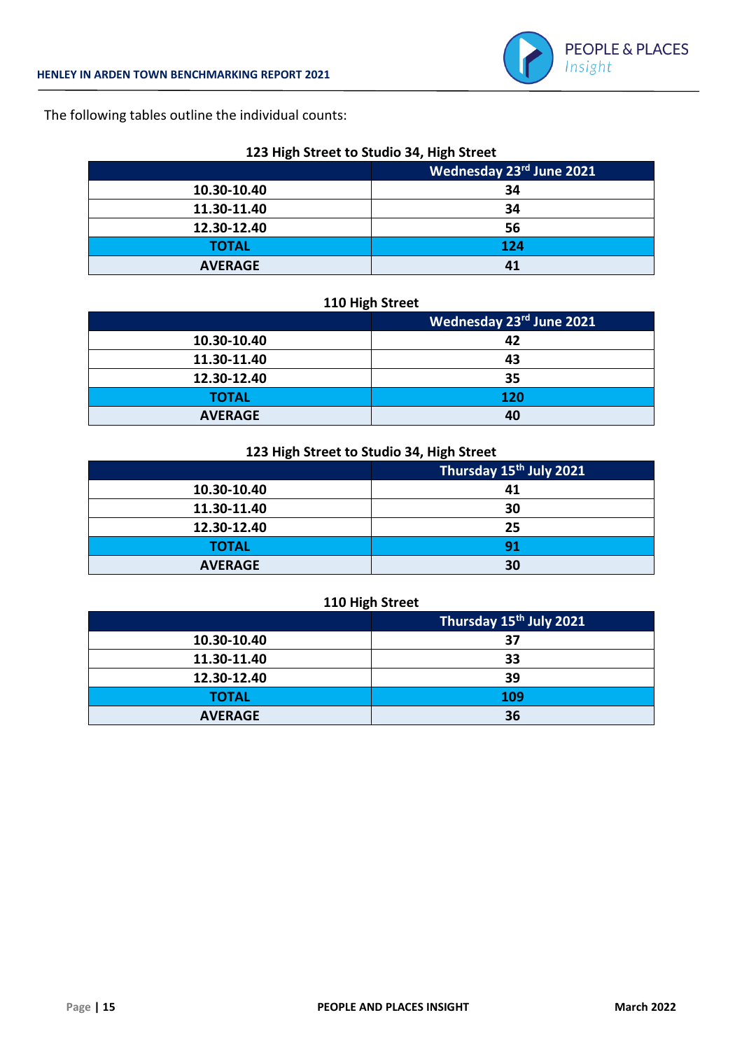The following tables outline the individual counts:

**123 High Street to Studio 34, High Street**

| | Wednesday 23rd June 2021 |
|---|---|
| 10.30-10.40 | 34 |
| 11.30-11.40 | 34 |
| 12.30-12.40 | 56 |
| **TOTAL** | **124** |
| **AVERAGE** | **41** |

**110 High Street**

| | Wednesday 23rd June 2021 |
|---|---|
| 10.30-10.40 | 42 |
| 11.30-11.40 | 43 |
| 12.30-12.40 | 35 |
| **TOTAL** | **120** |
| **AVERAGE** | **40** |

**123 High Street to Studio 34, High Street**

| | Thursday 15th July 2021 |
|---|---|
| 10.30-10.40 | 41 |
| 11.30-11.40 | 30 |
| 12.30-12.40 | 25 |
| **TOTAL** | **91** |
| **AVERAGE** | **30** |

**110 High Street**

| | Thursday 15th July 2021 |
|---|---|
| 10.30-10.40 | 37 |
| 11.30-11.40 | 33 |
| 12.30-12.40 | 39 |
| **TOTAL** | **109** |
| **AVERAGE** | **36** |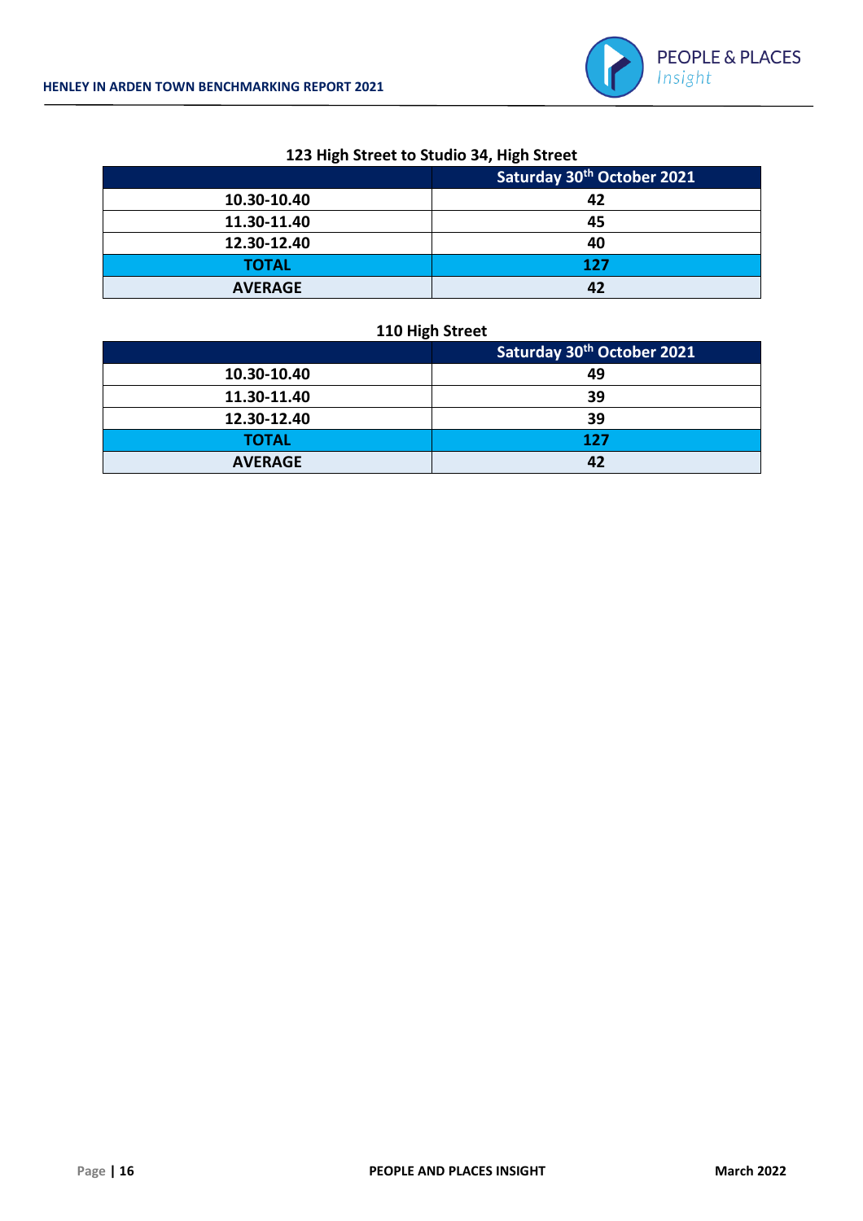**123 High Street to Studio 34, High Street**

| | Saturday 30th October 2021 |
|---|---|
| 10.30-10.40 | 42 |
| 11.30-11.40 | 45 |
| 12.30-12.40 | 40 |
| TOTAL | 127 |
| AVERAGE | 42 |

**110 High Street**

| | Saturday 30th October 2021 |
|---|---|
| 10.30-10.40 | 49 |
| 11.30-11.40 | 39 |
| 12.30-12.40 | 39 |
| TOTAL | 127 |
| AVERAGE | 42 |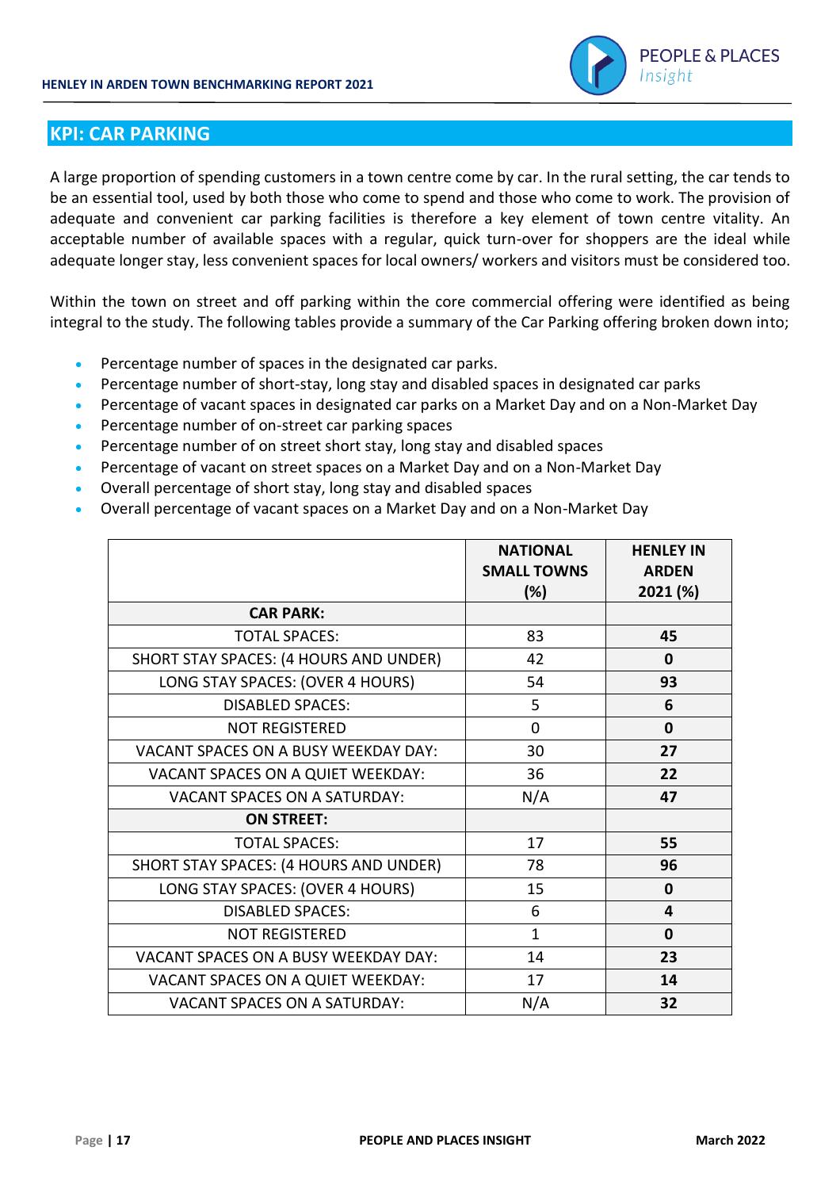## KPI: CAR PARKING

A large proportion of spending customers in a town centre come by car. In the rural setting, the car tends to be an essential tool, used by both those who come to spend and those who come to work. The provision of adequate and convenient car parking facilities is therefore a key element of town centre vitality. An acceptable number of available spaces with a regular, quick turn-over for shoppers are the ideal while adequate longer stay, less convenient spaces for local owners/ workers and visitors must be considered too.

Within the town on street and off parking within the core commercial offering were identified as being integral to the study. The following tables provide a summary of the Car Parking offering broken down into;

- Percentage number of spaces in the designated car parks.
- Percentage number of short-stay, long stay and disabled spaces in designated car parks
- Percentage of vacant spaces in designated car parks on a Market Day and on a Non-Market Day
- Percentage number of on-street car parking spaces
- Percentage number of on street short stay, long stay and disabled spaces
- Percentage of vacant on street spaces on a Market Day and on a Non-Market Day
- Overall percentage of short stay, long stay and disabled spaces
- Overall percentage of vacant spaces on a Market Day and on a Non-Market Day

| | NATIONAL SMALL TOWNS (%) | HENLEY IN ARDEN 2021 (%) |
|---|---|---|
| **CAR PARK:** | | |
| TOTAL SPACES: | 83 | **45** |
| SHORT STAY SPACES: (4 HOURS AND UNDER) | 42 | **0** |
| LONG STAY SPACES: (OVER 4 HOURS) | 54 | **93** |
| DISABLED SPACES: | 5 | **6** |
| NOT REGISTERED | 0 | **0** |
| VACANT SPACES ON A BUSY WEEKDAY DAY: | 30 | **27** |
| VACANT SPACES ON A QUIET WEEKDAY: | 36 | **22** |
| VACANT SPACES ON A SATURDAY: | N/A | **47** |
| **ON STREET:** | | |
| TOTAL SPACES: | 17 | **55** |
| SHORT STAY SPACES: (4 HOURS AND UNDER) | 78 | **96** |
| LONG STAY SPACES: (OVER 4 HOURS) | 15 | **0** |
| DISABLED SPACES: | 6 | **4** |
| NOT REGISTERED | 1 | **0** |
| VACANT SPACES ON A BUSY WEEKDAY DAY: | 14 | **23** |
| VACANT SPACES ON A QUIET WEEKDAY: | 17 | **14** |
| VACANT SPACES ON A SATURDAY: | N/A | **32** |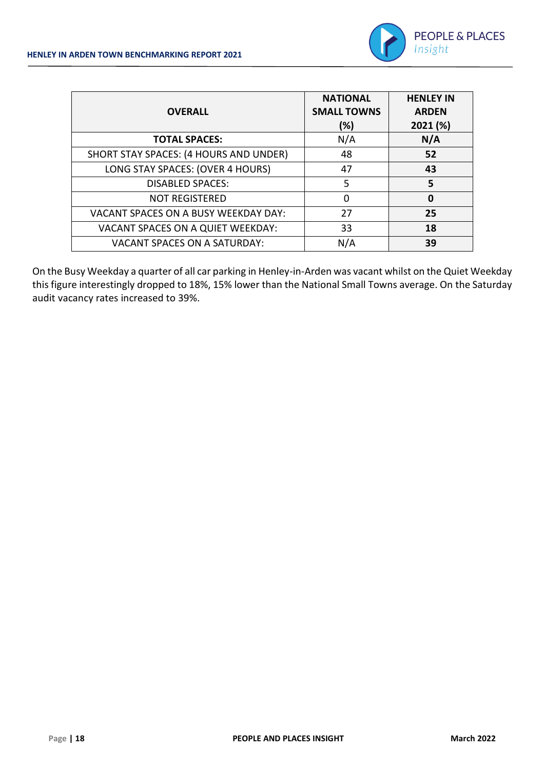| OVERALL | NATIONAL SMALL TOWNS (%) | HENLEY IN ARDEN 2021 (%) |
|---|---|---|
| **TOTAL SPACES:** | N/A | **N/A** |
| SHORT STAY SPACES: (4 HOURS AND UNDER) | 48 | **52** |
| LONG STAY SPACES: (OVER 4 HOURS) | 47 | **43** |
| DISABLED SPACES: | 5 | **5** |
| NOT REGISTERED | 0 | **0** |
| VACANT SPACES ON A BUSY WEEKDAY DAY: | 27 | **25** |
| VACANT SPACES ON A QUIET WEEKDAY: | 33 | **18** |
| VACANT SPACES ON A SATURDAY: | N/A | **39** |

On the Busy Weekday a quarter of all car parking in Henley-in-Arden was vacant whilst on the Quiet Weekday this figure interestingly dropped to 18%, 15% lower than the National Small Towns average. On the Saturday audit vacancy rates increased to 39%.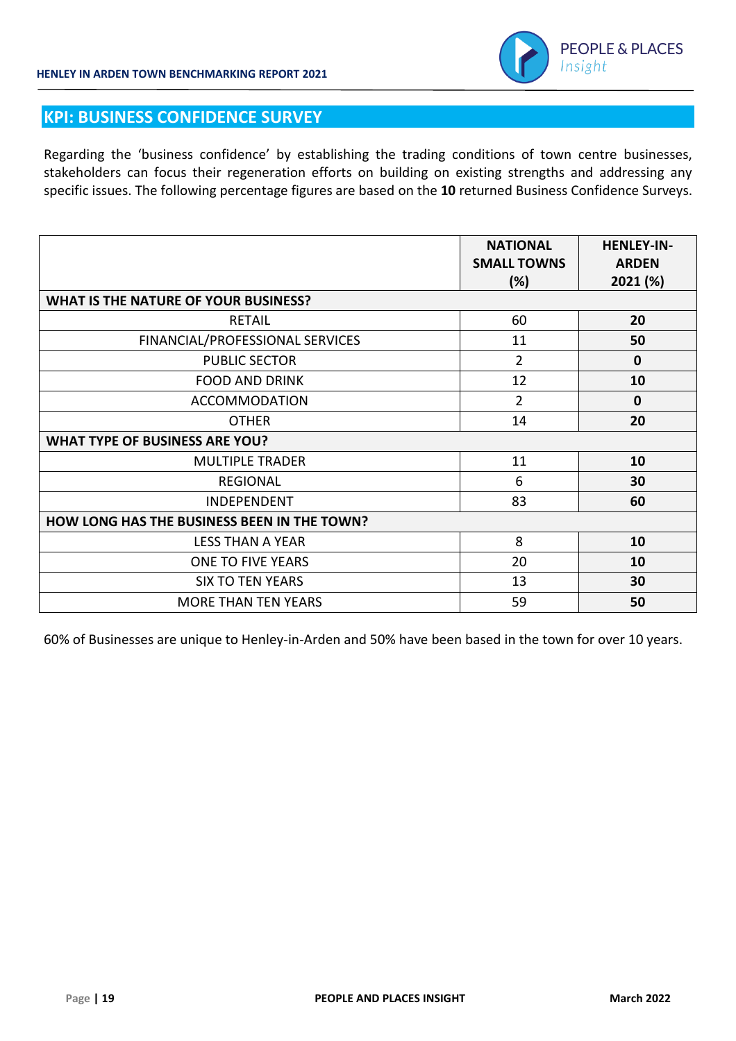## KPI: BUSINESS CONFIDENCE SURVEY

Regarding the 'business confidence' by establishing the trading conditions of town centre businesses, stakeholders can focus their regeneration efforts on building on existing strengths and addressing any specific issues. The following percentage figures are based on the **10** returned Business Confidence Surveys.

| | NATIONAL SMALL TOWNS (%) | HENLEY-IN-ARDEN 2021 (%) |
|---|---|---|
| **WHAT IS THE NATURE OF YOUR BUSINESS?** | | |
| RETAIL | 60 | **20** |
| FINANCIAL/PROFESSIONAL SERVICES | 11 | **50** |
| PUBLIC SECTOR | 2 | **0** |
| FOOD AND DRINK | 12 | **10** |
| ACCOMMODATION | 2 | **0** |
| OTHER | 14 | **20** |
| **WHAT TYPE OF BUSINESS ARE YOU?** | | |
| MULTIPLE TRADER | 11 | **10** |
| REGIONAL | 6 | **30** |
| INDEPENDENT | 83 | **60** |
| **HOW LONG HAS THE BUSINESS BEEN IN THE TOWN?** | | |
| LESS THAN A YEAR | 8 | **10** |
| ONE TO FIVE YEARS | 20 | **10** |
| SIX TO TEN YEARS | 13 | **30** |
| MORE THAN TEN YEARS | 59 | **50** |

60% of Businesses are unique to Henley-in-Arden and 50% have been based in the town for over 10 years.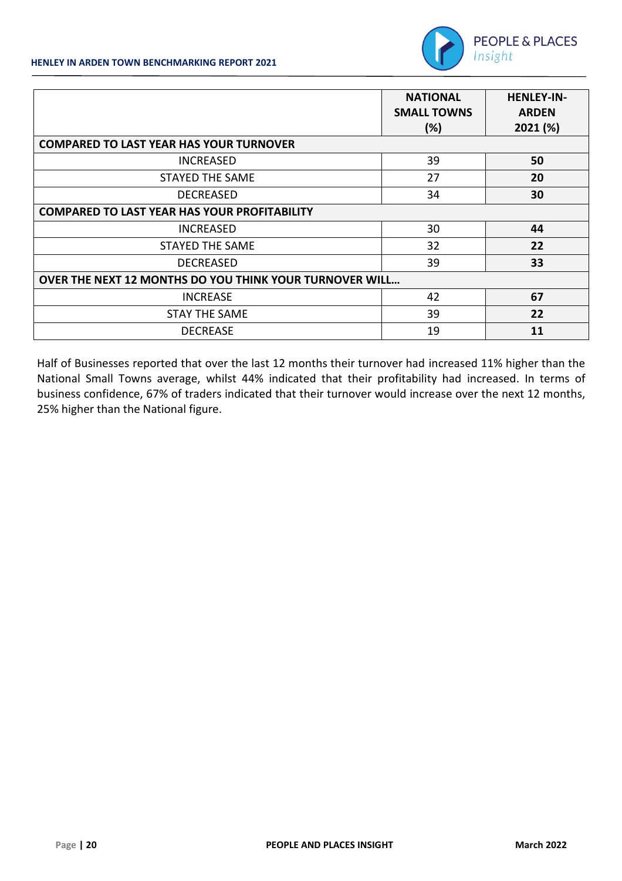| | NATIONAL SMALL TOWNS (%) | HENLEY-IN-ARDEN 2021 (%) |
|---|---|---|
| **COMPARED TO LAST YEAR HAS YOUR TURNOVER** | | |
| INCREASED | 39 | **50** |
| STAYED THE SAME | 27 | **20** |
| DECREASED | 34 | **30** |
| **COMPARED TO LAST YEAR HAS YOUR PROFITABILITY** | | |
| INCREASED | 30 | **44** |
| STAYED THE SAME | 32 | **22** |
| DECREASED | 39 | **33** |
| **OVER THE NEXT 12 MONTHS DO YOU THINK YOUR TURNOVER WILL…** | | |
| INCREASE | 42 | **67** |
| STAY THE SAME | 39 | **22** |
| DECREASE | 19 | **11** |

Half of Businesses reported that over the last 12 months their turnover had increased 11% higher than the National Small Towns average, whilst 44% indicated that their profitability had increased. In terms of business confidence, 67% of traders indicated that their turnover would increase over the next 12 months, 25% higher than the National figure.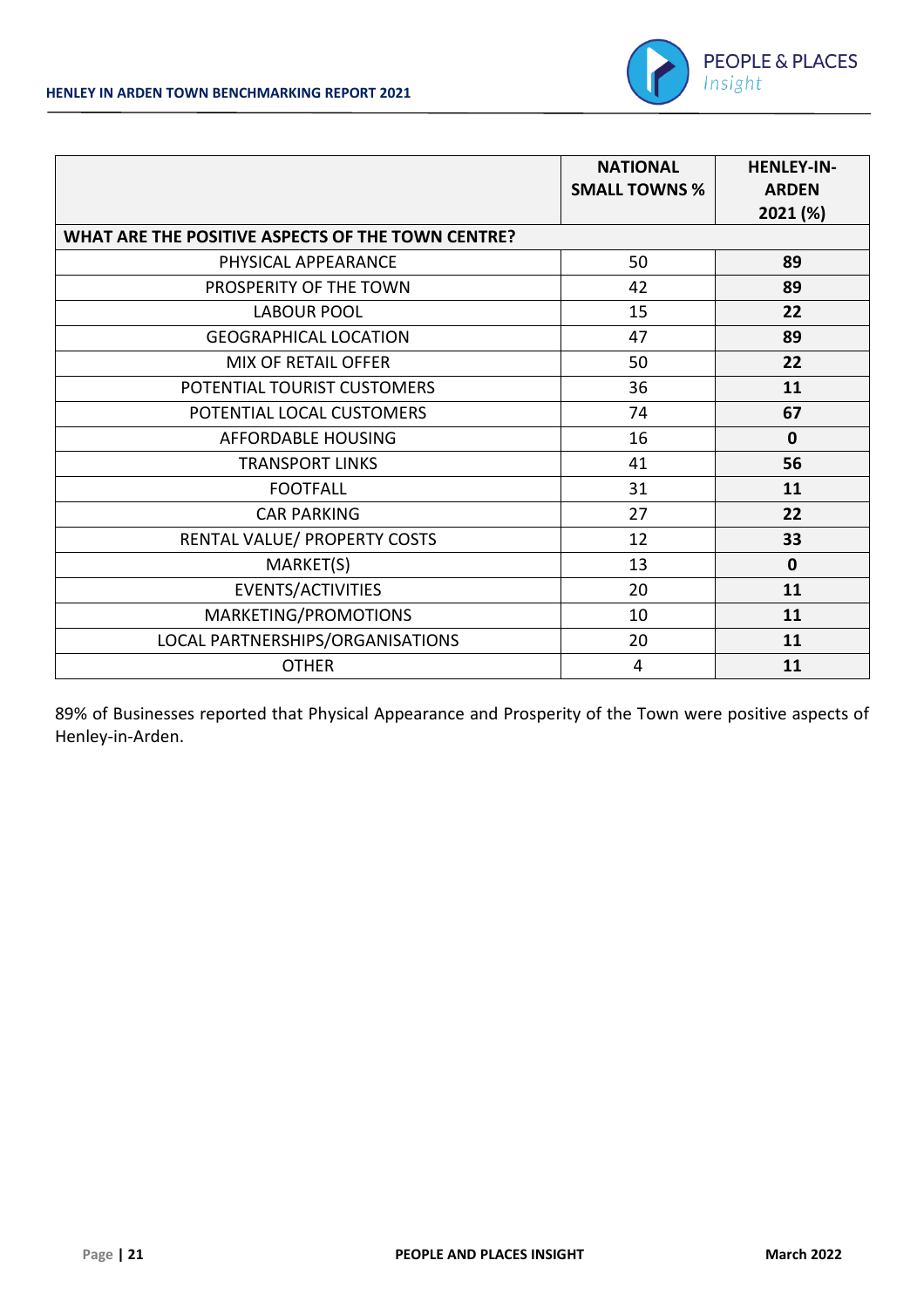| | NATIONAL SMALL TOWNS % | HENLEY-IN-ARDEN 2021 (%) |
|---|---|---|
| **WHAT ARE THE POSITIVE ASPECTS OF THE TOWN CENTRE?** | | |
| PHYSICAL APPEARANCE | 50 | **89** |
| PROSPERITY OF THE TOWN | 42 | **89** |
| LABOUR POOL | 15 | **22** |
| GEOGRAPHICAL LOCATION | 47 | **89** |
| MIX OF RETAIL OFFER | 50 | **22** |
| POTENTIAL TOURIST CUSTOMERS | 36 | **11** |
| POTENTIAL LOCAL CUSTOMERS | 74 | **67** |
| AFFORDABLE HOUSING | 16 | **0** |
| TRANSPORT LINKS | 41 | **56** |
| FOOTFALL | 31 | **11** |
| CAR PARKING | 27 | **22** |
| RENTAL VALUE/ PROPERTY COSTS | 12 | **33** |
| MARKET(S) | 13 | **0** |
| EVENTS/ACTIVITIES | 20 | **11** |
| MARKETING/PROMOTIONS | 10 | **11** |
| LOCAL PARTNERSHIPS/ORGANISATIONS | 20 | **11** |
| OTHER | 4 | **11** |

89% of Businesses reported that Physical Appearance and Prosperity of the Town were positive aspects of Henley-in-Arden.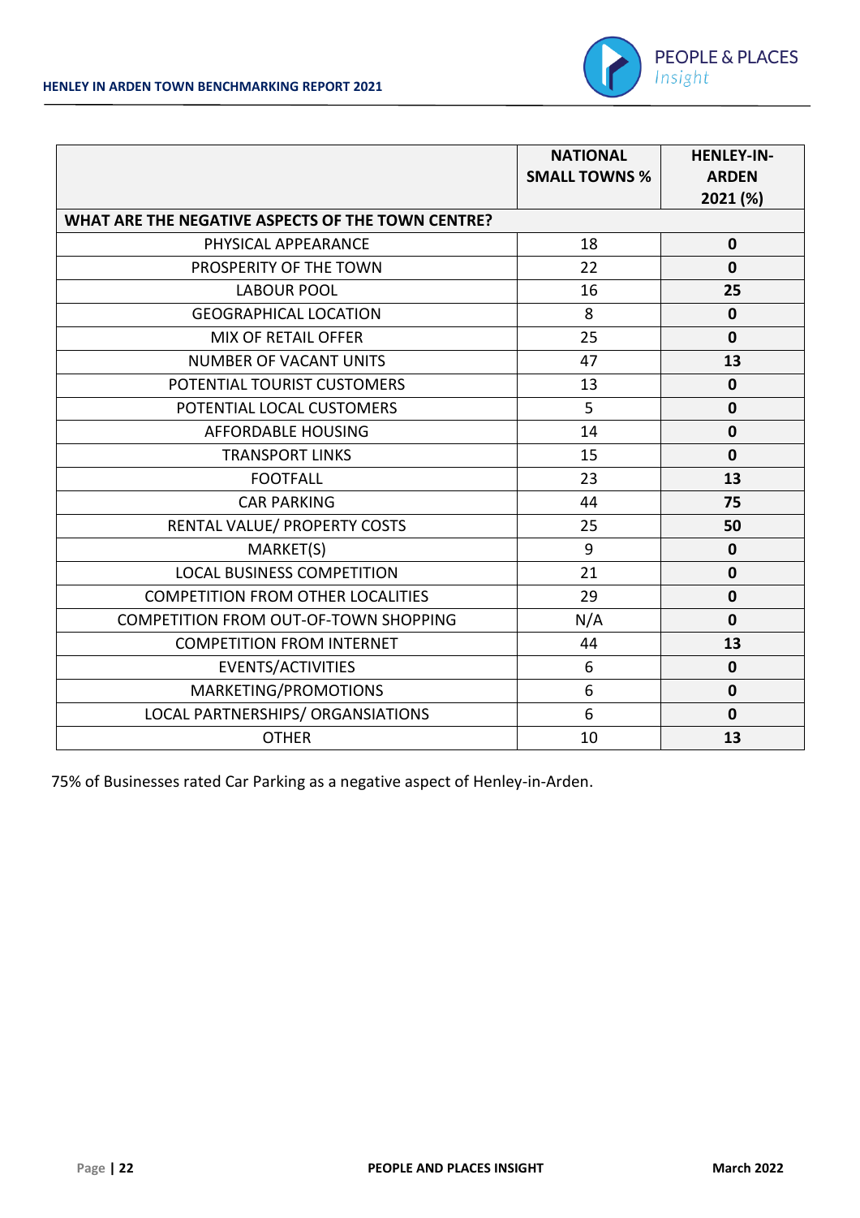| | NATIONAL SMALL TOWNS % | HENLEY-IN-ARDEN 2021 (%) |
|---|---|---|
| **WHAT ARE THE NEGATIVE ASPECTS OF THE TOWN CENTRE?** | | |
| PHYSICAL APPEARANCE | 18 | **0** |
| PROSPERITY OF THE TOWN | 22 | **0** |
| LABOUR POOL | 16 | **25** |
| GEOGRAPHICAL LOCATION | 8 | **0** |
| MIX OF RETAIL OFFER | 25 | **0** |
| NUMBER OF VACANT UNITS | 47 | **13** |
| POTENTIAL TOURIST CUSTOMERS | 13 | **0** |
| POTENTIAL LOCAL CUSTOMERS | 5 | **0** |
| AFFORDABLE HOUSING | 14 | **0** |
| TRANSPORT LINKS | 15 | **0** |
| FOOTFALL | 23 | **13** |
| CAR PARKING | 44 | **75** |
| RENTAL VALUE/ PROPERTY COSTS | 25 | **50** |
| MARKET(S) | 9 | **0** |
| LOCAL BUSINESS COMPETITION | 21 | **0** |
| COMPETITION FROM OTHER LOCALITIES | 29 | **0** |
| COMPETITION FROM OUT-OF-TOWN SHOPPING | N/A | **0** |
| COMPETITION FROM INTERNET | 44 | **13** |
| EVENTS/ACTIVITIES | 6 | **0** |
| MARKETING/PROMOTIONS | 6 | **0** |
| LOCAL PARTNERSHIPS/ ORGANSIATIONS | 6 | **0** |
| OTHER | 10 | **13** |

75% of Businesses rated Car Parking as a negative aspect of Henley-in-Arden.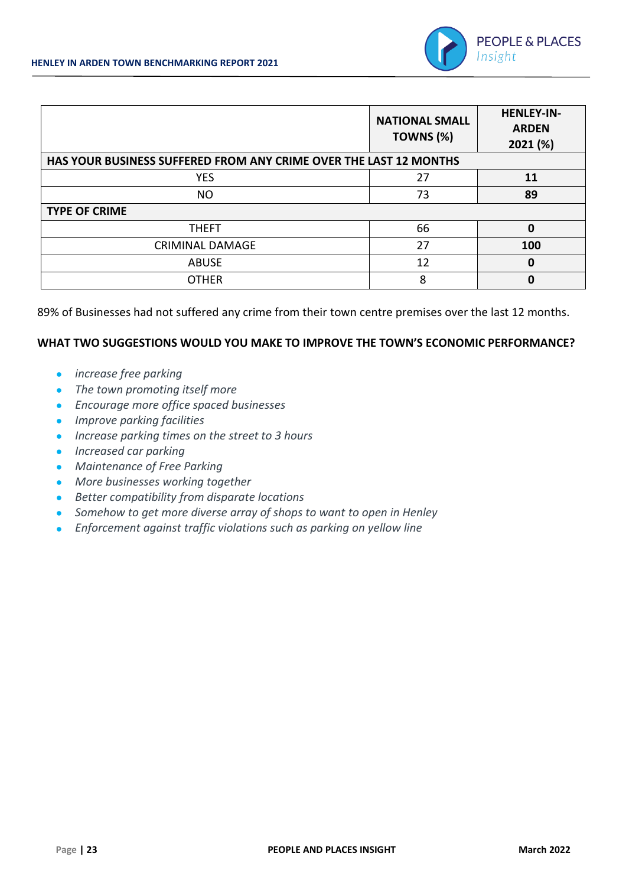| | NATIONAL SMALL TOWNS (%) | HENLEY-IN-ARDEN 2021 (%) |
|---|---|---|
| **HAS YOUR BUSINESS SUFFERED FROM ANY CRIME OVER THE LAST 12 MONTHS** | | |
| YES | 27 | **11** |
| NO | 73 | **89** |
| **TYPE OF CRIME** | | |
| THEFT | 66 | **0** |
| CRIMINAL DAMAGE | 27 | **100** |
| ABUSE | 12 | **0** |
| OTHER | 8 | **0** |

89% of Businesses had not suffered any crime from their town centre premises over the last 12 months.

**WHAT TWO SUGGESTIONS WOULD YOU MAKE TO IMPROVE THE TOWN'S ECONOMIC PERFORMANCE?**

- *increase free parking*
- *The town promoting itself more*
- *Encourage more office spaced businesses*
- *Improve parking facilities*
- *Increase parking times on the street to 3 hours*
- *Increased car parking*
- *Maintenance of Free Parking*
- *More businesses working together*
- *Better compatibility from disparate locations*
- *Somehow to get more diverse array of shops to want to open in Henley*
- *Enforcement against traffic violations such as parking on yellow line*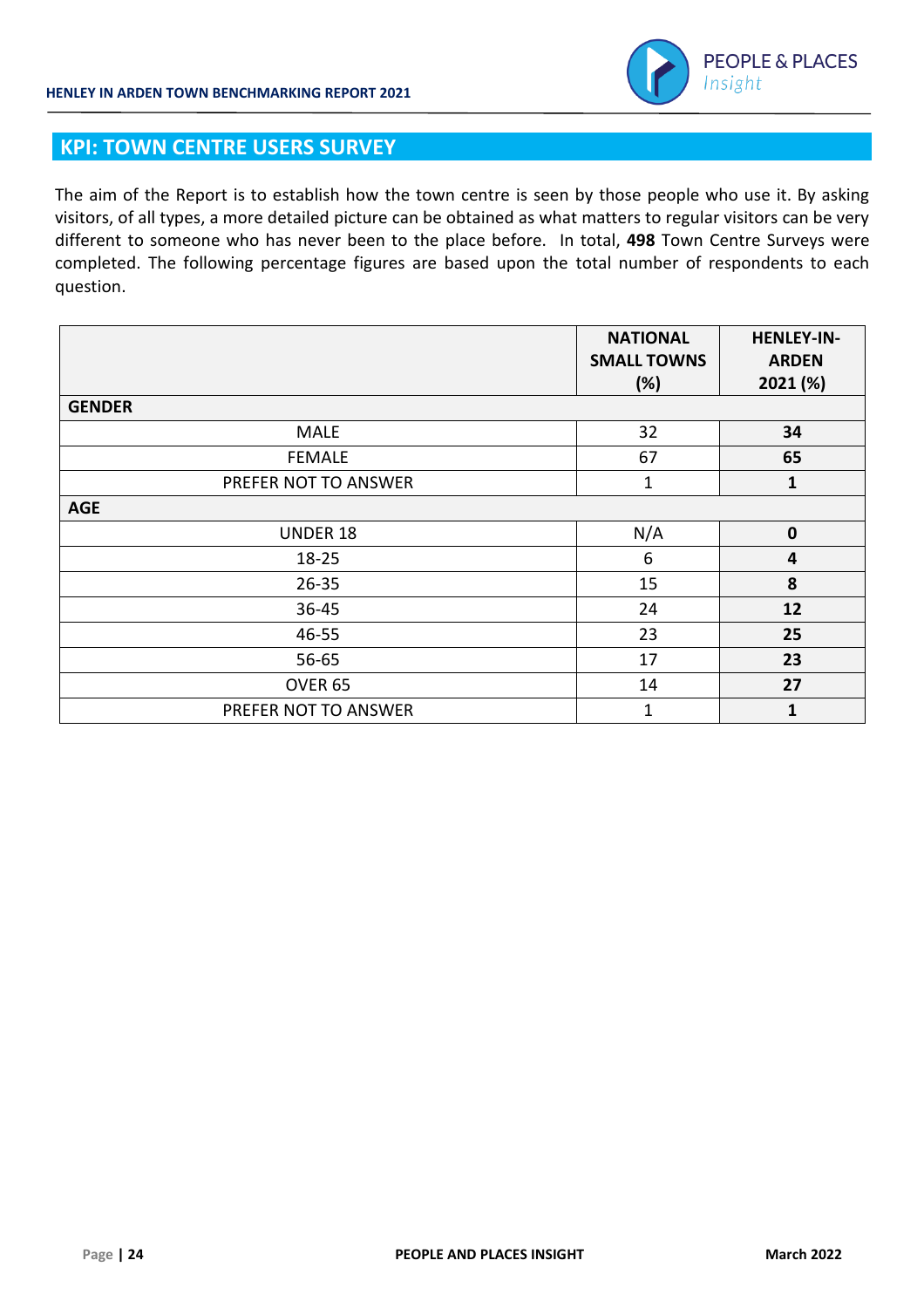## KPI: TOWN CENTRE USERS SURVEY

The aim of the Report is to establish how the town centre is seen by those people who use it. By asking visitors, of all types, a more detailed picture can be obtained as what matters to regular visitors can be very different to someone who has never been to the place before. In total, **498** Town Centre Surveys were completed. The following percentage figures are based upon the total number of respondents to each question.

| | NATIONAL SMALL TOWNS (%) | HENLEY-IN-ARDEN 2021 (%) |
|---|---|---|
| **GENDER** | | |
| MALE | 32 | **34** |
| FEMALE | 67 | **65** |
| PREFER NOT TO ANSWER | 1 | **1** |
| **AGE** | | |
| UNDER 18 | N/A | **0** |
| 18-25 | 6 | **4** |
| 26-35 | 15 | **8** |
| 36-45 | 24 | **12** |
| 46-55 | 23 | **25** |
| 56-65 | 17 | **23** |
| OVER 65 | 14 | **27** |
| PREFER NOT TO ANSWER | 1 | **1** |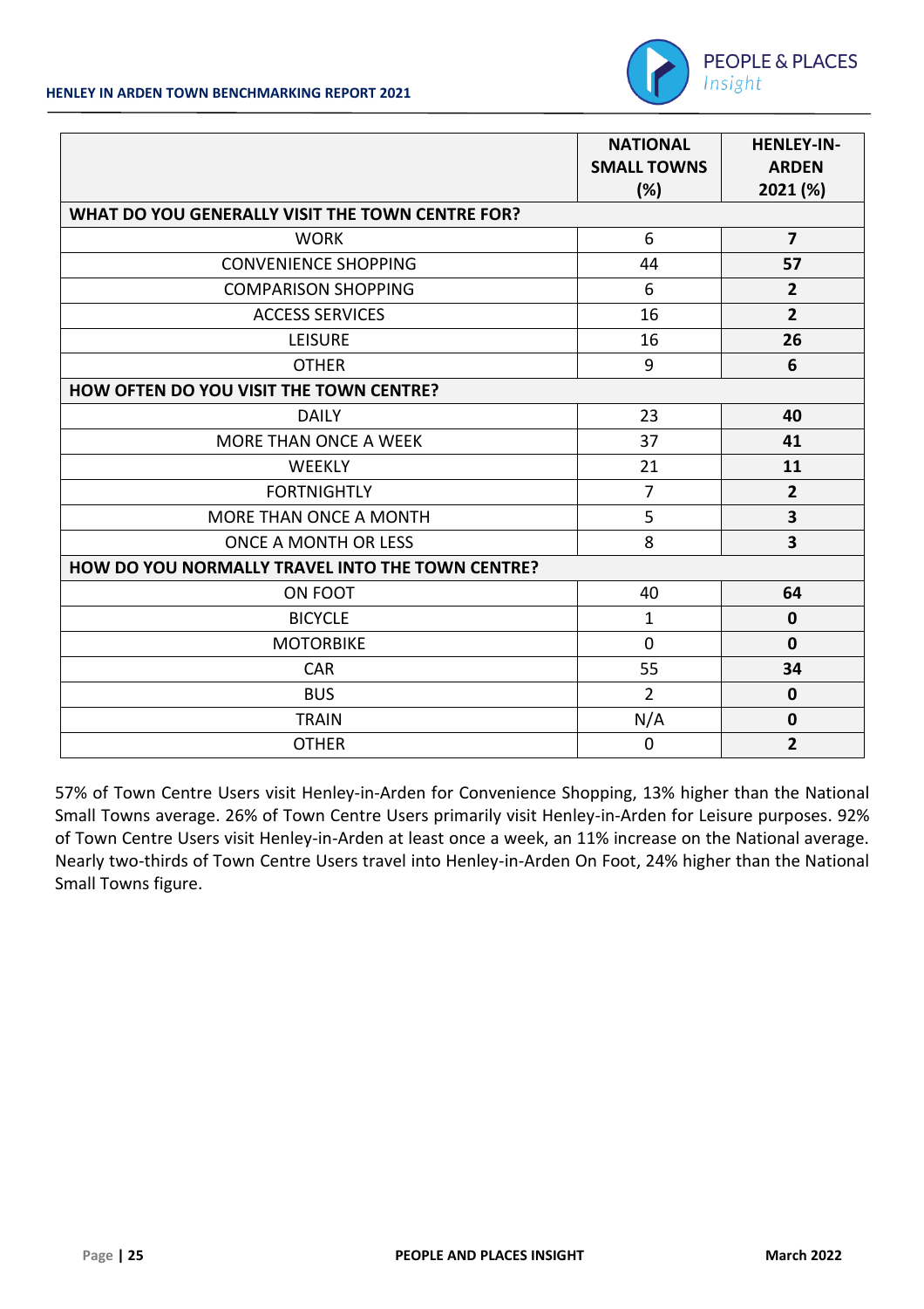| | NATIONAL SMALL TOWNS (%) | HENLEY-IN-ARDEN 2021 (%) |
|---|---|---|
| **WHAT DO YOU GENERALLY VISIT THE TOWN CENTRE FOR?** | | |
| WORK | 6 | **7** |
| CONVENIENCE SHOPPING | 44 | **57** |
| COMPARISON SHOPPING | 6 | **2** |
| ACCESS SERVICES | 16 | **2** |
| LEISURE | 16 | **26** |
| OTHER | 9 | **6** |
| **HOW OFTEN DO YOU VISIT THE TOWN CENTRE?** | | |
| DAILY | 23 | **40** |
| MORE THAN ONCE A WEEK | 37 | **41** |
| WEEKLY | 21 | **11** |
| FORTNIGHTLY | 7 | **2** |
| MORE THAN ONCE A MONTH | 5 | **3** |
| ONCE A MONTH OR LESS | 8 | **3** |
| **HOW DO YOU NORMALLY TRAVEL INTO THE TOWN CENTRE?** | | |
| ON FOOT | 40 | **64** |
| BICYCLE | 1 | **0** |
| MOTORBIKE | 0 | **0** |
| CAR | 55 | **34** |
| BUS | 2 | **0** |
| TRAIN | N/A | **0** |
| OTHER | 0 | **2** |

57% of Town Centre Users visit Henley-in-Arden for Convenience Shopping, 13% higher than the National Small Towns average. 26% of Town Centre Users primarily visit Henley-in-Arden for Leisure purposes. 92% of Town Centre Users visit Henley-in-Arden at least once a week, an 11% increase on the National average. Nearly two-thirds of Town Centre Users travel into Henley-in-Arden On Foot, 24% higher than the National Small Towns figure.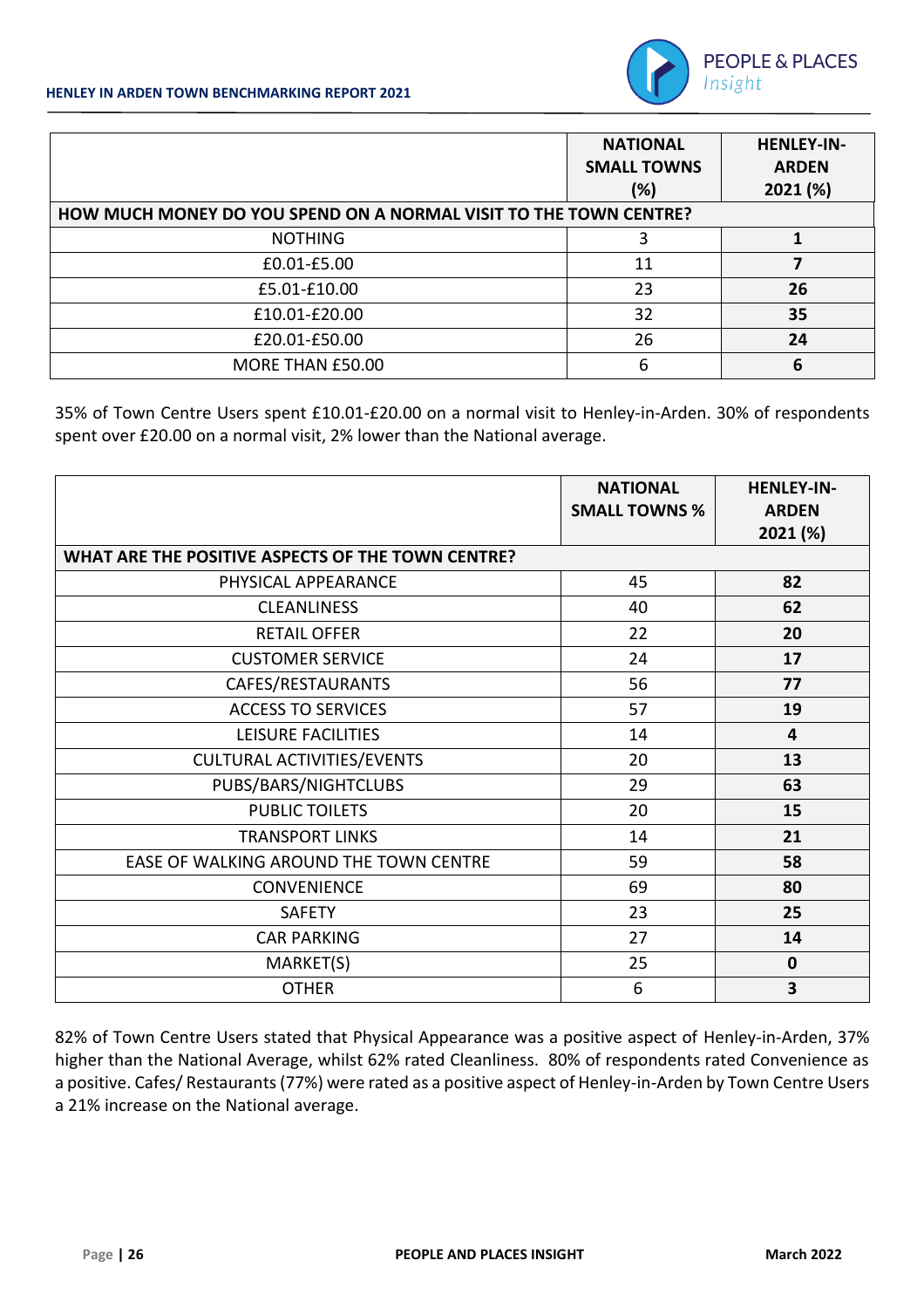| | NATIONAL SMALL TOWNS (%) | HENLEY-IN-ARDEN 2021 (%) |
|---|---|---|
| **HOW MUCH MONEY DO YOU SPEND ON A NORMAL VISIT TO THE TOWN CENTRE?** | | |
| NOTHING | 3 | **1** |
| £0.01-£5.00 | 11 | **7** |
| £5.01-£10.00 | 23 | **26** |
| £10.01-£20.00 | 32 | **35** |
| £20.01-£50.00 | 26 | **24** |
| MORE THAN £50.00 | 6 | **6** |

35% of Town Centre Users spent £10.01-£20.00 on a normal visit to Henley-in-Arden. 30% of respondents spent over £20.00 on a normal visit, 2% lower than the National average.

| | NATIONAL SMALL TOWNS % | HENLEY-IN-ARDEN 2021 (%) |
|---|---|---|
| **WHAT ARE THE POSITIVE ASPECTS OF THE TOWN CENTRE?** | | |
| PHYSICAL APPEARANCE | 45 | **82** |
| CLEANLINESS | 40 | **62** |
| RETAIL OFFER | 22 | **20** |
| CUSTOMER SERVICE | 24 | **17** |
| CAFES/RESTAURANTS | 56 | **77** |
| ACCESS TO SERVICES | 57 | **19** |
| LEISURE FACILITIES | 14 | **4** |
| CULTURAL ACTIVITIES/EVENTS | 20 | **13** |
| PUBS/BARS/NIGHTCLUBS | 29 | **63** |
| PUBLIC TOILETS | 20 | **15** |
| TRANSPORT LINKS | 14 | **21** |
| EASE OF WALKING AROUND THE TOWN CENTRE | 59 | **58** |
| CONVENIENCE | 69 | **80** |
| SAFETY | 23 | **25** |
| CAR PARKING | 27 | **14** |
| MARKET(S) | 25 | **0** |
| OTHER | 6 | **3** |

82% of Town Centre Users stated that Physical Appearance was a positive aspect of Henley-in-Arden, 37% higher than the National Average, whilst 62% rated Cleanliness. 80% of respondents rated Convenience as a positive. Cafes/ Restaurants (77%) were rated as a positive aspect of Henley-in-Arden by Town Centre Users a 21% increase on the National average.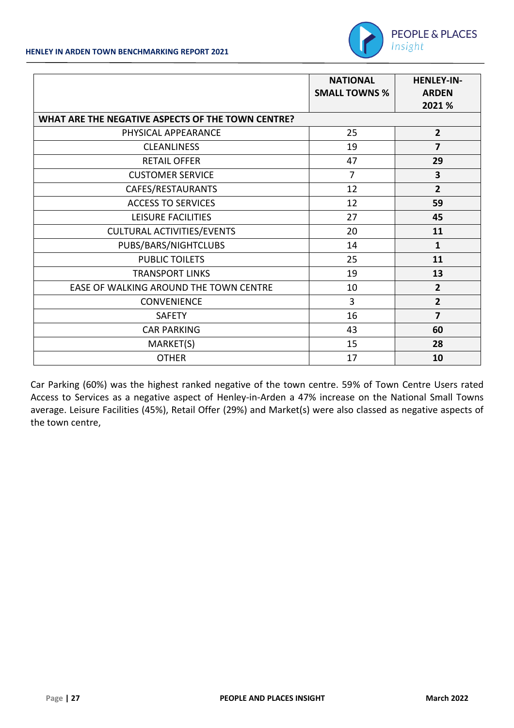| | NATIONAL SMALL TOWNS % | HENLEY-IN-ARDEN 2021 % |
|---|---|---|
| **WHAT ARE THE NEGATIVE ASPECTS OF THE TOWN CENTRE?** | | |
| PHYSICAL APPEARANCE | 25 | **2** |
| CLEANLINESS | 19 | **7** |
| RETAIL OFFER | 47 | **29** |
| CUSTOMER SERVICE | 7 | **3** |
| CAFES/RESTAURANTS | 12 | **2** |
| ACCESS TO SERVICES | 12 | **59** |
| LEISURE FACILITIES | 27 | **45** |
| CULTURAL ACTIVITIES/EVENTS | 20 | **11** |
| PUBS/BARS/NIGHTCLUBS | 14 | **1** |
| PUBLIC TOILETS | 25 | **11** |
| TRANSPORT LINKS | 19 | **13** |
| EASE OF WALKING AROUND THE TOWN CENTRE | 10 | **2** |
| CONVENIENCE | 3 | **2** |
| SAFETY | 16 | **7** |
| CAR PARKING | 43 | **60** |
| MARKET(S) | 15 | **28** |
| OTHER | 17 | **10** |

Car Parking (60%) was the highest ranked negative of the town centre. 59% of Town Centre Users rated Access to Services as a negative aspect of Henley-in-Arden a 47% increase on the National Small Towns average. Leisure Facilities (45%), Retail Offer (29%) and Market(s) were also classed as negative aspects of the town centre,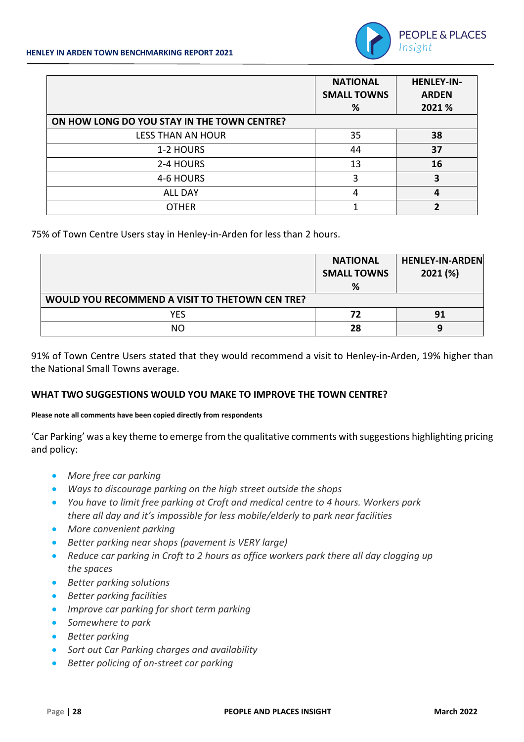| | NATIONAL SMALL TOWNS % | HENLEY-IN-ARDEN 2021 % |
|---|---|---|
| **ON HOW LONG DO YOU STAY IN THE TOWN CENTRE?** | | |
| LESS THAN AN HOUR | 35 | **38** |
| 1-2 HOURS | 44 | **37** |
| 2-4 HOURS | 13 | **16** |
| 4-6 HOURS | 3 | **3** |
| ALL DAY | 4 | **4** |
| OTHER | 1 | **2** |

75% of Town Centre Users stay in Henley-in-Arden for less than 2 hours.

| | NATIONAL SMALL TOWNS % | HENLEY-IN-ARDEN 2021 (%) |
|---|---|---|
| **WOULD YOU RECOMMEND A VISIT TO THETOWN CEN TRE?** | | |
| YES | **72** | **91** |
| NO | **28** | **9** |

91% of Town Centre Users stated that they would recommend a visit to Henley-in-Arden, 19% higher than the National Small Towns average.

### WHAT TWO SUGGESTIONS WOULD YOU MAKE TO IMPROVE THE TOWN CENTRE?

**Please note all comments have been copied directly from respondents**

'Car Parking' was a key theme to emerge from the qualitative comments with suggestions highlighting pricing and policy:

- *More free car parking*
- *Ways to discourage parking on the high street outside the shops*
- *You have to limit free parking at Croft and medical centre to 4 hours. Workers park there all day and it's impossible for less mobile/elderly to park near facilities*
- *More convenient parking*
- *Better parking near shops (pavement is VERY large)*
- *Reduce car parking in Croft to 2 hours as office workers park there all day clogging up the spaces*
- *Better parking solutions*
- *Better parking facilities*
- *Improve car parking for short term parking*
- *Somewhere to park*
- *Better parking*
- *Sort out Car Parking charges and availability*
- *Better policing of on-street car parking*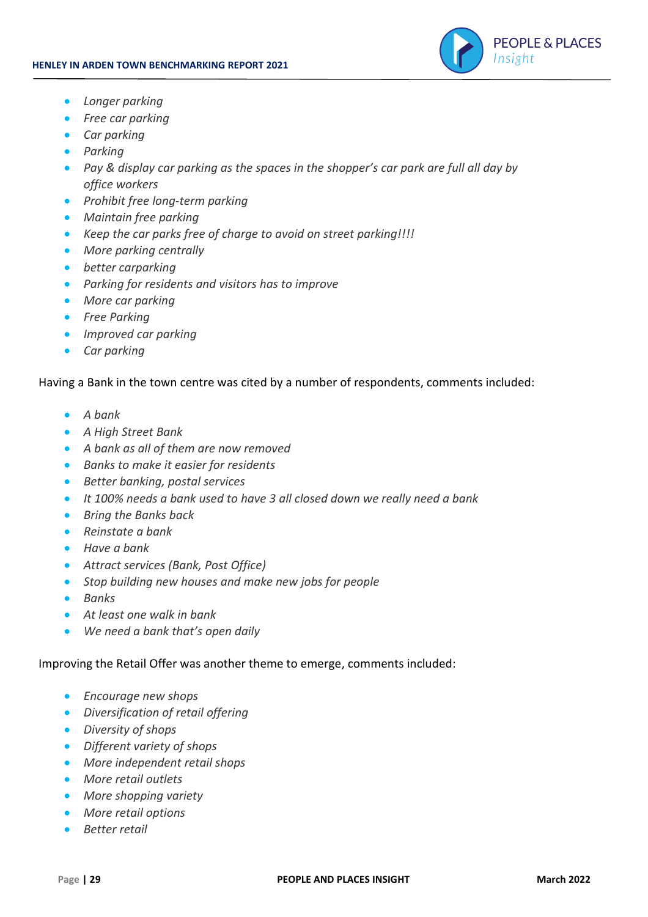- *Longer parking*
- *Free car parking*
- *Car parking*
- *Parking*
- *Pay & display car parking as the spaces in the shopper's car park are full all day by office workers*
- *Prohibit free long-term parking*
- *Maintain free parking*
- *Keep the car parks free of charge to avoid on street parking!!!!*
- *More parking centrally*
- *better carparking*
- *Parking for residents and visitors has to improve*
- *More car parking*
- *Free Parking*
- *Improved car parking*
- *Car parking*

Having a Bank in the town centre was cited by a number of respondents, comments included:

- *A bank*
- *A High Street Bank*
- *A bank as all of them are now removed*
- *Banks to make it easier for residents*
- *Better banking, postal services*
- *It 100% needs a bank used to have 3 all closed down we really need a bank*
- *Bring the Banks back*
- *Reinstate a bank*
- *Have a bank*
- *Attract services (Bank, Post Office)*
- *Stop building new houses and make new jobs for people*
- *Banks*
- *At least one walk in bank*
- *We need a bank that's open daily*

Improving the Retail Offer was another theme to emerge, comments included:

- *Encourage new shops*
- *Diversification of retail offering*
- *Diversity of shops*
- *Different variety of shops*
- *More independent retail shops*
- *More retail outlets*
- *More shopping variety*
- *More retail options*
- *Better retail*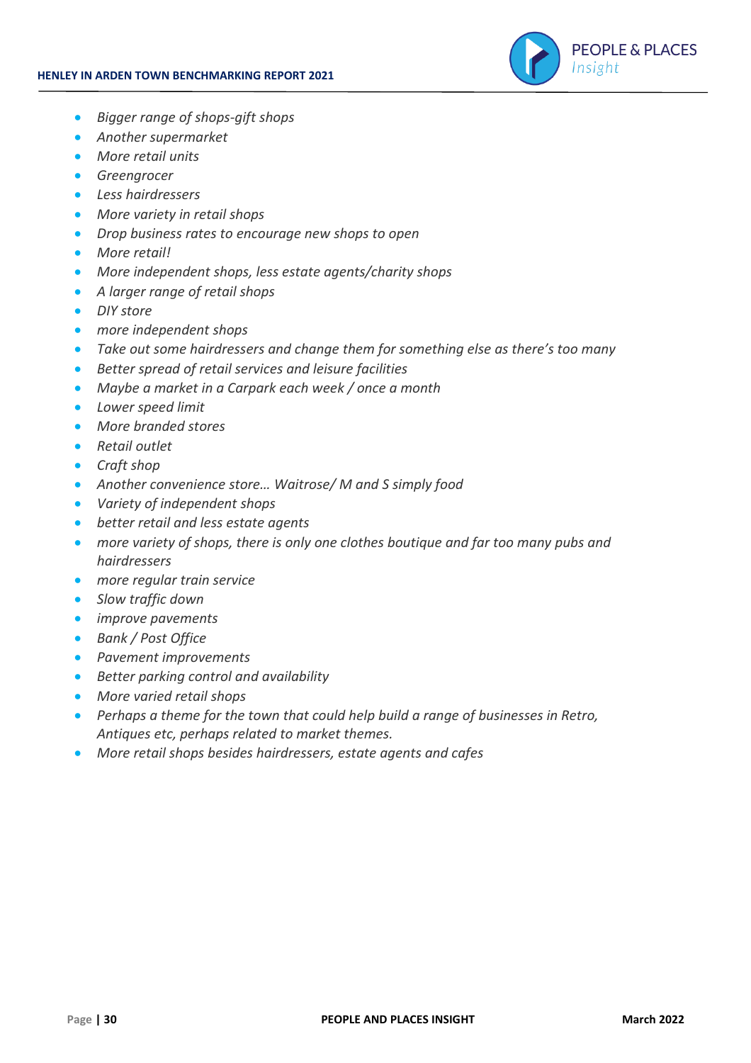- *Bigger range of shops-gift shops*
- *Another supermarket*
- *More retail units*
- *Greengrocer*
- *Less hairdressers*
- *More variety in retail shops*
- *Drop business rates to encourage new shops to open*
- *More retail!*
- *More independent shops, less estate agents/charity shops*
- *A larger range of retail shops*
- *DIY store*
- *more independent shops*
- *Take out some hairdressers and change them for something else as there's too many*
- *Better spread of retail services and leisure facilities*
- *Maybe a market in a Carpark each week / once a month*
- *Lower speed limit*
- *More branded stores*
- *Retail outlet*
- *Craft shop*
- *Another convenience store… Waitrose/ M and S simply food*
- *Variety of independent shops*
- *better retail and less estate agents*
- *more variety of shops, there is only one clothes boutique and far too many pubs and hairdressers*
- *more regular train service*
- *Slow traffic down*
- *improve pavements*
- *Bank / Post Office*
- *Pavement improvements*
- *Better parking control and availability*
- *More varied retail shops*
- *Perhaps a theme for the town that could help build a range of businesses in Retro, Antiques etc, perhaps related to market themes.*
- *More retail shops besides hairdressers, estate agents and cafes*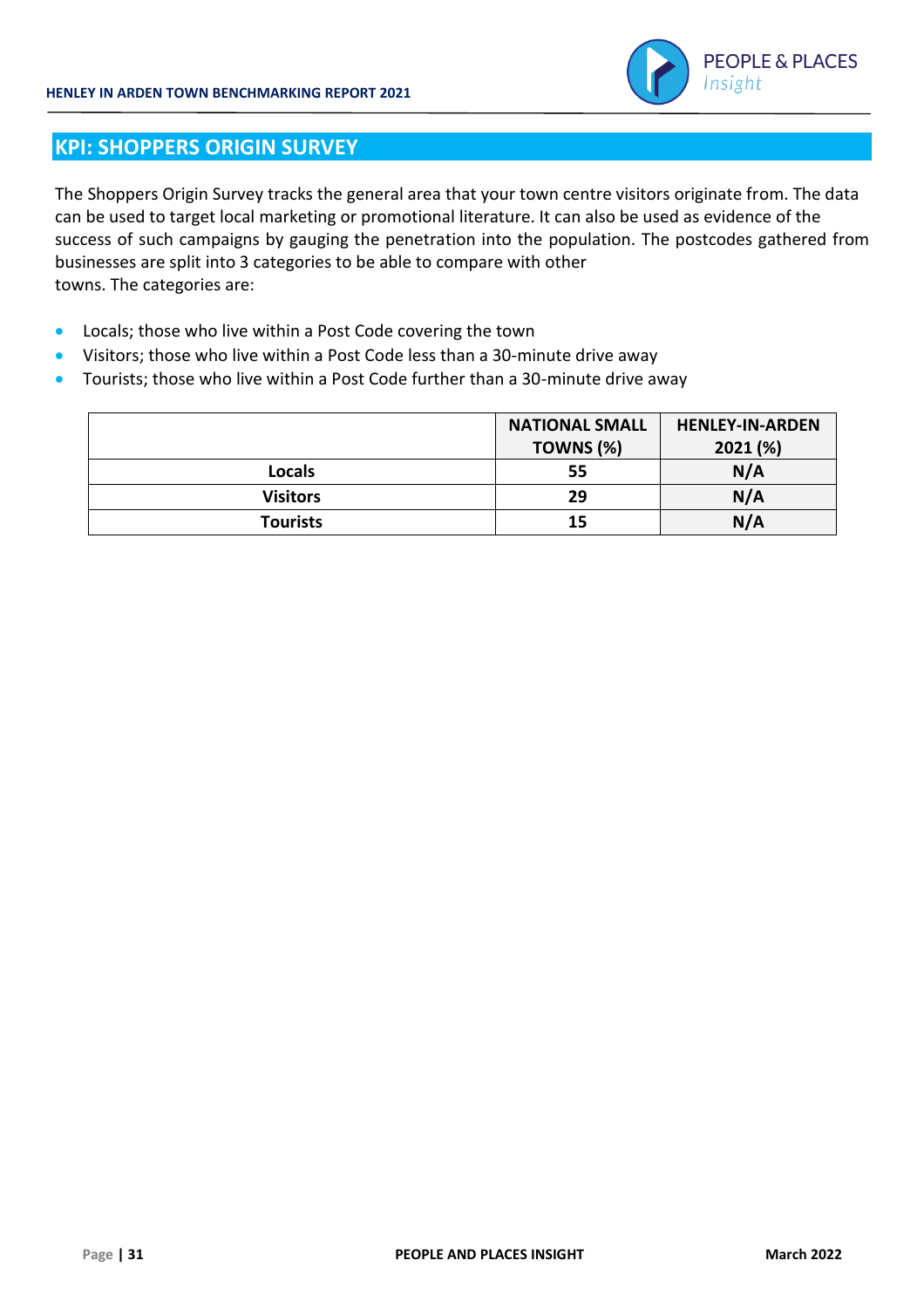## KPI: SHOPPERS ORIGIN SURVEY

The Shoppers Origin Survey tracks the general area that your town centre visitors originate from. The data can be used to target local marketing or promotional literature. It can also be used as evidence of the success of such campaigns by gauging the penetration into the population. The postcodes gathered from businesses are split into 3 categories to be able to compare with other towns. The categories are:

- Locals; those who live within a Post Code covering the town
- Visitors; those who live within a Post Code less than a 30-minute drive away
- Tourists; those who live within a Post Code further than a 30-minute drive away

| | NATIONAL SMALL TOWNS (%) | HENLEY-IN-ARDEN 2021 (%) |
|---|---|---|
| **Locals** | **55** | **N/A** |
| **Visitors** | **29** | **N/A** |
| **Tourists** | **15** | **N/A** |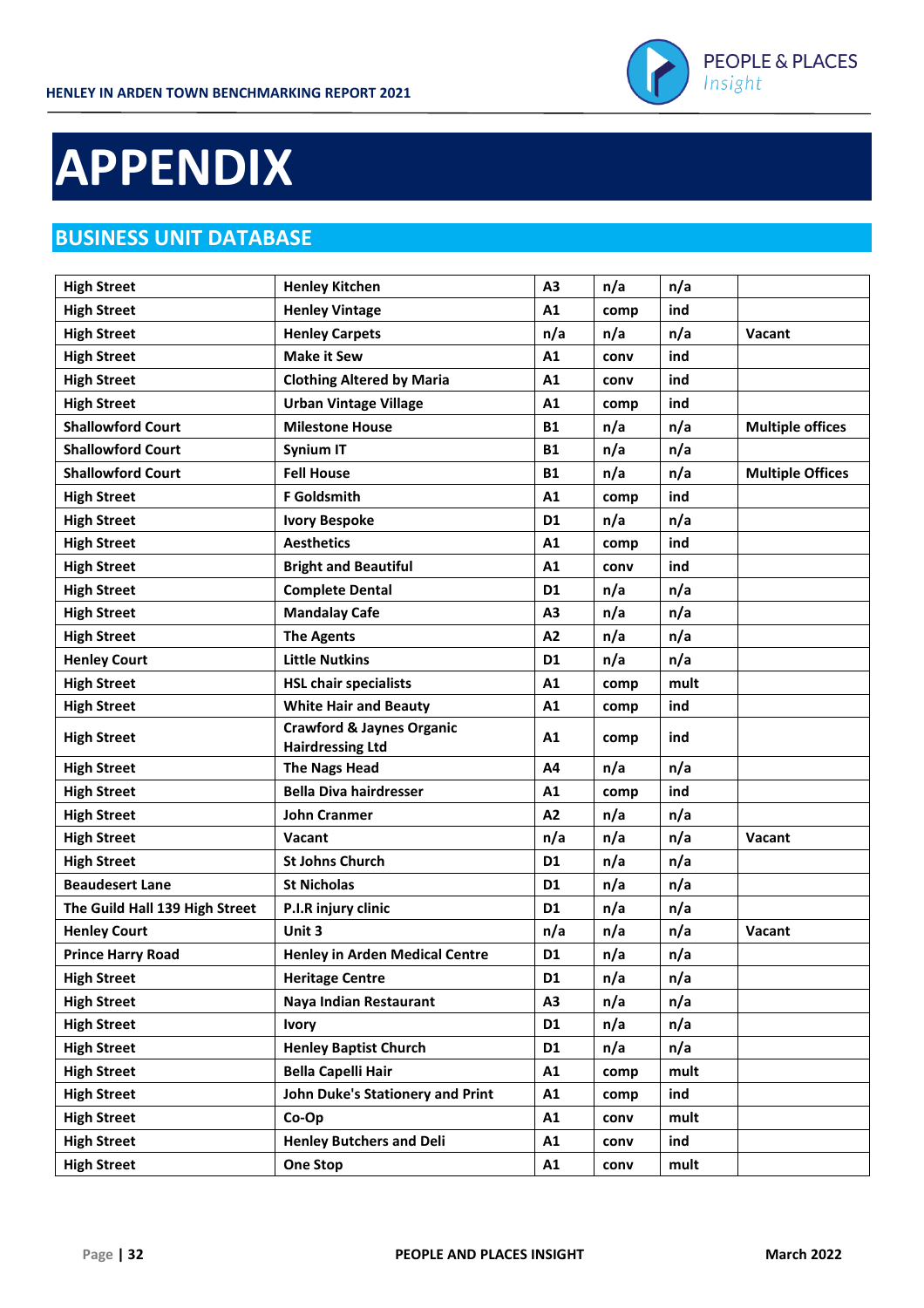# APPENDIX

## BUSINESS UNIT DATABASE

| | | | | | |
|---|---|---|---|---|---|
| **High Street** | **Henley Kitchen** | **A3** | **n/a** | **n/a** | |
| **High Street** | **Henley Vintage** | **A1** | **comp** | **ind** | |
| **High Street** | **Henley Carpets** | **n/a** | **n/a** | **n/a** | **Vacant** |
| **High Street** | **Make it Sew** | **A1** | **conv** | **ind** | |
| **High Street** | **Clothing Altered by Maria** | **A1** | **conv** | **ind** | |
| **High Street** | **Urban Vintage Village** | **A1** | **comp** | **ind** | |
| **Shallowford Court** | **Milestone House** | **B1** | **n/a** | **n/a** | **Multiple offices** |
| **Shallowford Court** | **Synium IT** | **B1** | **n/a** | **n/a** | |
| **Shallowford Court** | **Fell House** | **B1** | **n/a** | **n/a** | **Multiple Offices** |
| **High Street** | **F Goldsmith** | **A1** | **comp** | **ind** | |
| **High Street** | **Ivory Bespoke** | **D1** | **n/a** | **n/a** | |
| **High Street** | **Aesthetics** | **A1** | **comp** | **ind** | |
| **High Street** | **Bright and Beautiful** | **A1** | **conv** | **ind** | |
| **High Street** | **Complete Dental** | **D1** | **n/a** | **n/a** | |
| **High Street** | **Mandalay Cafe** | **A3** | **n/a** | **n/a** | |
| **High Street** | **The Agents** | **A2** | **n/a** | **n/a** | |
| **Henley Court** | **Little Nutkins** | **D1** | **n/a** | **n/a** | |
| **High Street** | **HSL chair specialists** | **A1** | **comp** | **mult** | |
| **High Street** | **White Hair and Beauty** | **A1** | **comp** | **ind** | |
| **High Street** | **Crawford & Jaynes Organic Hairdressing Ltd** | **A1** | **comp** | **ind** | |
| **High Street** | **The Nags Head** | **A4** | **n/a** | **n/a** | |
| **High Street** | **Bella Diva hairdresser** | **A1** | **comp** | **ind** | |
| **High Street** | **John Cranmer** | **A2** | **n/a** | **n/a** | |
| **High Street** | **Vacant** | **n/a** | **n/a** | **n/a** | **Vacant** |
| **High Street** | **St Johns Church** | **D1** | **n/a** | **n/a** | |
| **Beaudesert Lane** | **St Nicholas** | **D1** | **n/a** | **n/a** | |
| **The Guild Hall 139 High Street** | **P.I.R injury clinic** | **D1** | **n/a** | **n/a** | |
| **Henley Court** | **Unit 3** | **n/a** | **n/a** | **n/a** | **Vacant** |
| **Prince Harry Road** | **Henley in Arden Medical Centre** | **D1** | **n/a** | **n/a** | |
| **High Street** | **Heritage Centre** | **D1** | **n/a** | **n/a** | |
| **High Street** | **Naya Indian Restaurant** | **A3** | **n/a** | **n/a** | |
| **High Street** | **Ivory** | **D1** | **n/a** | **n/a** | |
| **High Street** | **Henley Baptist Church** | **D1** | **n/a** | **n/a** | |
| **High Street** | **Bella Capelli Hair** | **A1** | **comp** | **mult** | |
| **High Street** | **John Duke's Stationery and Print** | **A1** | **comp** | **ind** | |
| **High Street** | **Co-Op** | **A1** | **conv** | **mult** | |
| **High Street** | **Henley Butchers and Deli** | **A1** | **conv** | **ind** | |
| **High Street** | **One Stop** | **A1** | **conv** | **mult** | |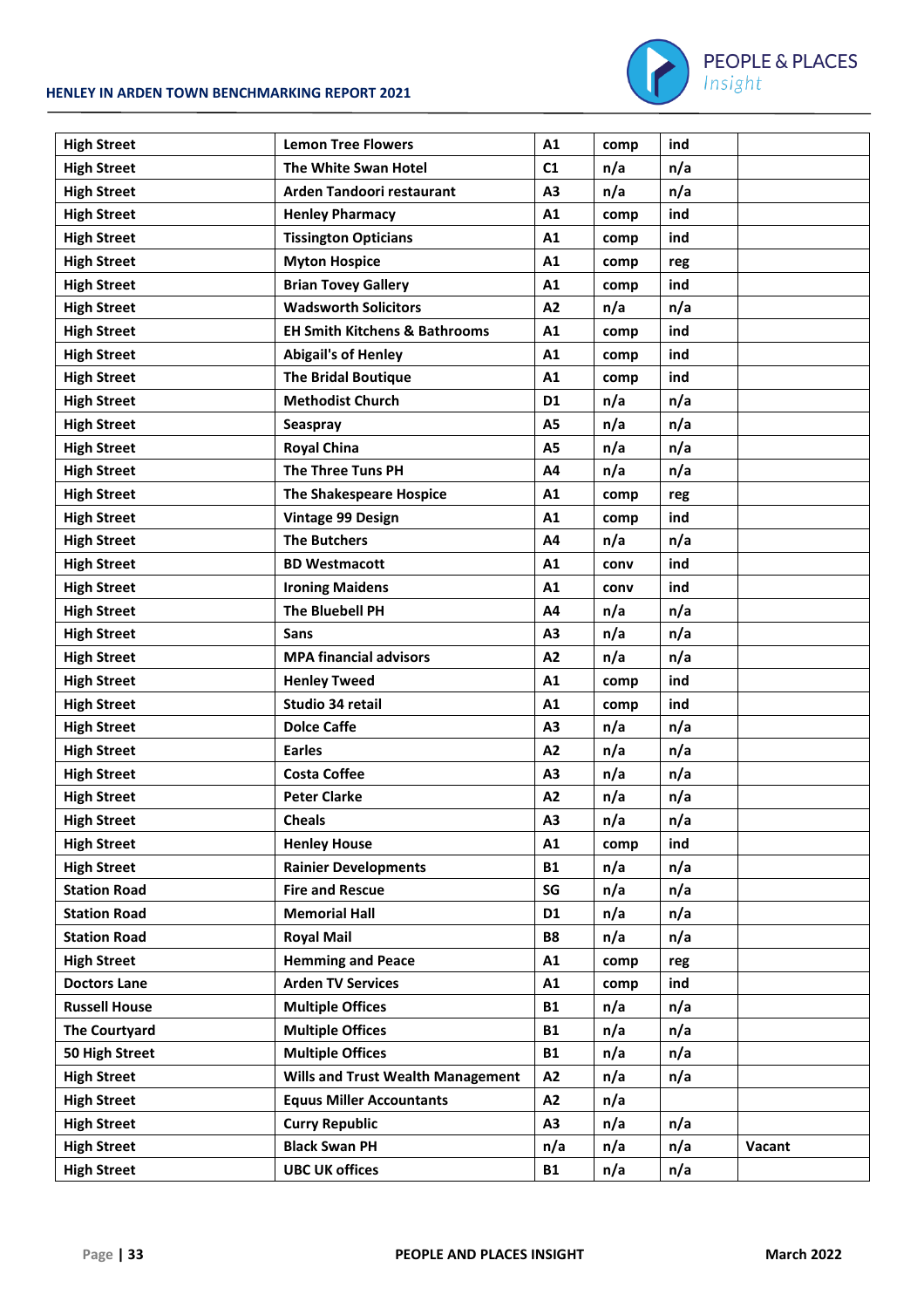| High Street | Lemon Tree Flowers | A1 | comp | ind | |
|---|---|---|---|---|---|
| High Street | The White Swan Hotel | C1 | n/a | n/a | |
| High Street | Arden Tandoori restaurant | A3 | n/a | n/a | |
| High Street | Henley Pharmacy | A1 | comp | ind | |
| High Street | Tissington Opticians | A1 | comp | ind | |
| High Street | Myton Hospice | A1 | comp | reg | |
| High Street | Brian Tovey Gallery | A1 | comp | ind | |
| High Street | Wadsworth Solicitors | A2 | n/a | n/a | |
| High Street | EH Smith Kitchens & Bathrooms | A1 | comp | ind | |
| High Street | Abigail's of Henley | A1 | comp | ind | |
| High Street | The Bridal Boutique | A1 | comp | ind | |
| High Street | Methodist Church | D1 | n/a | n/a | |
| High Street | Seaspray | A5 | n/a | n/a | |
| High Street | Royal China | A5 | n/a | n/a | |
| High Street | The Three Tuns PH | A4 | n/a | n/a | |
| High Street | The Shakespeare Hospice | A1 | comp | reg | |
| High Street | Vintage 99 Design | A1 | comp | ind | |
| High Street | The Butchers | A4 | n/a | n/a | |
| High Street | BD Westmacott | A1 | conv | ind | |
| High Street | Ironing Maidens | A1 | conv | ind | |
| High Street | The Bluebell PH | A4 | n/a | n/a | |
| High Street | Sans | A3 | n/a | n/a | |
| High Street | MPA financial advisors | A2 | n/a | n/a | |
| High Street | Henley Tweed | A1 | comp | ind | |
| High Street | Studio 34 retail | A1 | comp | ind | |
| High Street | Dolce Caffe | A3 | n/a | n/a | |
| High Street | Earles | A2 | n/a | n/a | |
| High Street | Costa Coffee | A3 | n/a | n/a | |
| High Street | Peter Clarke | A2 | n/a | n/a | |
| High Street | Cheals | A3 | n/a | n/a | |
| High Street | Henley House | A1 | comp | ind | |
| High Street | Rainier Developments | B1 | n/a | n/a | |
| Station Road | Fire and Rescue | SG | n/a | n/a | |
| Station Road | Memorial Hall | D1 | n/a | n/a | |
| Station Road | Royal Mail | B8 | n/a | n/a | |
| High Street | Hemming and Peace | A1 | comp | reg | |
| Doctors Lane | Arden TV Services | A1 | comp | ind | |
| Russell House | Multiple Offices | B1 | n/a | n/a | |
| The Courtyard | Multiple Offices | B1 | n/a | n/a | |
| 50 High Street | Multiple Offices | B1 | n/a | n/a | |
| High Street | Wills and Trust Wealth Management | A2 | n/a | n/a | |
| High Street | Equus Miller Accountants | A2 | n/a | | |
| High Street | Curry Republic | A3 | n/a | n/a | |
| High Street | Black Swan PH | n/a | n/a | n/a | Vacant |
| High Street | UBC UK offices | B1 | n/a | n/a | |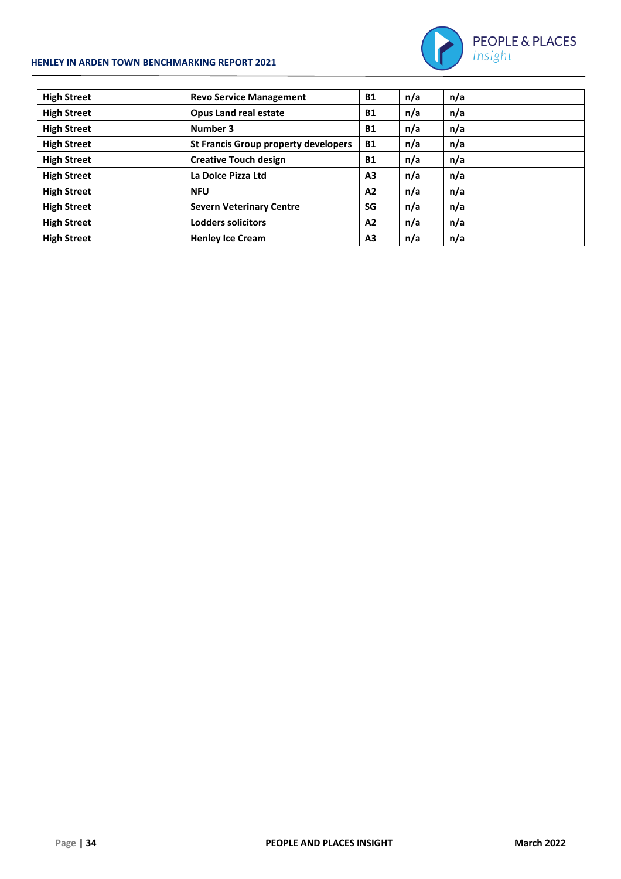| High Street | Revo Service Management | B1 | n/a | n/a | |
|---|---|---|---|---|---|
| High Street | Opus Land real estate | B1 | n/a | n/a | |
| High Street | Number 3 | B1 | n/a | n/a | |
| High Street | St Francis Group property developers | B1 | n/a | n/a | |
| High Street | Creative Touch design | B1 | n/a | n/a | |
| High Street | La Dolce Pizza Ltd | A3 | n/a | n/a | |
| High Street | NFU | A2 | n/a | n/a | |
| High Street | Severn Veterinary Centre | SG | n/a | n/a | |
| High Street | Lodders solicitors | A2 | n/a | n/a | |
| High Street | Henley Ice Cream | A3 | n/a | n/a | |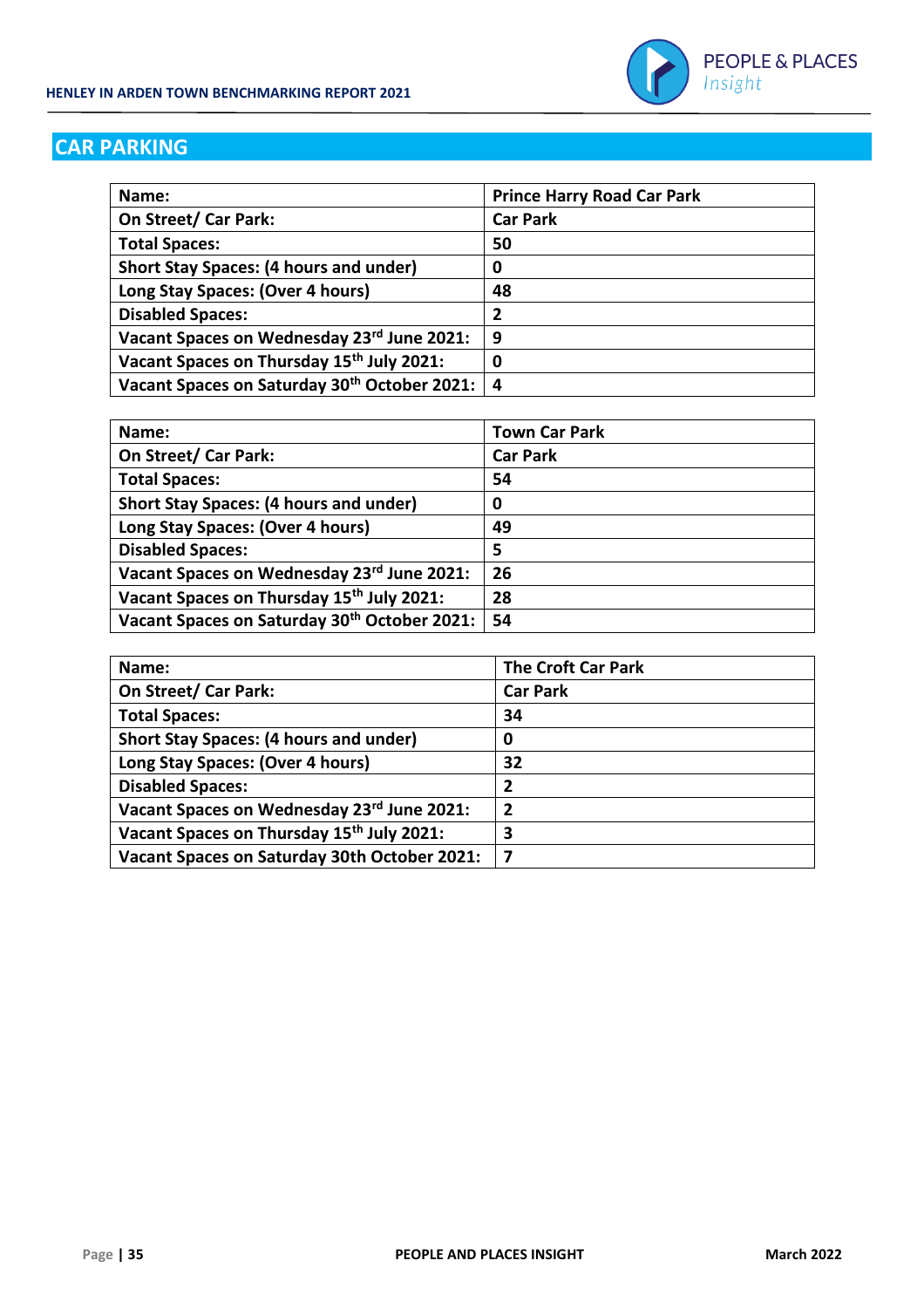## CAR PARKING

| Name: | Prince Harry Road Car Park |
|---|---|
| On Street/ Car Park: | Car Park |
| Total Spaces: | 50 |
| Short Stay Spaces: (4 hours and under) | 0 |
| Long Stay Spaces: (Over 4 hours) | 48 |
| Disabled Spaces: | 2 |
| Vacant Spaces on Wednesday 23rd June 2021: | 9 |
| Vacant Spaces on Thursday 15th July 2021: | 0 |
| Vacant Spaces on Saturday 30th October 2021: | 4 |

| Name: | Town Car Park |
|---|---|
| On Street/ Car Park: | Car Park |
| Total Spaces: | 54 |
| Short Stay Spaces: (4 hours and under) | 0 |
| Long Stay Spaces: (Over 4 hours) | 49 |
| Disabled Spaces: | 5 |
| Vacant Spaces on Wednesday 23rd June 2021: | 26 |
| Vacant Spaces on Thursday 15th July 2021: | 28 |
| Vacant Spaces on Saturday 30th October 2021: | 54 |

| Name: | The Croft Car Park |
|---|---|
| On Street/ Car Park: | Car Park |
| Total Spaces: | 34 |
| Short Stay Spaces: (4 hours and under) | 0 |
| Long Stay Spaces: (Over 4 hours) | 32 |
| Disabled Spaces: | 2 |
| Vacant Spaces on Wednesday 23rd June 2021: | 2 |
| Vacant Spaces on Thursday 15th July 2021: | 3 |
| Vacant Spaces on Saturday 30th October 2021: | 7 |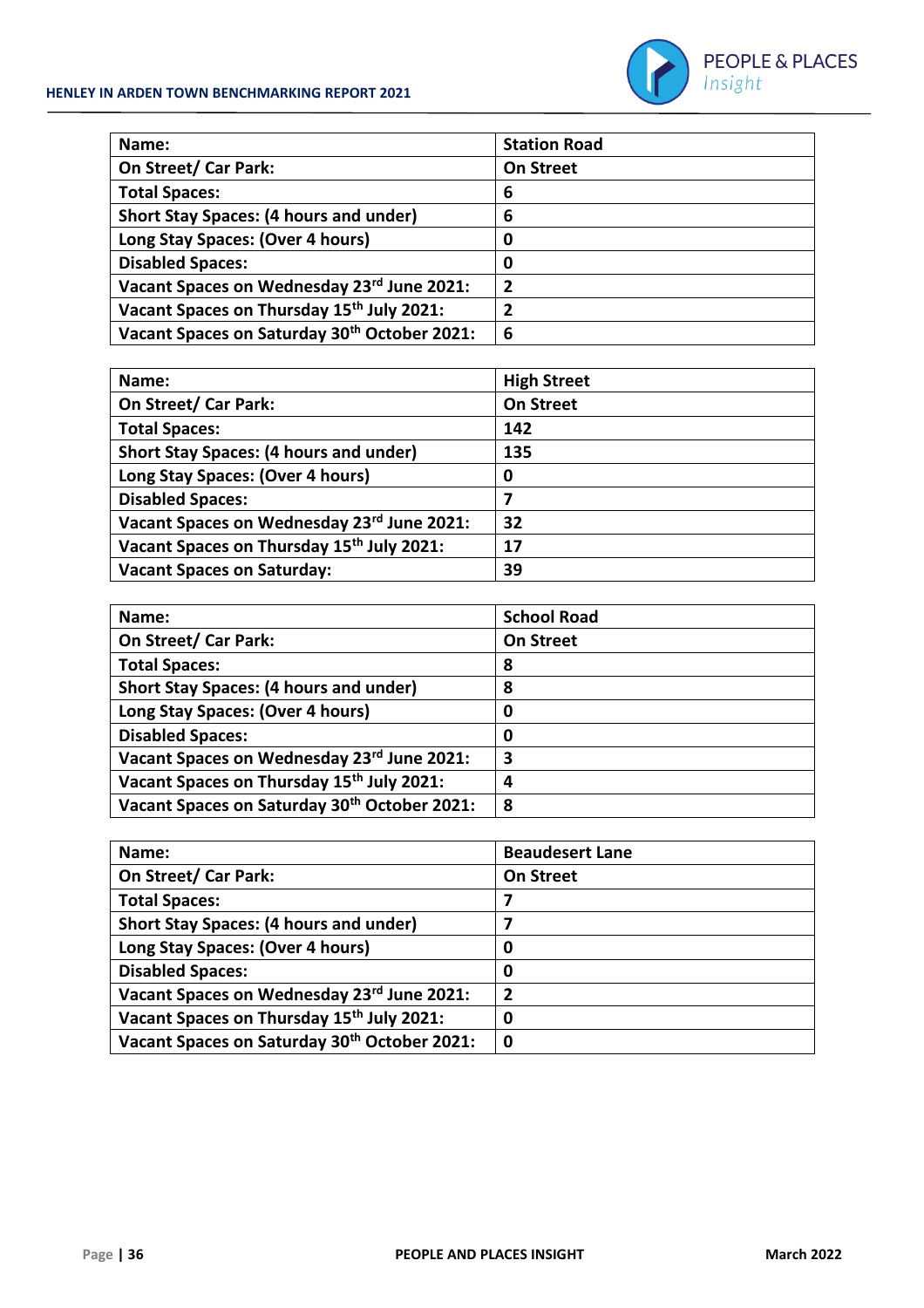| Name: | Station Road |
|---|---|
| On Street/ Car Park: | On Street |
| Total Spaces: | 6 |
| Short Stay Spaces: (4 hours and under) | 6 |
| Long Stay Spaces: (Over 4 hours) | 0 |
| Disabled Spaces: | 0 |
| Vacant Spaces on Wednesday 23rd June 2021: | 2 |
| Vacant Spaces on Thursday 15th July 2021: | 2 |
| Vacant Spaces on Saturday 30th October 2021: | 6 |

| Name: | High Street |
|---|---|
| On Street/ Car Park: | On Street |
| Total Spaces: | 142 |
| Short Stay Spaces: (4 hours and under) | 135 |
| Long Stay Spaces: (Over 4 hours) | 0 |
| Disabled Spaces: | 7 |
| Vacant Spaces on Wednesday 23rd June 2021: | 32 |
| Vacant Spaces on Thursday 15th July 2021: | 17 |
| Vacant Spaces on Saturday: | 39 |

| Name: | School Road |
|---|---|
| On Street/ Car Park: | On Street |
| Total Spaces: | 8 |
| Short Stay Spaces: (4 hours and under) | 8 |
| Long Stay Spaces: (Over 4 hours) | 0 |
| Disabled Spaces: | 0 |
| Vacant Spaces on Wednesday 23rd June 2021: | 3 |
| Vacant Spaces on Thursday 15th July 2021: | 4 |
| Vacant Spaces on Saturday 30th October 2021: | 8 |

| Name: | Beaudesert Lane |
|---|---|
| On Street/ Car Park: | On Street |
| Total Spaces: | 7 |
| Short Stay Spaces: (4 hours and under) | 7 |
| Long Stay Spaces: (Over 4 hours) | 0 |
| Disabled Spaces: | 0 |
| Vacant Spaces on Wednesday 23rd June 2021: | 2 |
| Vacant Spaces on Thursday 15th July 2021: | 0 |
| Vacant Spaces on Saturday 30th October 2021: | 0 |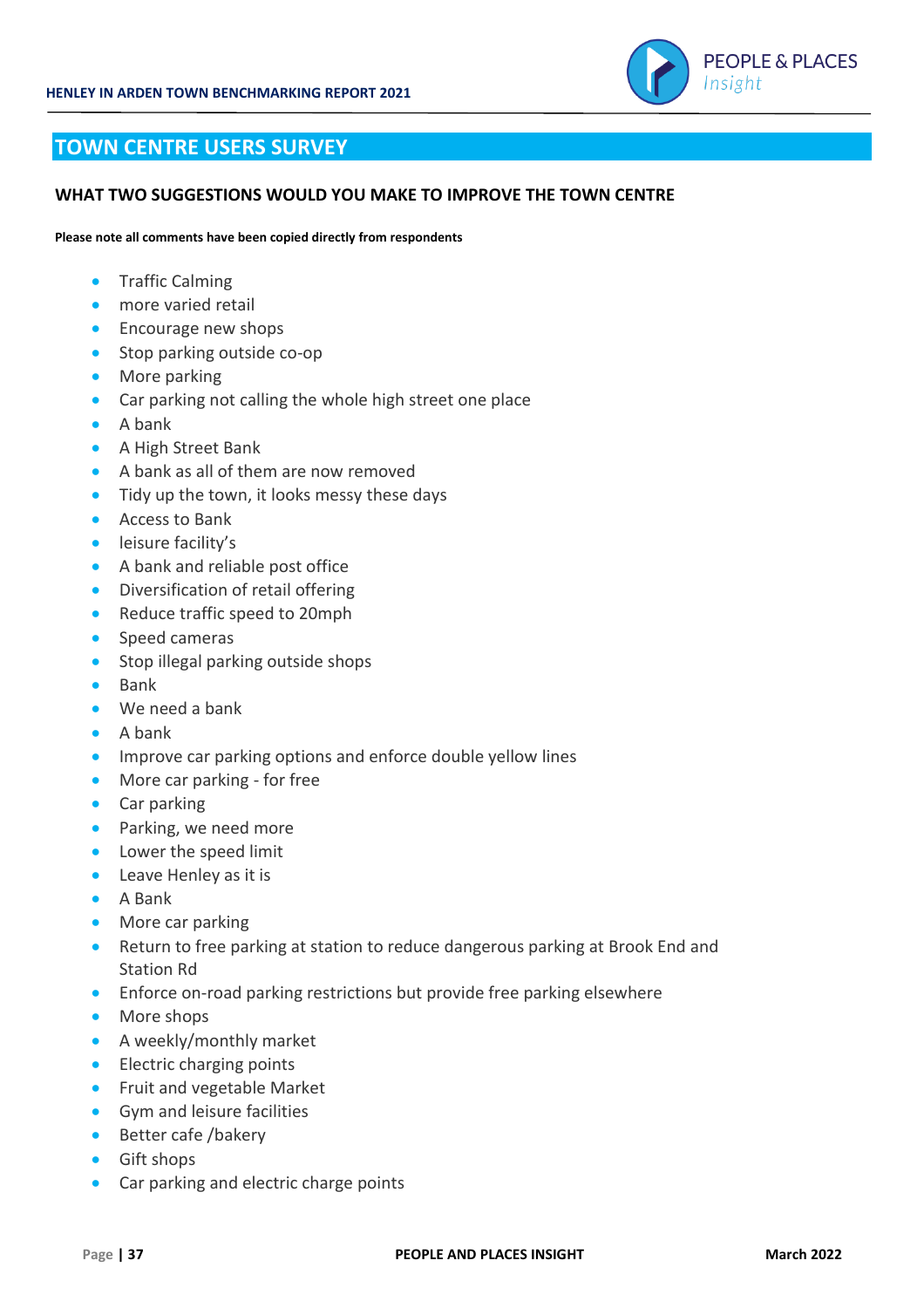## TOWN CENTRE USERS SURVEY

### WHAT TWO SUGGESTIONS WOULD YOU MAKE TO IMPROVE THE TOWN CENTRE

**Please note all comments have been copied directly from respondents**

- Traffic Calming
- more varied retail
- Encourage new shops
- Stop parking outside co-op
- More parking
- Car parking not calling the whole high street one place
- A bank
- A High Street Bank
- A bank as all of them are now removed
- Tidy up the town, it looks messy these days
- Access to Bank
- leisure facility's
- A bank and reliable post office
- Diversification of retail offering
- Reduce traffic speed to 20mph
- Speed cameras
- Stop illegal parking outside shops
- Bank
- We need a bank
- A bank
- Improve car parking options and enforce double yellow lines
- More car parking - for free
- Car parking
- Parking, we need more
- Lower the speed limit
- Leave Henley as it is
- A Bank
- More car parking
- Return to free parking at station to reduce dangerous parking at Brook End and Station Rd
- Enforce on-road parking restrictions but provide free parking elsewhere
- More shops
- A weekly/monthly market
- Electric charging points
- Fruit and vegetable Market
- Gym and leisure facilities
- Better cafe /bakery
- Gift shops
- Car parking and electric charge points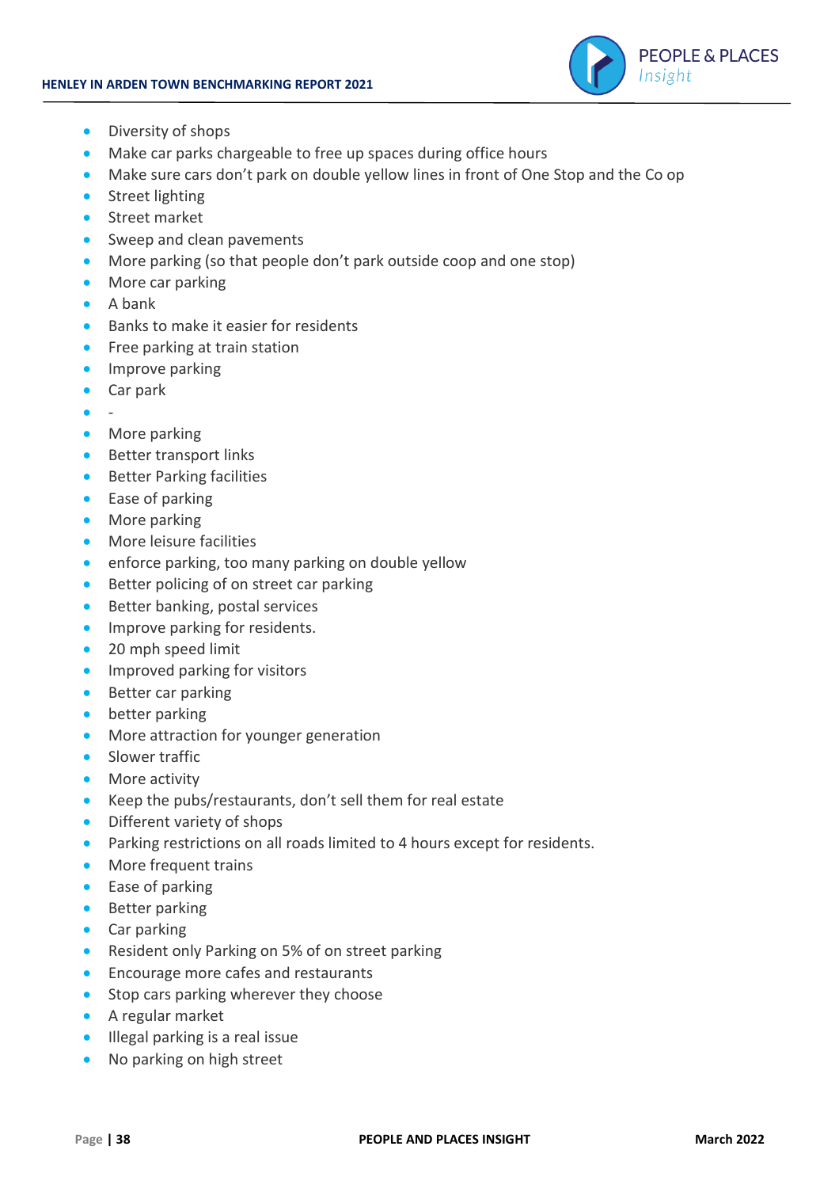- Diversity of shops
- Make car parks chargeable to free up spaces during office hours
- Make sure cars don't park on double yellow lines in front of One Stop and the Co op
- Street lighting
- Street market
- Sweep and clean pavements
- More parking (so that people don't park outside coop and one stop)
- More car parking
- A bank
- Banks to make it easier for residents
- Free parking at train station
- Improve parking
- Car park
- -
- More parking
- Better transport links
- Better Parking facilities
- Ease of parking
- More parking
- More leisure facilities
- enforce parking, too many parking on double yellow
- Better policing of on street car parking
- Better banking, postal services
- Improve parking for residents.
- 20 mph speed limit
- Improved parking for visitors
- Better car parking
- better parking
- More attraction for younger generation
- Slower traffic
- More activity
- Keep the pubs/restaurants, don't sell them for real estate
- Different variety of shops
- Parking restrictions on all roads limited to 4 hours except for residents.
- More frequent trains
- Ease of parking
- Better parking
- Car parking
- Resident only Parking on 5% of on street parking
- Encourage more cafes and restaurants
- Stop cars parking wherever they choose
- A regular market
- Illegal parking is a real issue
- No parking on high street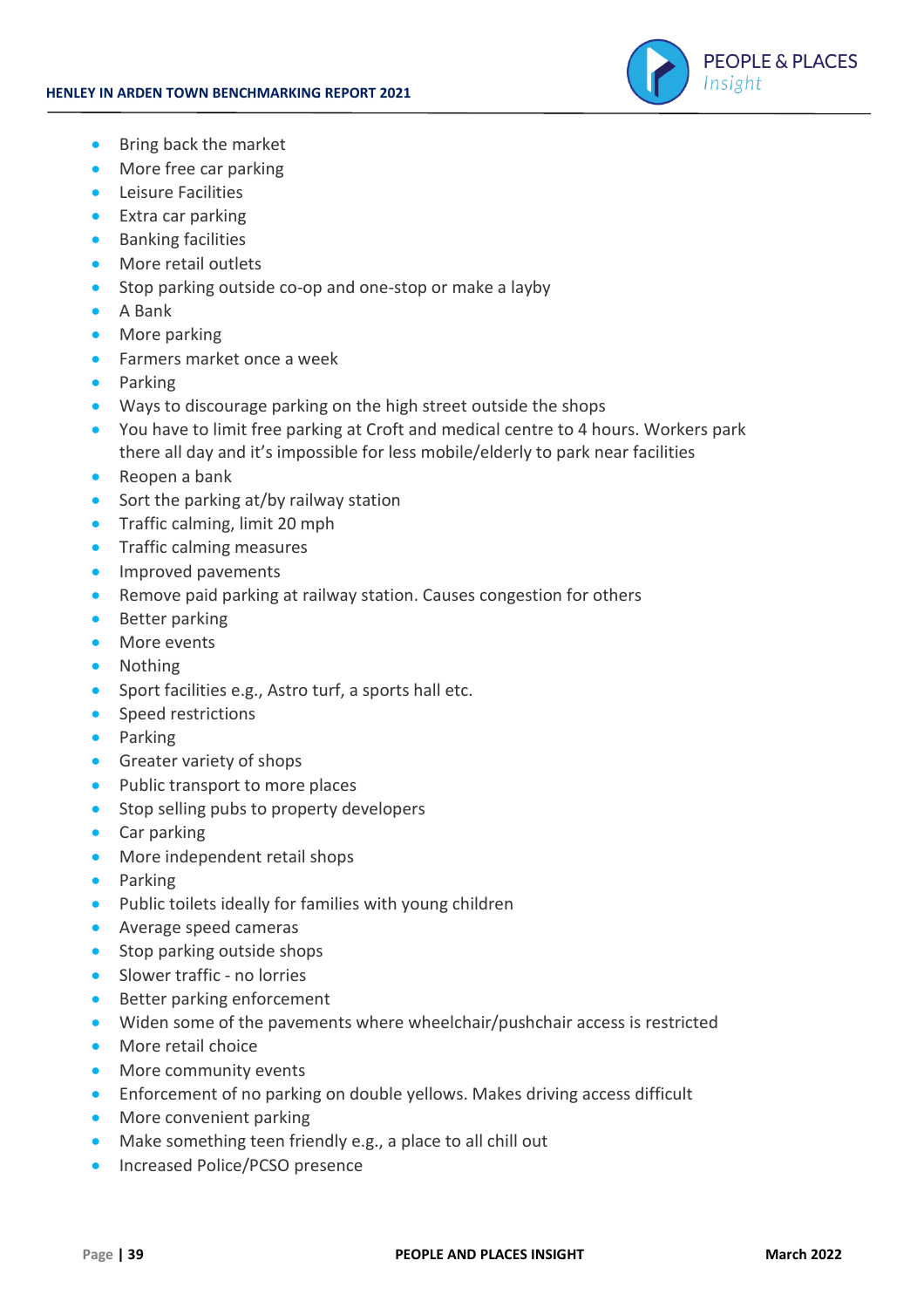- Bring back the market
- More free car parking
- Leisure Facilities
- Extra car parking
- Banking facilities
- More retail outlets
- Stop parking outside co-op and one-stop or make a layby
- A Bank
- More parking
- Farmers market once a week
- Parking
- Ways to discourage parking on the high street outside the shops
- You have to limit free parking at Croft and medical centre to 4 hours. Workers park there all day and it's impossible for less mobile/elderly to park near facilities
- Reopen a bank
- Sort the parking at/by railway station
- Traffic calming, limit 20 mph
- Traffic calming measures
- Improved pavements
- Remove paid parking at railway station. Causes congestion for others
- Better parking
- More events
- Nothing
- Sport facilities e.g., Astro turf, a sports hall etc.
- Speed restrictions
- Parking
- Greater variety of shops
- Public transport to more places
- Stop selling pubs to property developers
- Car parking
- More independent retail shops
- Parking
- Public toilets ideally for families with young children
- Average speed cameras
- Stop parking outside shops
- Slower traffic - no lorries
- Better parking enforcement
- Widen some of the pavements where wheelchair/pushchair access is restricted
- More retail choice
- More community events
- Enforcement of no parking on double yellows. Makes driving access difficult
- More convenient parking
- Make something teen friendly e.g., a place to all chill out
- Increased Police/PCSO presence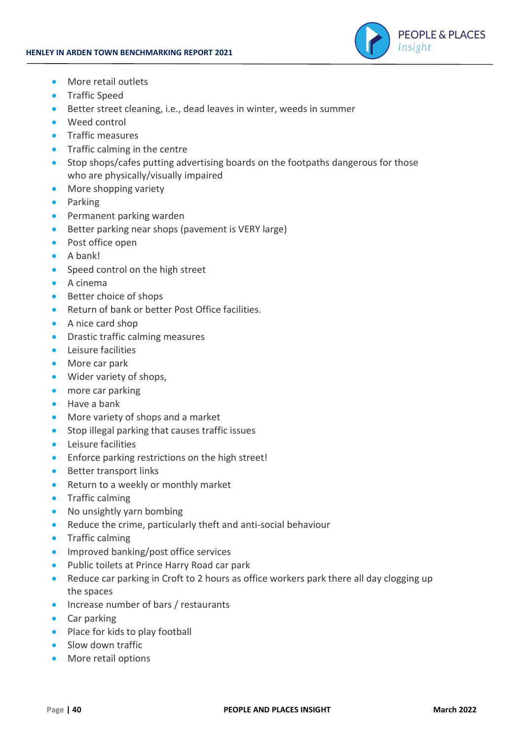- More retail outlets
- Traffic Speed
- Better street cleaning, i.e., dead leaves in winter, weeds in summer
- Weed control
- Traffic measures
- Traffic calming in the centre
- Stop shops/cafes putting advertising boards on the footpaths dangerous for those who are physically/visually impaired
- More shopping variety
- Parking
- Permanent parking warden
- Better parking near shops (pavement is VERY large)
- Post office open
- A bank!
- Speed control on the high street
- A cinema
- Better choice of shops
- Return of bank or better Post Office facilities.
- A nice card shop
- Drastic traffic calming measures
- Leisure facilities
- More car park
- Wider variety of shops,
- more car parking
- Have a bank
- More variety of shops and a market
- Stop illegal parking that causes traffic issues
- Leisure facilities
- Enforce parking restrictions on the high street!
- Better transport links
- Return to a weekly or monthly market
- Traffic calming
- No unsightly yarn bombing
- Reduce the crime, particularly theft and anti-social behaviour
- Traffic calming
- Improved banking/post office services
- Public toilets at Prince Harry Road car park
- Reduce car parking in Croft to 2 hours as office workers park there all day clogging up the spaces
- Increase number of bars / restaurants
- Car parking
- Place for kids to play football
- Slow down traffic
- More retail options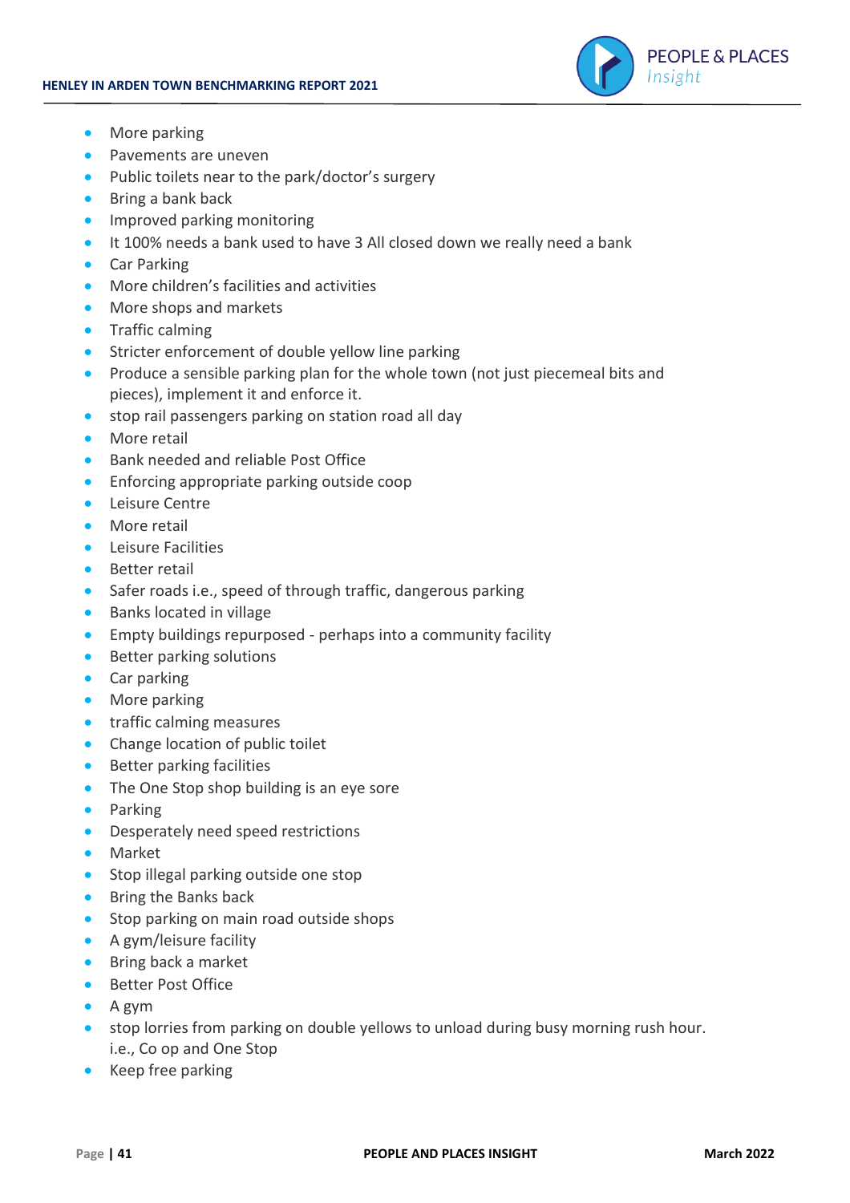- More parking
- Pavements are uneven
- Public toilets near to the park/doctor's surgery
- Bring a bank back
- Improved parking monitoring
- It 100% needs a bank used to have 3 All closed down we really need a bank
- Car Parking
- More children's facilities and activities
- More shops and markets
- Traffic calming
- Stricter enforcement of double yellow line parking
- Produce a sensible parking plan for the whole town (not just piecemeal bits and pieces), implement it and enforce it.
- stop rail passengers parking on station road all day
- More retail
- Bank needed and reliable Post Office
- Enforcing appropriate parking outside coop
- Leisure Centre
- More retail
- Leisure Facilities
- Better retail
- Safer roads i.e., speed of through traffic, dangerous parking
- Banks located in village
- Empty buildings repurposed - perhaps into a community facility
- Better parking solutions
- Car parking
- More parking
- traffic calming measures
- Change location of public toilet
- Better parking facilities
- The One Stop shop building is an eye sore
- Parking
- Desperately need speed restrictions
- Market
- Stop illegal parking outside one stop
- Bring the Banks back
- Stop parking on main road outside shops
- A gym/leisure facility
- Bring back a market
- Better Post Office
- A gym
- stop lorries from parking on double yellows to unload during busy morning rush hour. i.e., Co op and One Stop
- Keep free parking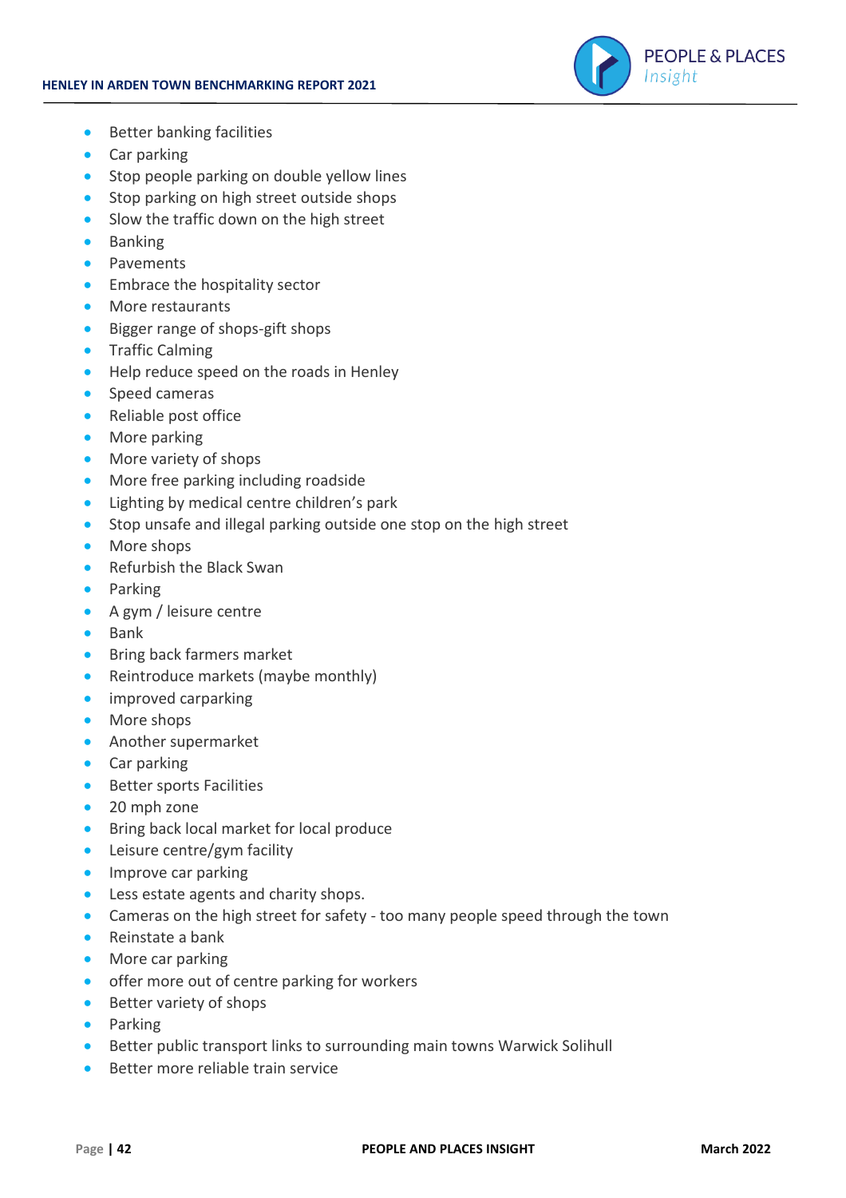- Better banking facilities
- Car parking
- Stop people parking on double yellow lines
- Stop parking on high street outside shops
- Slow the traffic down on the high street
- Banking
- Pavements
- Embrace the hospitality sector
- More restaurants
- Bigger range of shops-gift shops
- Traffic Calming
- Help reduce speed on the roads in Henley
- Speed cameras
- Reliable post office
- More parking
- More variety of shops
- More free parking including roadside
- Lighting by medical centre children's park
- Stop unsafe and illegal parking outside one stop on the high street
- More shops
- Refurbish the Black Swan
- Parking
- A gym / leisure centre
- Bank
- Bring back farmers market
- Reintroduce markets (maybe monthly)
- improved carparking
- More shops
- Another supermarket
- Car parking
- Better sports Facilities
- 20 mph zone
- Bring back local market for local produce
- Leisure centre/gym facility
- Improve car parking
- Less estate agents and charity shops.
- Cameras on the high street for safety - too many people speed through the town
- Reinstate a bank
- More car parking
- offer more out of centre parking for workers
- Better variety of shops
- Parking
- Better public transport links to surrounding main towns Warwick Solihull
- Better more reliable train service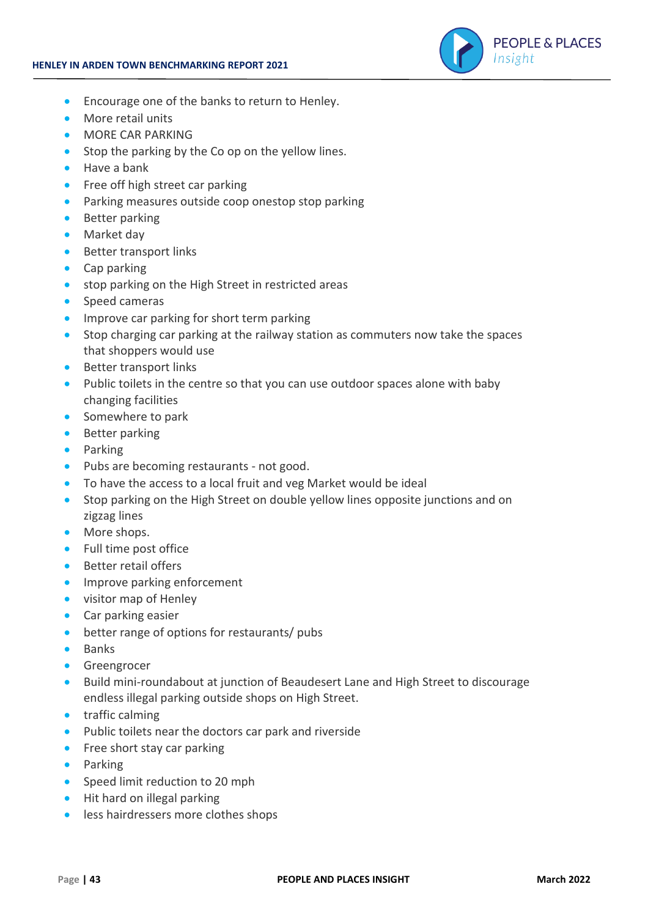- Encourage one of the banks to return to Henley.
- More retail units
- MORE CAR PARKING
- Stop the parking by the Co op on the yellow lines.
- Have a bank
- Free off high street car parking
- Parking measures outside coop onestop stop parking
- Better parking
- Market day
- Better transport links
- Cap parking
- stop parking on the High Street in restricted areas
- Speed cameras
- Improve car parking for short term parking
- Stop charging car parking at the railway station as commuters now take the spaces that shoppers would use
- Better transport links
- Public toilets in the centre so that you can use outdoor spaces alone with baby changing facilities
- Somewhere to park
- Better parking
- Parking
- Pubs are becoming restaurants - not good.
- To have the access to a local fruit and veg Market would be ideal
- Stop parking on the High Street on double yellow lines opposite junctions and on zigzag lines
- More shops.
- Full time post office
- Better retail offers
- Improve parking enforcement
- visitor map of Henley
- Car parking easier
- better range of options for restaurants/ pubs
- Banks
- Greengrocer
- Build mini-roundabout at junction of Beaudesert Lane and High Street to discourage endless illegal parking outside shops on High Street.
- traffic calming
- Public toilets near the doctors car park and riverside
- Free short stay car parking
- Parking
- Speed limit reduction to 20 mph
- Hit hard on illegal parking
- less hairdressers more clothes shops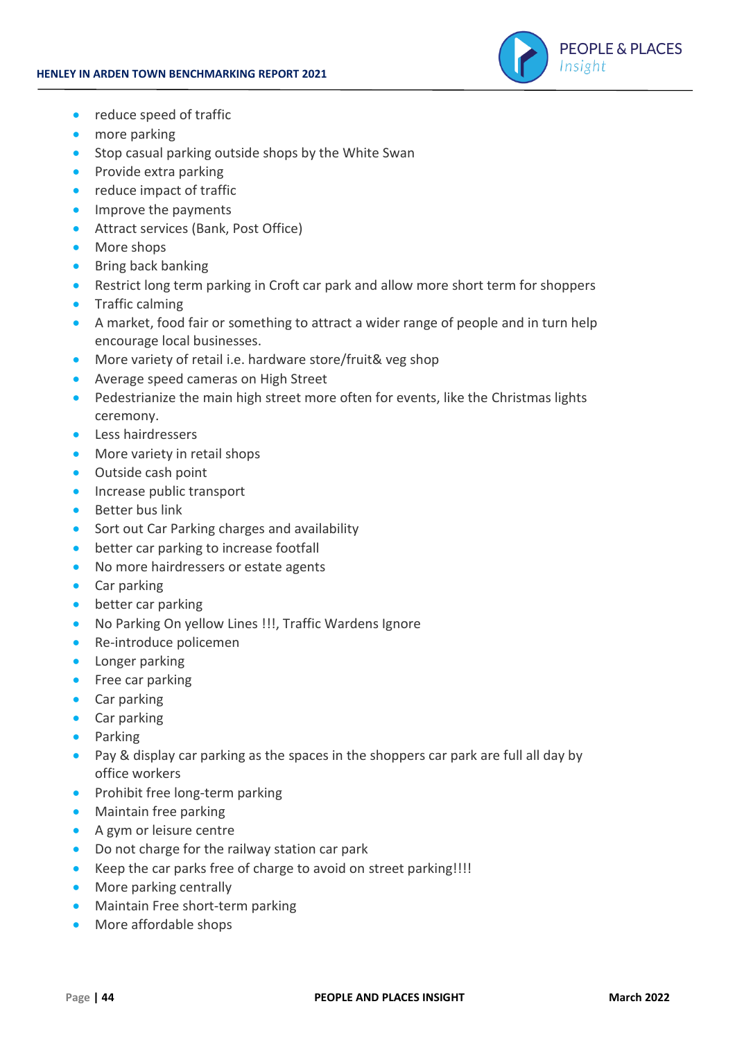- reduce speed of traffic
- more parking
- Stop casual parking outside shops by the White Swan
- Provide extra parking
- reduce impact of traffic
- Improve the payments
- Attract services (Bank, Post Office)
- More shops
- Bring back banking
- Restrict long term parking in Croft car park and allow more short term for shoppers
- Traffic calming
- A market, food fair or something to attract a wider range of people and in turn help encourage local businesses.
- More variety of retail i.e. hardware store/fruit& veg shop
- Average speed cameras on High Street
- Pedestrianize the main high street more often for events, like the Christmas lights ceremony.
- Less hairdressers
- More variety in retail shops
- Outside cash point
- Increase public transport
- Better bus link
- Sort out Car Parking charges and availability
- better car parking to increase footfall
- No more hairdressers or estate agents
- Car parking
- better car parking
- No Parking On yellow Lines !!!, Traffic Wardens Ignore
- Re-introduce policemen
- Longer parking
- Free car parking
- Car parking
- Car parking
- Parking
- Pay & display car parking as the spaces in the shoppers car park are full all day by office workers
- Prohibit free long-term parking
- Maintain free parking
- A gym or leisure centre
- Do not charge for the railway station car park
- Keep the car parks free of charge to avoid on street parking!!!!
- More parking centrally
- Maintain Free short-term parking
- More affordable shops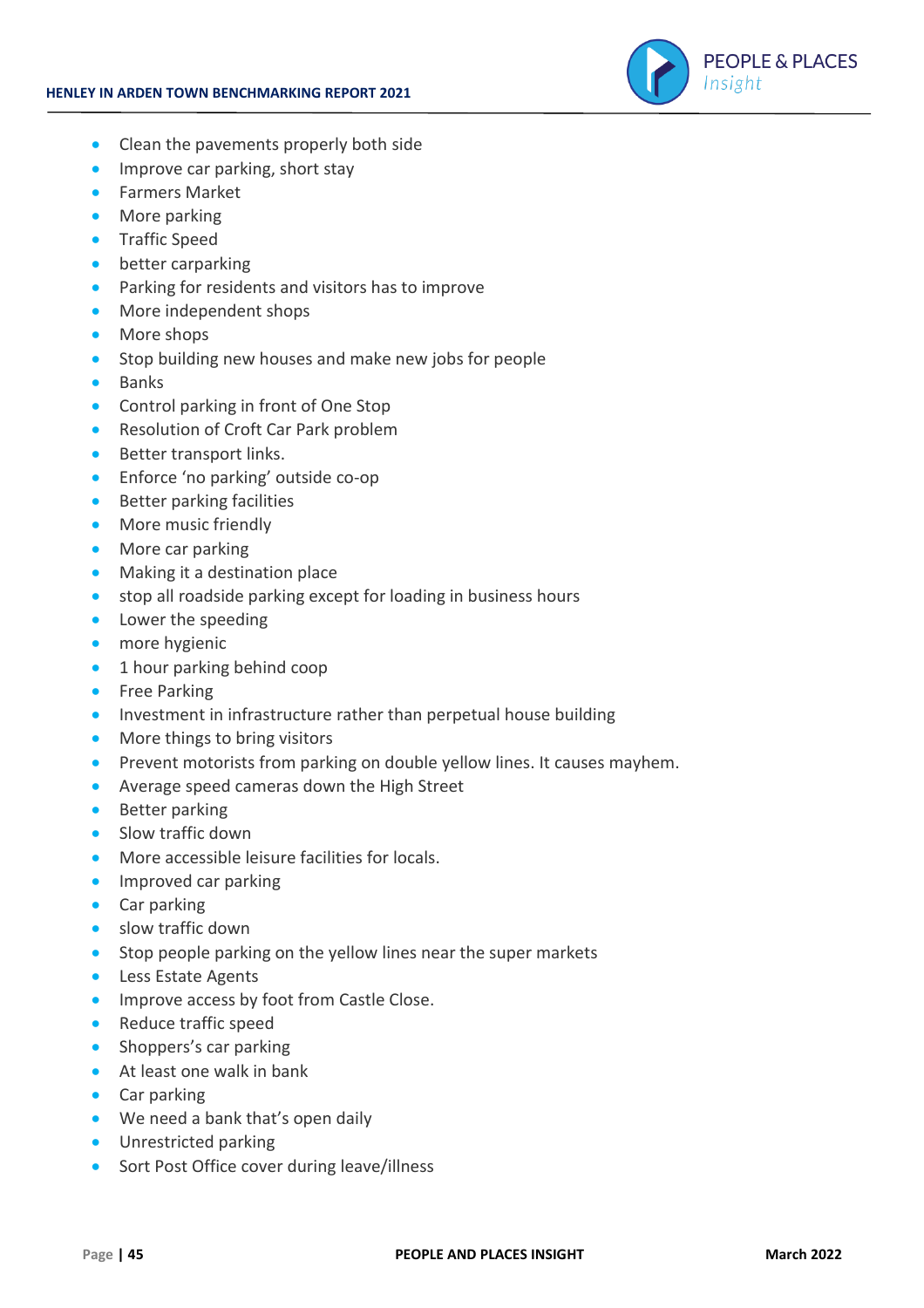- Clean the pavements properly both side
- Improve car parking, short stay
- Farmers Market
- More parking
- Traffic Speed
- better carparking
- Parking for residents and visitors has to improve
- More independent shops
- More shops
- Stop building new houses and make new jobs for people
- Banks
- Control parking in front of One Stop
- Resolution of Croft Car Park problem
- Better transport links.
- Enforce 'no parking' outside co-op
- Better parking facilities
- More music friendly
- More car parking
- Making it a destination place
- stop all roadside parking except for loading in business hours
- Lower the speeding
- more hygienic
- 1 hour parking behind coop
- Free Parking
- Investment in infrastructure rather than perpetual house building
- More things to bring visitors
- Prevent motorists from parking on double yellow lines. It causes mayhem.
- Average speed cameras down the High Street
- Better parking
- Slow traffic down
- More accessible leisure facilities for locals.
- Improved car parking
- Car parking
- slow traffic down
- Stop people parking on the yellow lines near the super markets
- Less Estate Agents
- Improve access by foot from Castle Close.
- Reduce traffic speed
- Shoppers's car parking
- At least one walk in bank
- Car parking
- We need a bank that's open daily
- Unrestricted parking
- Sort Post Office cover during leave/illness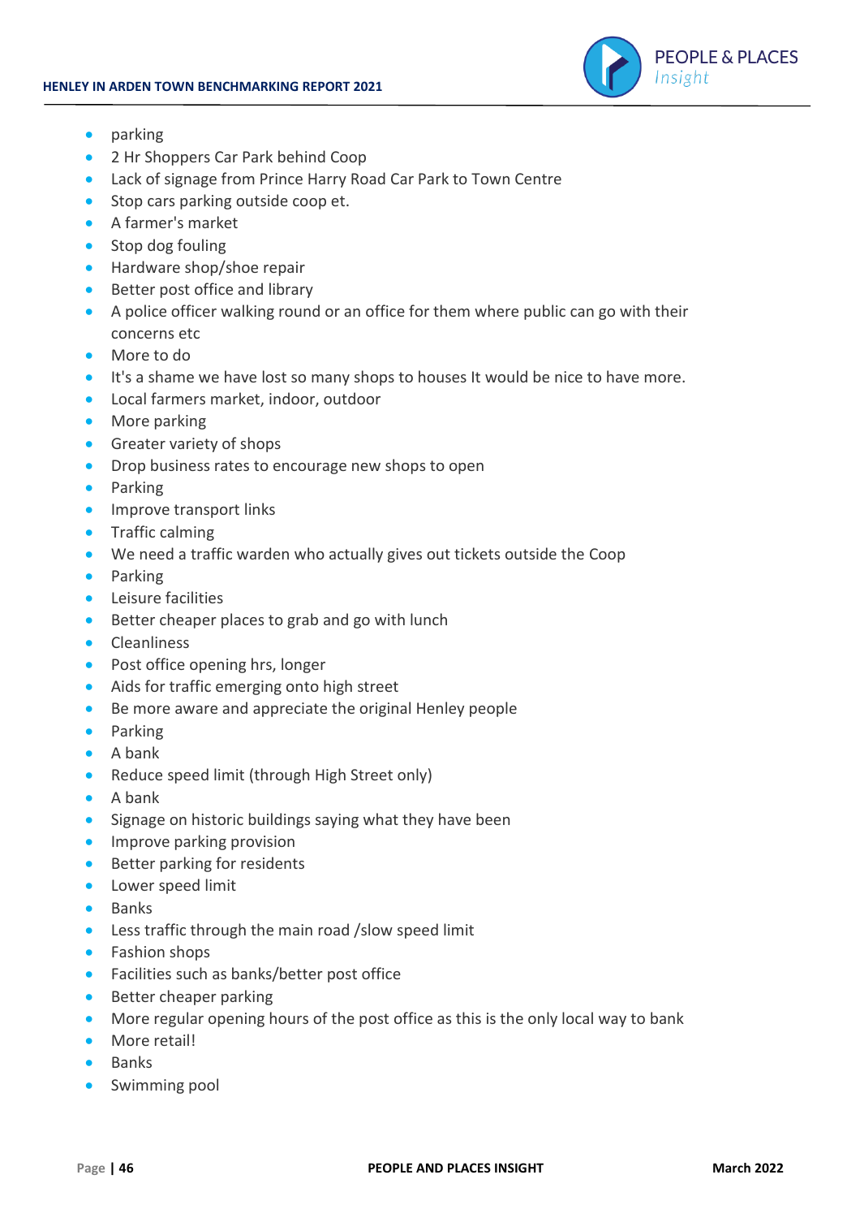- parking
- 2 Hr Shoppers Car Park behind Coop
- Lack of signage from Prince Harry Road Car Park to Town Centre
- Stop cars parking outside coop et.
- A farmer's market
- Stop dog fouling
- Hardware shop/shoe repair
- Better post office and library
- A police officer walking round or an office for them where public can go with their concerns etc
- More to do
- It's a shame we have lost so many shops to houses It would be nice to have more.
- Local farmers market, indoor, outdoor
- More parking
- Greater variety of shops
- Drop business rates to encourage new shops to open
- Parking
- Improve transport links
- Traffic calming
- We need a traffic warden who actually gives out tickets outside the Coop
- Parking
- Leisure facilities
- Better cheaper places to grab and go with lunch
- Cleanliness
- Post office opening hrs, longer
- Aids for traffic emerging onto high street
- Be more aware and appreciate the original Henley people
- Parking
- A bank
- Reduce speed limit (through High Street only)
- A bank
- Signage on historic buildings saying what they have been
- Improve parking provision
- Better parking for residents
- Lower speed limit
- Banks
- Less traffic through the main road /slow speed limit
- Fashion shops
- Facilities such as banks/better post office
- Better cheaper parking
- More regular opening hours of the post office as this is the only local way to bank
- More retail!
- Banks
- Swimming pool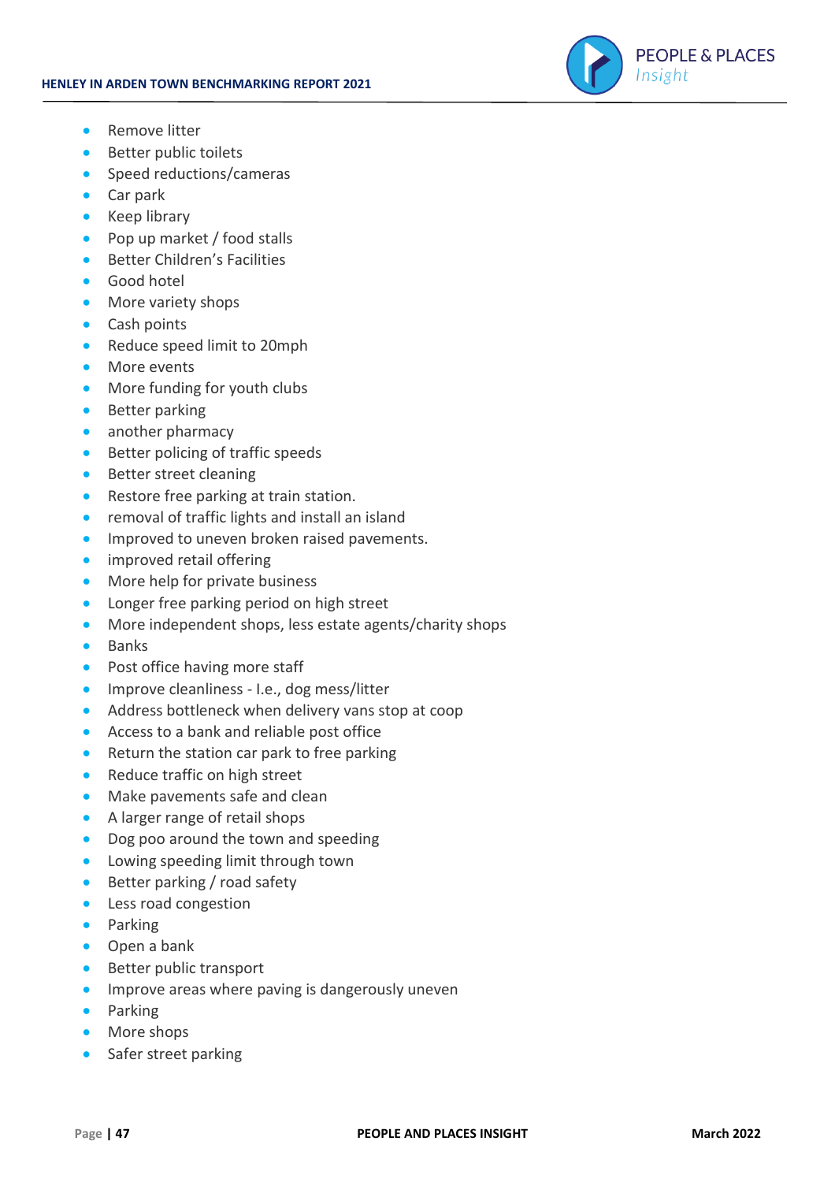- Remove litter
- Better public toilets
- Speed reductions/cameras
- Car park
- Keep library
- Pop up market / food stalls
- Better Children's Facilities
- Good hotel
- More variety shops
- Cash points
- Reduce speed limit to 20mph
- More events
- More funding for youth clubs
- Better parking
- another pharmacy
- Better policing of traffic speeds
- Better street cleaning
- Restore free parking at train station.
- removal of traffic lights and install an island
- Improved to uneven broken raised pavements.
- improved retail offering
- More help for private business
- Longer free parking period on high street
- More independent shops, less estate agents/charity shops
- Banks
- Post office having more staff
- Improve cleanliness - I.e., dog mess/litter
- Address bottleneck when delivery vans stop at coop
- Access to a bank and reliable post office
- Return the station car park to free parking
- Reduce traffic on high street
- Make pavements safe and clean
- A larger range of retail shops
- Dog poo around the town and speeding
- Lowing speeding limit through town
- Better parking / road safety
- Less road congestion
- Parking
- Open a bank
- Better public transport
- Improve areas where paving is dangerously uneven
- Parking
- More shops
- Safer street parking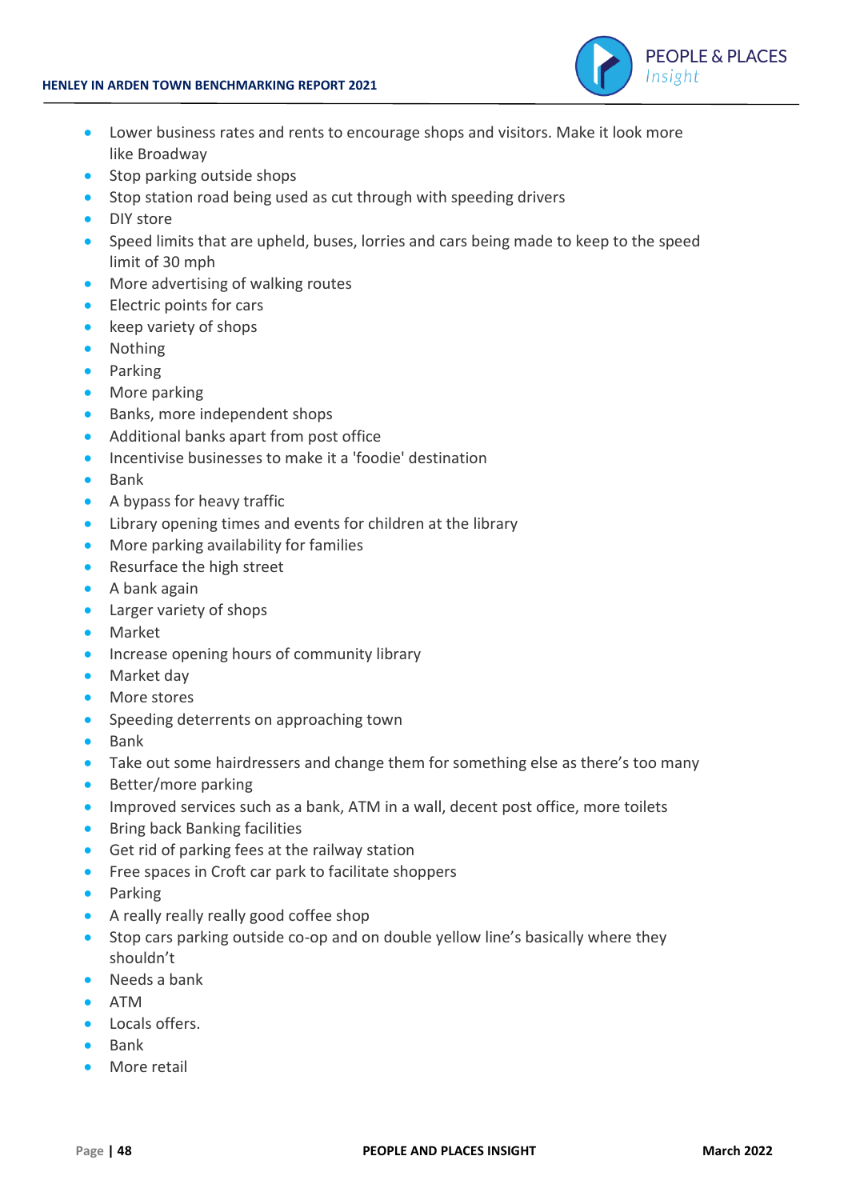- Lower business rates and rents to encourage shops and visitors. Make it look more like Broadway
- Stop parking outside shops
- Stop station road being used as cut through with speeding drivers
- DIY store
- Speed limits that are upheld, buses, lorries and cars being made to keep to the speed limit of 30 mph
- More advertising of walking routes
- Electric points for cars
- keep variety of shops
- Nothing
- Parking
- More parking
- Banks, more independent shops
- Additional banks apart from post office
- Incentivise businesses to make it a 'foodie' destination
- Bank
- A bypass for heavy traffic
- Library opening times and events for children at the library
- More parking availability for families
- Resurface the high street
- A bank again
- Larger variety of shops
- Market
- Increase opening hours of community library
- Market day
- More stores
- Speeding deterrents on approaching town
- Bank
- Take out some hairdressers and change them for something else as there's too many
- Better/more parking
- Improved services such as a bank, ATM in a wall, decent post office, more toilets
- Bring back Banking facilities
- Get rid of parking fees at the railway station
- Free spaces in Croft car park to facilitate shoppers
- Parking
- A really really really good coffee shop
- Stop cars parking outside co-op and on double yellow line's basically where they shouldn't
- Needs a bank
- ATM
- Locals offers.
- Bank
- More retail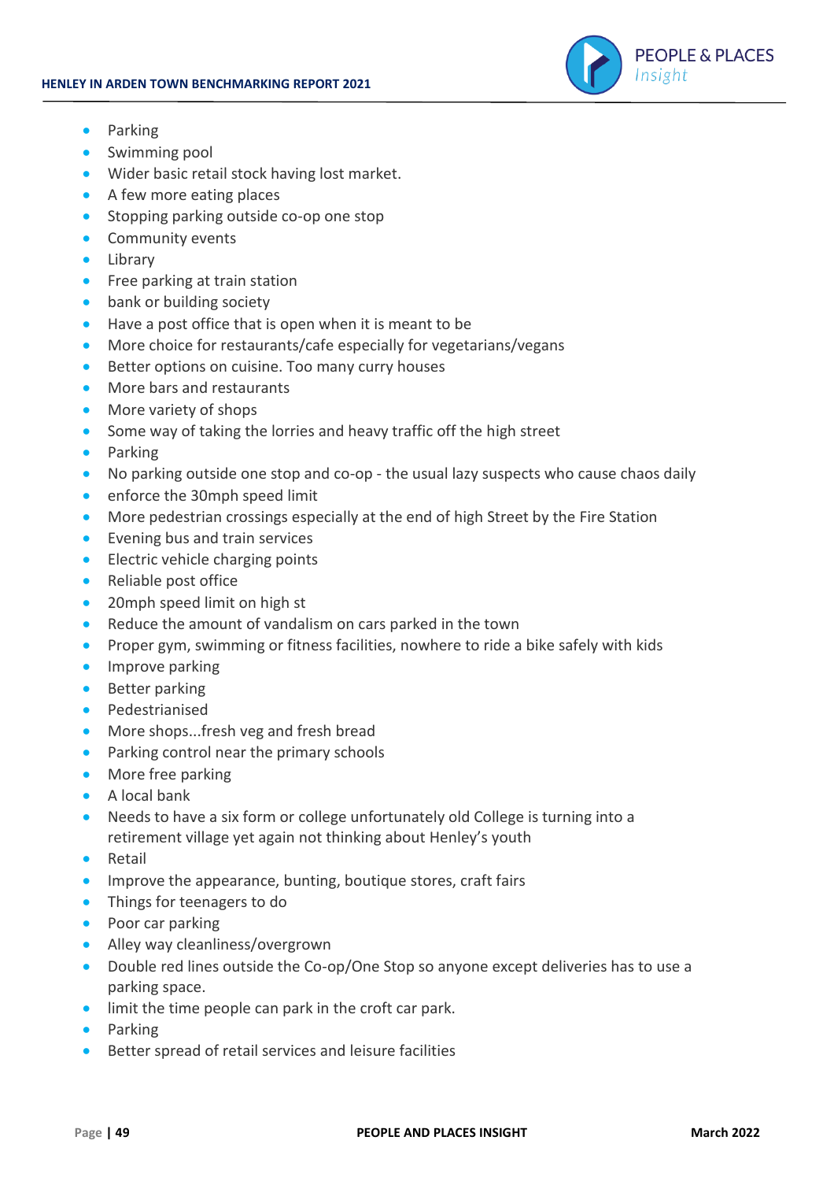- Parking
- Swimming pool
- Wider basic retail stock having lost market.
- A few more eating places
- Stopping parking outside co-op one stop
- Community events
- Library
- Free parking at train station
- bank or building society
- Have a post office that is open when it is meant to be
- More choice for restaurants/cafe especially for vegetarians/vegans
- Better options on cuisine. Too many curry houses
- More bars and restaurants
- More variety of shops
- Some way of taking the lorries and heavy traffic off the high street
- Parking
- No parking outside one stop and co-op - the usual lazy suspects who cause chaos daily
- enforce the 30mph speed limit
- More pedestrian crossings especially at the end of high Street by the Fire Station
- Evening bus and train services
- Electric vehicle charging points
- Reliable post office
- 20mph speed limit on high st
- Reduce the amount of vandalism on cars parked in the town
- Proper gym, swimming or fitness facilities, nowhere to ride a bike safely with kids
- Improve parking
- Better parking
- Pedestrianised
- More shops...fresh veg and fresh bread
- Parking control near the primary schools
- More free parking
- A local bank
- Needs to have a six form or college unfortunately old College is turning into a retirement village yet again not thinking about Henley's youth
- Retail
- Improve the appearance, bunting, boutique stores, craft fairs
- Things for teenagers to do
- Poor car parking
- Alley way cleanliness/overgrown
- Double red lines outside the Co-op/One Stop so anyone except deliveries has to use a parking space.
- limit the time people can park in the croft car park.
- Parking
- Better spread of retail services and leisure facilities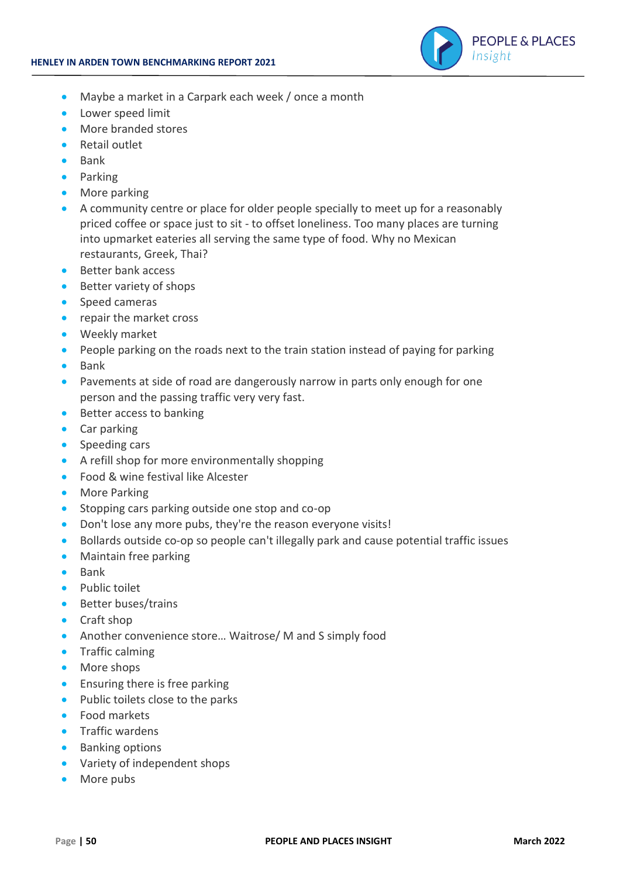- Maybe a market in a Carpark each week / once a month
- Lower speed limit
- More branded stores
- Retail outlet
- Bank
- Parking
- More parking
- A community centre or place for older people specially to meet up for a reasonably priced coffee or space just to sit - to offset loneliness. Too many places are turning into upmarket eateries all serving the same type of food. Why no Mexican restaurants, Greek, Thai?
- Better bank access
- Better variety of shops
- Speed cameras
- repair the market cross
- Weekly market
- People parking on the roads next to the train station instead of paying for parking
- Bank
- Pavements at side of road are dangerously narrow in parts only enough for one person and the passing traffic very very fast.
- Better access to banking
- Car parking
- Speeding cars
- A refill shop for more environmentally shopping
- Food & wine festival like Alcester
- More Parking
- Stopping cars parking outside one stop and co-op
- Don't lose any more pubs, they're the reason everyone visits!
- Bollards outside co-op so people can't illegally park and cause potential traffic issues
- Maintain free parking
- Bank
- Public toilet
- Better buses/trains
- Craft shop
- Another convenience store... Waitrose/ M and S simply food
- Traffic calming
- More shops
- Ensuring there is free parking
- Public toilets close to the parks
- Food markets
- Traffic wardens
- Banking options
- Variety of independent shops
- More pubs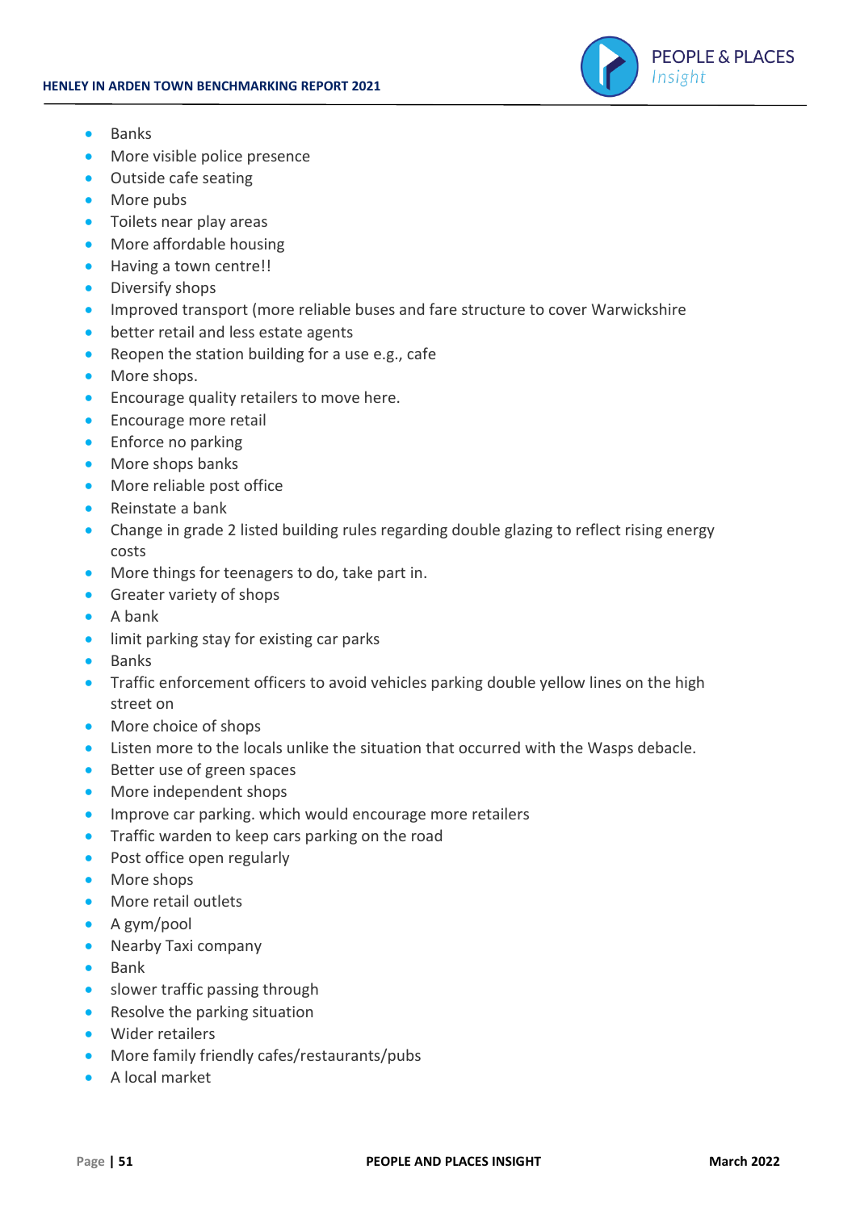- Banks
- More visible police presence
- Outside cafe seating
- More pubs
- Toilets near play areas
- More affordable housing
- Having a town centre!!
- Diversify shops
- Improved transport (more reliable buses and fare structure to cover Warwickshire
- better retail and less estate agents
- Reopen the station building for a use e.g., cafe
- More shops.
- Encourage quality retailers to move here.
- Encourage more retail
- Enforce no parking
- More shops banks
- More reliable post office
- Reinstate a bank
- Change in grade 2 listed building rules regarding double glazing to reflect rising energy costs
- More things for teenagers to do, take part in.
- Greater variety of shops
- A bank
- limit parking stay for existing car parks
- Banks
- Traffic enforcement officers to avoid vehicles parking double yellow lines on the high street on
- More choice of shops
- Listen more to the locals unlike the situation that occurred with the Wasps debacle.
- Better use of green spaces
- More independent shops
- Improve car parking. which would encourage more retailers
- Traffic warden to keep cars parking on the road
- Post office open regularly
- More shops
- More retail outlets
- A gym/pool
- Nearby Taxi company
- Bank
- slower traffic passing through
- Resolve the parking situation
- Wider retailers
- More family friendly cafes/restaurants/pubs
- A local market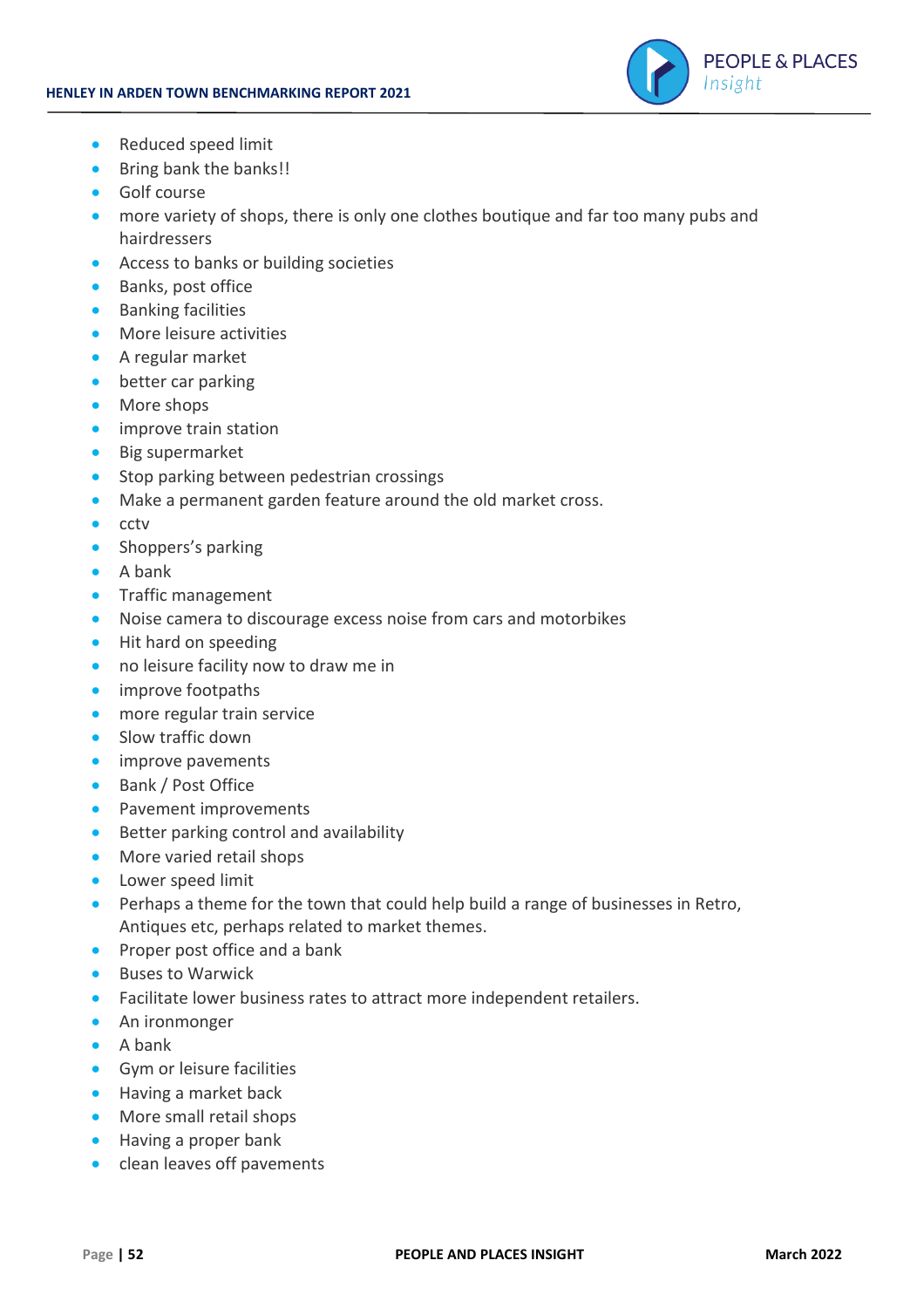- Reduced speed limit
- Bring bank the banks!!
- Golf course
- more variety of shops, there is only one clothes boutique and far too many pubs and hairdressers
- Access to banks or building societies
- Banks, post office
- Banking facilities
- More leisure activities
- A regular market
- better car parking
- More shops
- improve train station
- Big supermarket
- Stop parking between pedestrian crossings
- Make a permanent garden feature around the old market cross.
- cctv
- Shoppers's parking
- A bank
- Traffic management
- Noise camera to discourage excess noise from cars and motorbikes
- Hit hard on speeding
- no leisure facility now to draw me in
- improve footpaths
- more regular train service
- Slow traffic down
- improve pavements
- Bank / Post Office
- Pavement improvements
- Better parking control and availability
- More varied retail shops
- Lower speed limit
- Perhaps a theme for the town that could help build a range of businesses in Retro, Antiques etc, perhaps related to market themes.
- Proper post office and a bank
- Buses to Warwick
- Facilitate lower business rates to attract more independent retailers.
- An ironmonger
- A bank
- Gym or leisure facilities
- Having a market back
- More small retail shops
- Having a proper bank
- clean leaves off pavements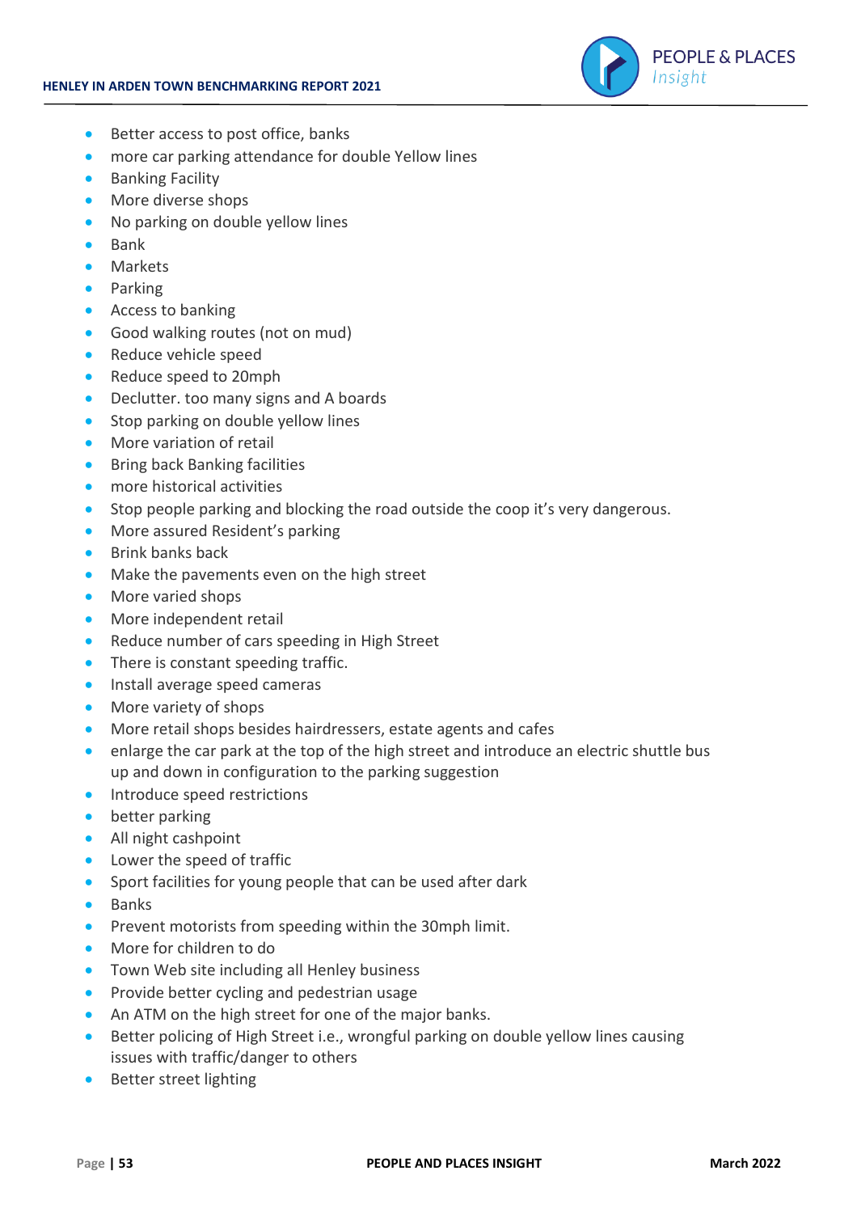- Better access to post office, banks
- more car parking attendance for double Yellow lines
- Banking Facility
- More diverse shops
- No parking on double yellow lines
- Bank
- Markets
- Parking
- Access to banking
- Good walking routes (not on mud)
- Reduce vehicle speed
- Reduce speed to 20mph
- Declutter. too many signs and A boards
- Stop parking on double yellow lines
- More variation of retail
- Bring back Banking facilities
- more historical activities
- Stop people parking and blocking the road outside the coop it's very dangerous.
- More assured Resident's parking
- Brink banks back
- Make the pavements even on the high street
- More varied shops
- More independent retail
- Reduce number of cars speeding in High Street
- There is constant speeding traffic.
- Install average speed cameras
- More variety of shops
- More retail shops besides hairdressers, estate agents and cafes
- enlarge the car park at the top of the high street and introduce an electric shuttle bus up and down in configuration to the parking suggestion
- Introduce speed restrictions
- better parking
- All night cashpoint
- Lower the speed of traffic
- Sport facilities for young people that can be used after dark
- Banks
- Prevent motorists from speeding within the 30mph limit.
- More for children to do
- Town Web site including all Henley business
- Provide better cycling and pedestrian usage
- An ATM on the high street for one of the major banks.
- Better policing of High Street i.e., wrongful parking on double yellow lines causing issues with traffic/danger to others
- Better street lighting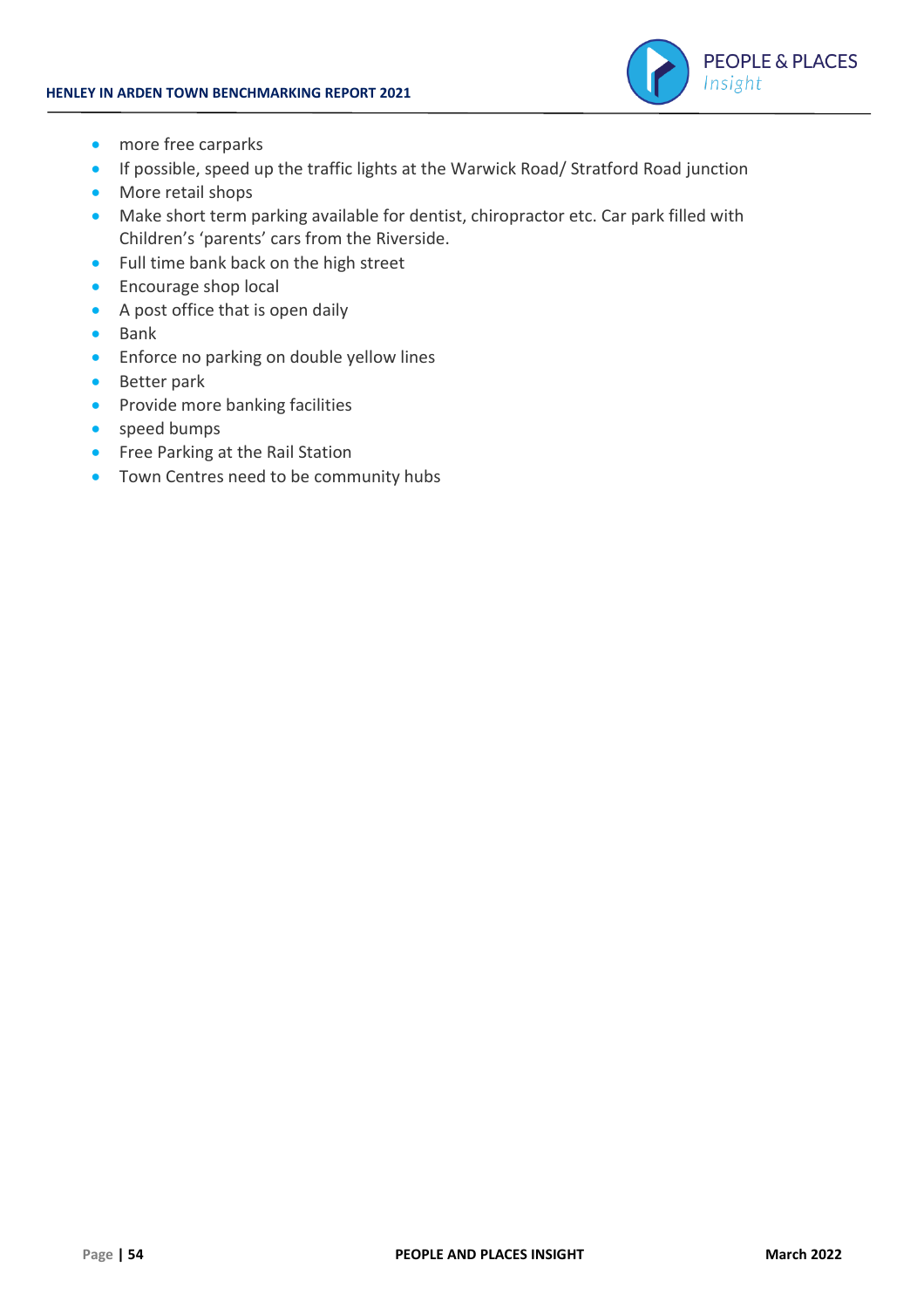- more free carparks
- If possible, speed up the traffic lights at the Warwick Road/ Stratford Road junction
- More retail shops
- Make short term parking available for dentist, chiropractor etc. Car park filled with Children's 'parents' cars from the Riverside.
- Full time bank back on the high street
- Encourage shop local
- A post office that is open daily
- Bank
- Enforce no parking on double yellow lines
- Better park
- Provide more banking facilities
- speed bumps
- Free Parking at the Rail Station
- Town Centres need to be community hubs